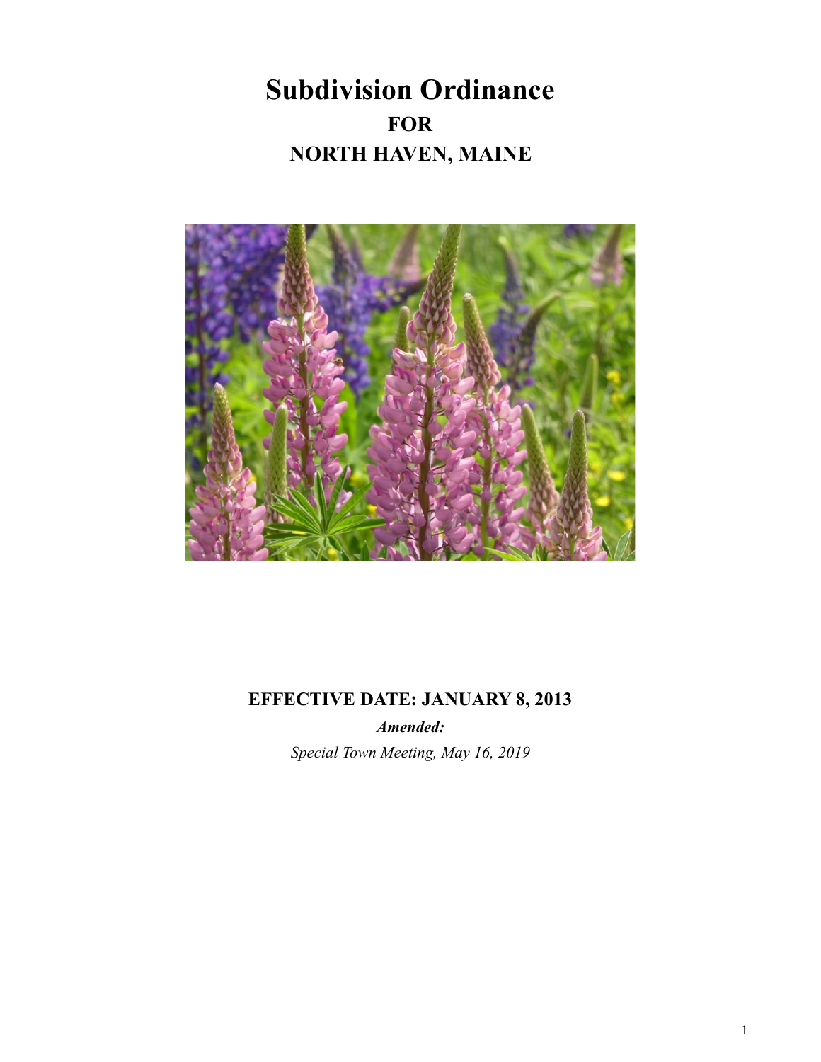# Subdivision Ordinance

## FOR

## NORTH HAVEN, MAINE

**EFFECTIVE DATE: JANUARY 8, 2013**

***Amended:***

*Special Town Meeting, May 16, 2019*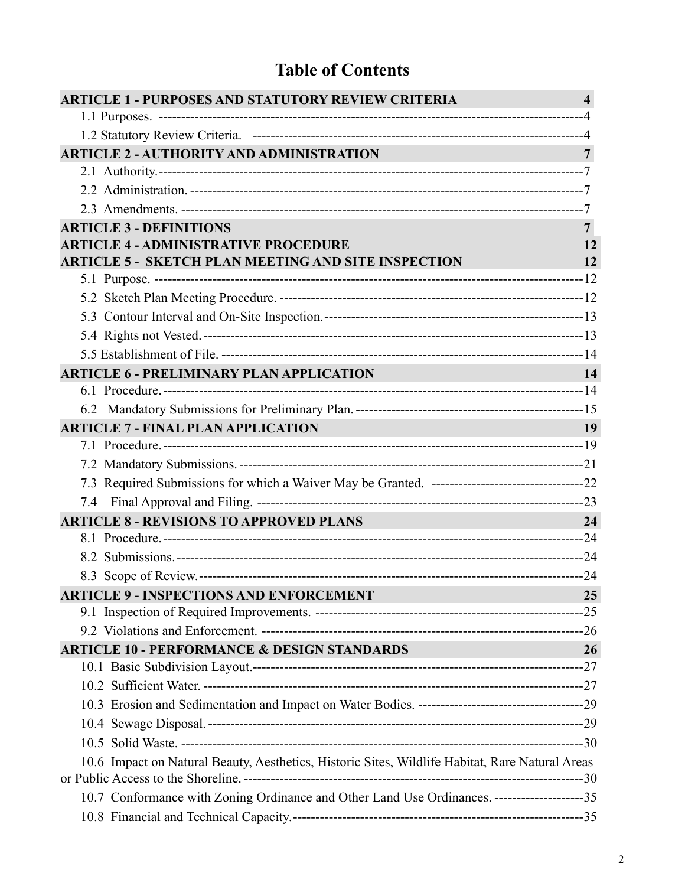# Table of Contents

**ARTICLE 1 - PURPOSES AND STATUTORY REVIEW CRITERIA** 4

1.1 Purposes. ----------------------------------------------------------------------------------------------------4

1.2 Statutory Review Criteria. ------------------------------------------------------------------------------4

**ARTICLE 2 - AUTHORITY AND ADMINISTRATION** 7

2.1 Authority.--------------------------------------------------------------------------------------------------7

2.2 Administration. -------------------------------------------------------------------------------------------7

2.3 Amendments. ---------------------------------------------------------------------------------------------7

**ARTICLE 3 - DEFINITIONS** 7

**ARTICLE 4 - ADMINISTRATIVE PROCEDURE** 12

**ARTICLE 5 - SKETCH PLAN MEETING AND SITE INSPECTION** 12

5.1 Purpose. ---------------------------------------------------------------------------------------------------12

5.2 Sketch Plan Meeting Procedure. ----------------------------------------------------------------------12

5.3 Contour Interval and On-Site Inspection.------------------------------------------------------------13

5.4 Rights not Vested. ----------------------------------------------------------------------------------------13

5.5 Establishment of File. -----------------------------------------------------------------------------------14

**ARTICLE 6 - PRELIMINARY PLAN APPLICATION** 14

6.1 Procedure. -------------------------------------------------------------------------------------------------14

6.2 Mandatory Submissions for Preliminary Plan. ----------------------------------------------------15

**ARTICLE 7 - FINAL PLAN APPLICATION** 19

7.1 Procedure. -------------------------------------------------------------------------------------------------19

7.2 Mandatory Submissions. -------------------------------------------------------------------------------21

7.3 Required Submissions for which a Waiver May be Granted. ----------------------------------22

7.4 Final Approval and Filing. ----------------------------------------------------------------------------23

**ARTICLE 8 - REVISIONS TO APPROVED PLANS** 24

8.1 Procedure. -------------------------------------------------------------------------------------------------24

8.2 Submissions. ----------------------------------------------------------------------------------------------24

8.3 Scope of Review.------------------------------------------------------------------------------------------24

**ARTICLE 9 - INSPECTIONS AND ENFORCEMENT** 25

9.1 Inspection of Required Improvements. ---------------------------------------------------------------25

9.2 Violations and Enforcement. ---------------------------------------------------------------------------26

**ARTICLE 10 - PERFORMANCE & DESIGN STANDARDS** 26

10.1 Basic Subdivision Layout.------------------------------------------------------------------------------27

10.2 Sufficient Water. ----------------------------------------------------------------------------------------27

10.3 Erosion and Sedimentation and Impact on Water Bodies. -------------------------------------29

10.4 Sewage Disposal. ----------------------------------------------------------------------------------------29

10.5 Solid Waste. ---------------------------------------------------------------------------------------------30

10.6 Impact on Natural Beauty, Aesthetics, Historic Sites, Wildlife Habitat, Rare Natural Areas or Public Access to the Shoreline. -----------------------------------------------------------------------30

10.7 Conformance with Zoning Ordinance and Other Land Use Ordinances. --------------------35

10.8 Financial and Technical Capacity.-------------------------------------------------------------------35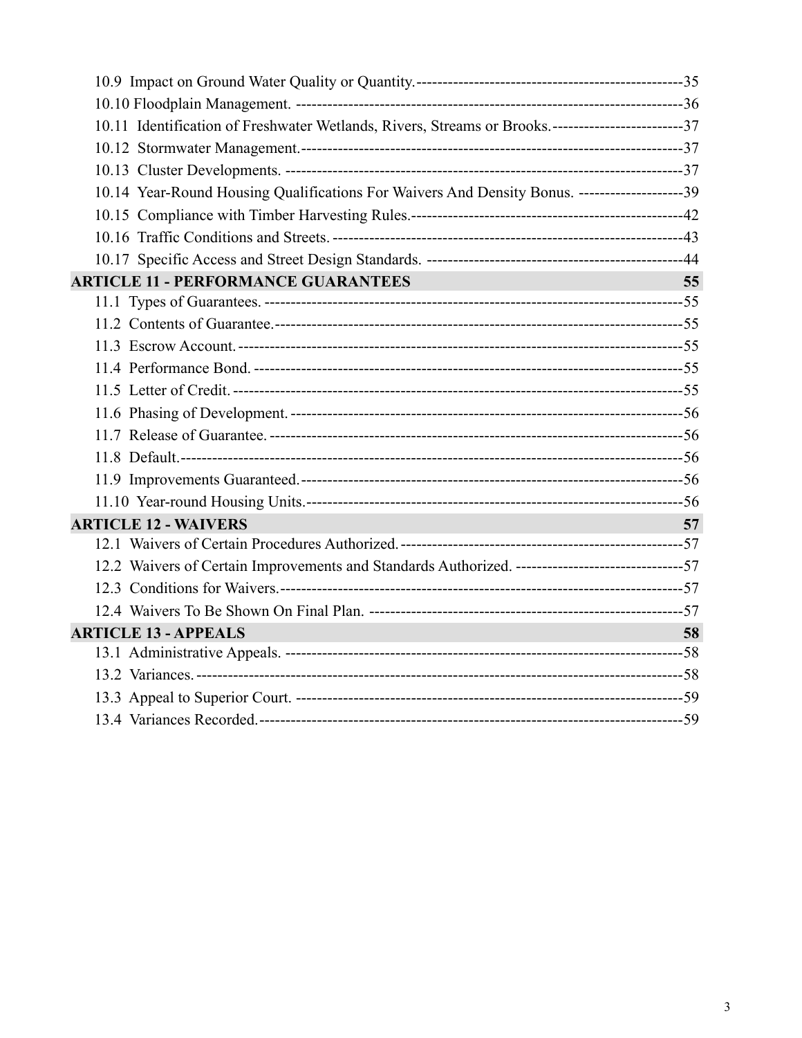10.9 Impact on Ground Water Quality or Quantity.---------------------------------------------------35

10.10 Floodplain Management. ---------------------------------------------------------------------------36

10.11 Identification of Freshwater Wetlands, Rivers, Streams or Brooks.-------------------------37

10.12 Stormwater Management.------------------------------------------------------------------------37

10.13 Cluster Developments. -----------------------------------------------------------------------------37

10.14 Year-Round Housing Qualifications For Waivers And Density Bonus. --------------------39

10.15 Compliance with Timber Harvesting Rules.----------------------------------------------------42

10.16 Traffic Conditions and Streets. ------------------------------------------------------------------43

10.17 Specific Access and Street Design Standards. -------------------------------------------------44

**ARTICLE 11 - PERFORMANCE GUARANTEES 55**

11.1 Types of Guarantees. --------------------------------------------------------------------------------55

11.2 Contents of Guarantee.------------------------------------------------------------------------------55

11.3 Escrow Account. ------------------------------------------------------------------------------------55

11.4 Performance Bond. ---------------------------------------------------------------------------------55

11.5 Letter of Credit. -------------------------------------------------------------------------------------55

11.6 Phasing of Development. ---------------------------------------------------------------------------56

11.7 Release of Guarantee. ------------------------------------------------------------------------------56

11.8 Default.------------------------------------------------------------------------------------------------56

11.9 Improvements Guaranteed.-------------------------------------------------------------------------56

11.10 Year-round Housing Units.------------------------------------------------------------------------56

**ARTICLE 12 - WAIVERS 57**

12.1 Waivers of Certain Procedures Authorized.------------------------------------------------------57

12.2 Waivers of Certain Improvements and Standards Authorized. --------------------------------57

12.3 Conditions for Waivers.-----------------------------------------------------------------------------57

12.4 Waivers To Be Shown On Final Plan. -----------------------------------------------------------57

**ARTICLE 13 - APPEALS 58**

13.1 Administrative Appeals. ----------------------------------------------------------------------------58

13.2 Variances. --------------------------------------------------------------------------------------------58

13.3 Appeal to Superior Court. --------------------------------------------------------------------------59

13.4 Variances Recorded.--------------------------------------------------------------------------------59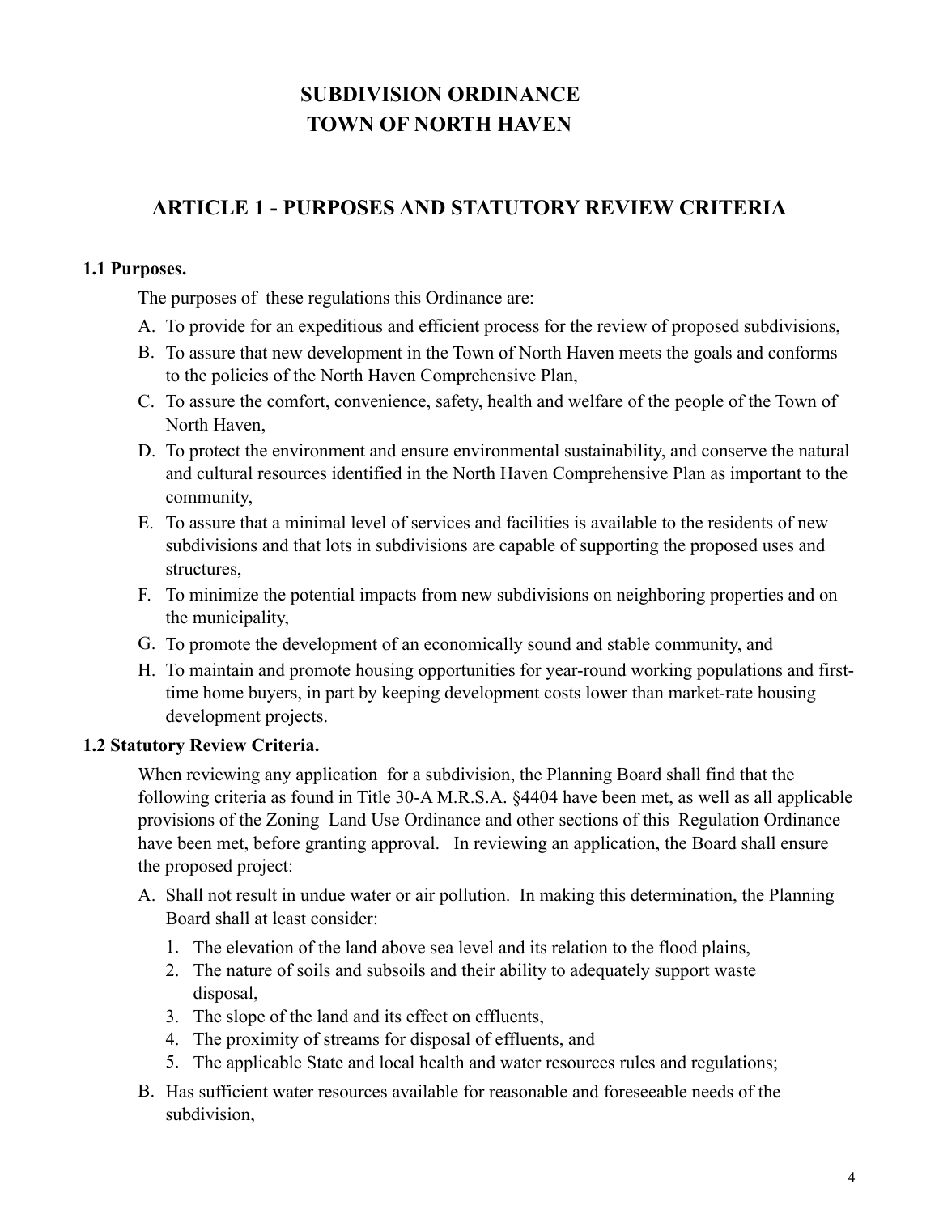# SUBDIVISION ORDINANCE
# TOWN OF NORTH HAVEN

## ARTICLE 1 - PURPOSES AND STATUTORY REVIEW CRITERIA

### 1.1 Purposes.

The purposes of these regulations this Ordinance are:

A. To provide for an expeditious and efficient process for the review of proposed subdivisions,
B. To assure that new development in the Town of North Haven meets the goals and conforms to the policies of the North Haven Comprehensive Plan,
C. To assure the comfort, convenience, safety, health and welfare of the people of the Town of North Haven,
D. To protect the environment and ensure environmental sustainability, and conserve the natural and cultural resources identified in the North Haven Comprehensive Plan as important to the community,
E. To assure that a minimal level of services and facilities is available to the residents of new subdivisions and that lots in subdivisions are capable of supporting the proposed uses and structures,
F. To minimize the potential impacts from new subdivisions on neighboring properties and on the municipality,
G. To promote the development of an economically sound and stable community, and
H. To maintain and promote housing opportunities for year-round working populations and first-time home buyers, in part by keeping development costs lower than market-rate housing development projects.

### 1.2 Statutory Review Criteria.

When reviewing any application for a subdivision, the Planning Board shall find that the following criteria as found in Title 30-A M.R.S.A. §4404 have been met, as well as all applicable provisions of the Zoning Land Use Ordinance and other sections of this Regulation Ordinance have been met, before granting approval. In reviewing an application, the Board shall ensure the proposed project:

A. Shall not result in undue water or air pollution. In making this determination, the Planning Board shall at least consider:
   1. The elevation of the land above sea level and its relation to the flood plains,
   2. The nature of soils and subsoils and their ability to adequately support waste disposal,
   3. The slope of the land and its effect on effluents,
   4. The proximity of streams for disposal of effluents, and
   5. The applicable State and local health and water resources rules and regulations;
B. Has sufficient water resources available for reasonable and foreseeable needs of the subdivision,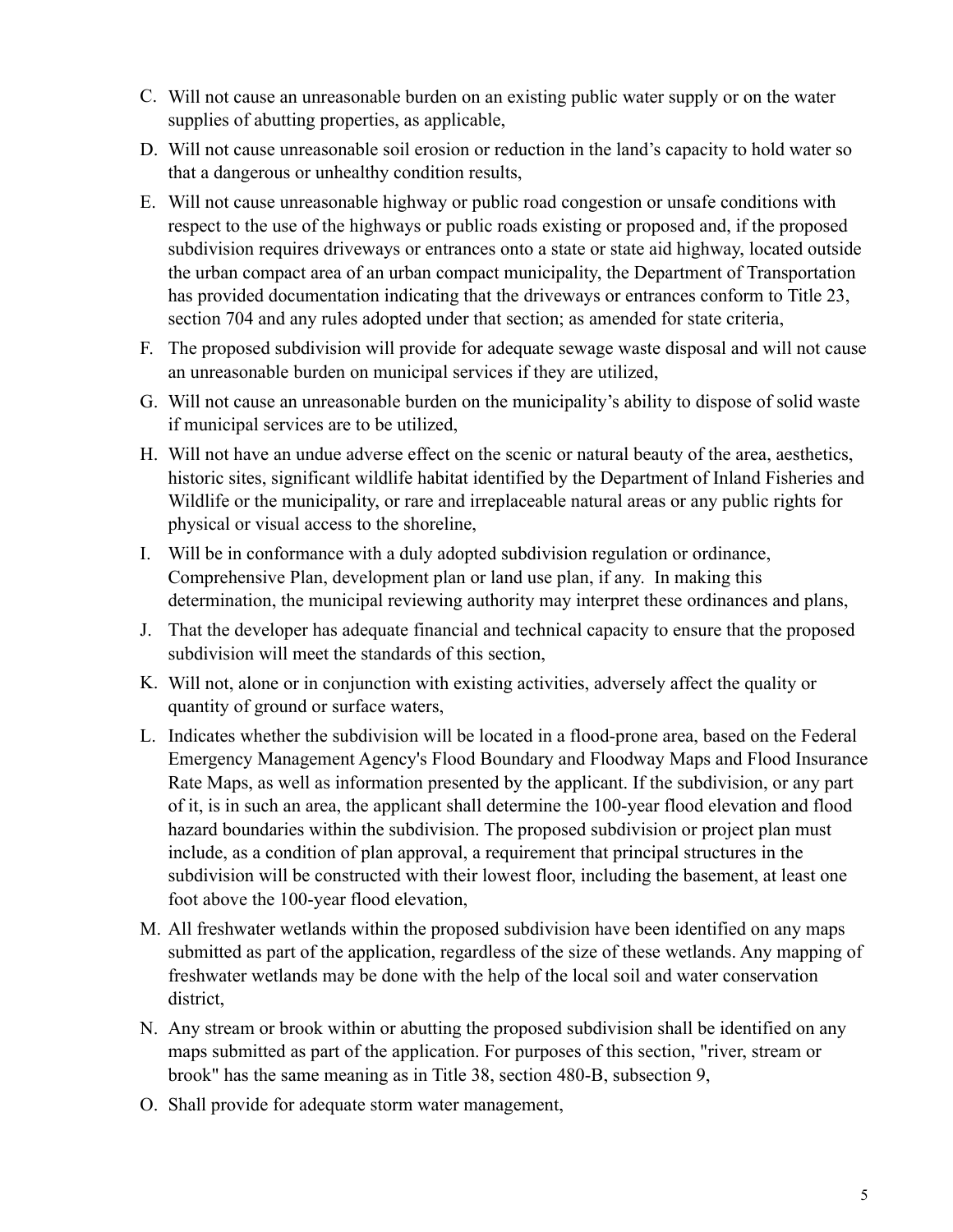C. Will not cause an unreasonable burden on an existing public water supply or on the water supplies of abutting properties, as applicable,

D. Will not cause unreasonable soil erosion or reduction in the land's capacity to hold water so that a dangerous or unhealthy condition results,

E. Will not cause unreasonable highway or public road congestion or unsafe conditions with respect to the use of the highways or public roads existing or proposed and, if the proposed subdivision requires driveways or entrances onto a state or state aid highway, located outside the urban compact area of an urban compact municipality, the Department of Transportation has provided documentation indicating that the driveways or entrances conform to Title 23, section 704 and any rules adopted under that section; as amended for state criteria,

F. The proposed subdivision will provide for adequate sewage waste disposal and will not cause an unreasonable burden on municipal services if they are utilized,

G. Will not cause an unreasonable burden on the municipality's ability to dispose of solid waste if municipal services are to be utilized,

H. Will not have an undue adverse effect on the scenic or natural beauty of the area, aesthetics, historic sites, significant wildlife habitat identified by the Department of Inland Fisheries and Wildlife or the municipality, or rare and irreplaceable natural areas or any public rights for physical or visual access to the shoreline,

I. Will be in conformance with a duly adopted subdivision regulation or ordinance, Comprehensive Plan, development plan or land use plan, if any. In making this determination, the municipal reviewing authority may interpret these ordinances and plans,

J. That the developer has adequate financial and technical capacity to ensure that the proposed subdivision will meet the standards of this section,

K. Will not, alone or in conjunction with existing activities, adversely affect the quality or quantity of ground or surface waters,

L. Indicates whether the subdivision will be located in a flood-prone area, based on the Federal Emergency Management Agency's Flood Boundary and Floodway Maps and Flood Insurance Rate Maps, as well as information presented by the applicant. If the subdivision, or any part of it, is in such an area, the applicant shall determine the 100-year flood elevation and flood hazard boundaries within the subdivision. The proposed subdivision or project plan must include, as a condition of plan approval, a requirement that principal structures in the subdivision will be constructed with their lowest floor, including the basement, at least one foot above the 100-year flood elevation,

M. All freshwater wetlands within the proposed subdivision have been identified on any maps submitted as part of the application, regardless of the size of these wetlands. Any mapping of freshwater wetlands may be done with the help of the local soil and water conservation district,

N. Any stream or brook within or abutting the proposed subdivision shall be identified on any maps submitted as part of the application. For purposes of this section, "river, stream or brook" has the same meaning as in Title 38, section 480-B, subsection 9,

O. Shall provide for adequate storm water management,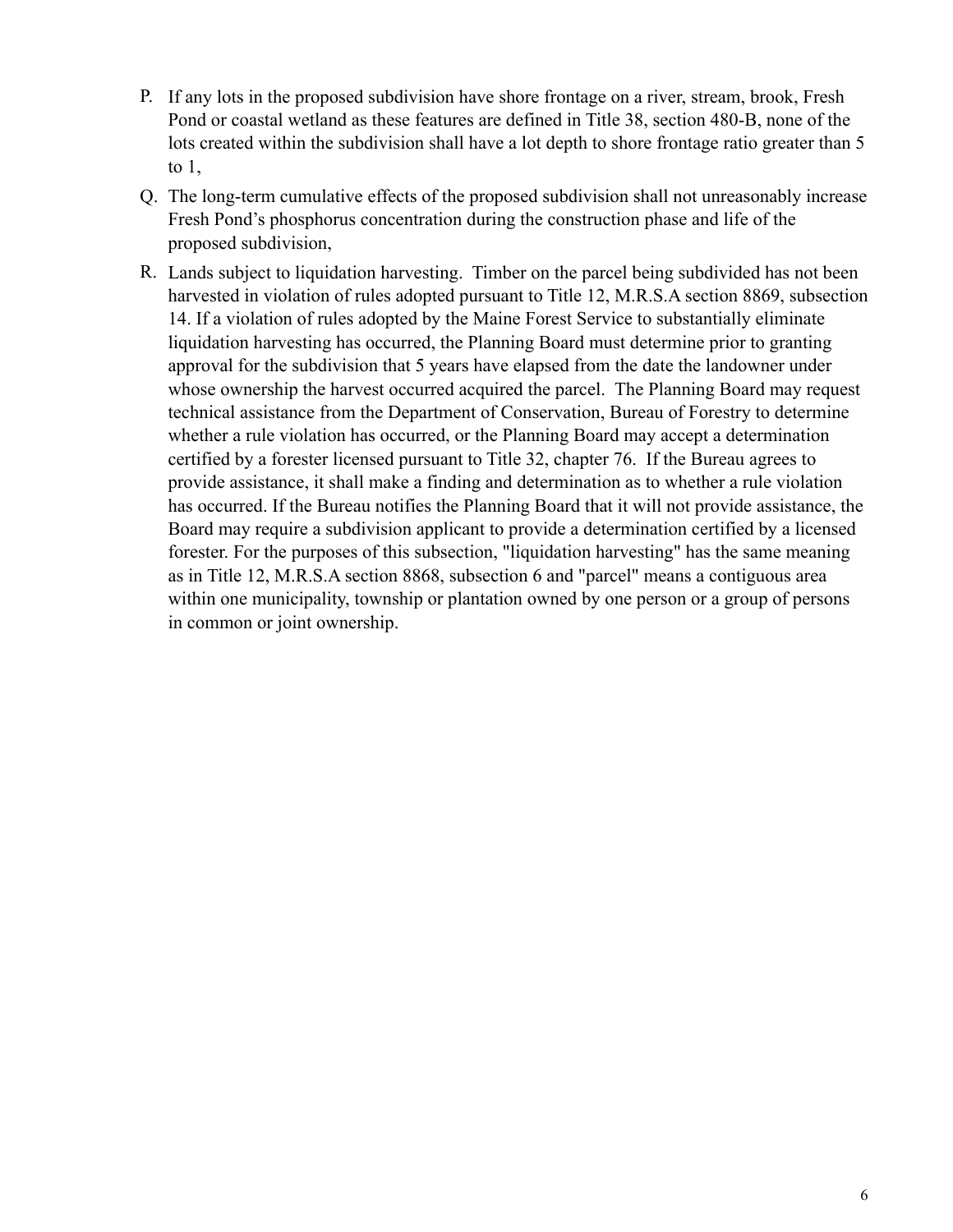P. If any lots in the proposed subdivision have shore frontage on a river, stream, brook, Fresh Pond or coastal wetland as these features are defined in Title 38, section 480-B, none of the lots created within the subdivision shall have a lot depth to shore frontage ratio greater than 5 to 1,

Q. The long-term cumulative effects of the proposed subdivision shall not unreasonably increase Fresh Pond's phosphorus concentration during the construction phase and life of the proposed subdivision,

R. Lands subject to liquidation harvesting. Timber on the parcel being subdivided has not been harvested in violation of rules adopted pursuant to Title 12, M.R.S.A section 8869, subsection 14. If a violation of rules adopted by the Maine Forest Service to substantially eliminate liquidation harvesting has occurred, the Planning Board must determine prior to granting approval for the subdivision that 5 years have elapsed from the date the landowner under whose ownership the harvest occurred acquired the parcel. The Planning Board may request technical assistance from the Department of Conservation, Bureau of Forestry to determine whether a rule violation has occurred, or the Planning Board may accept a determination certified by a forester licensed pursuant to Title 32, chapter 76. If the Bureau agrees to provide assistance, it shall make a finding and determination as to whether a rule violation has occurred. If the Bureau notifies the Planning Board that it will not provide assistance, the Board may require a subdivision applicant to provide a determination certified by a licensed forester. For the purposes of this subsection, "liquidation harvesting" has the same meaning as in Title 12, M.R.S.A section 8868, subsection 6 and "parcel" means a contiguous area within one municipality, township or plantation owned by one person or a group of persons in common or joint ownership.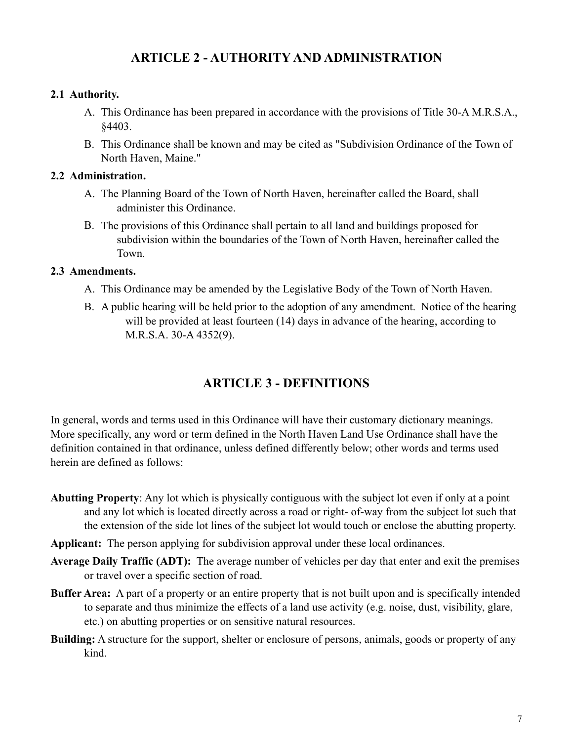## ARTICLE 2 - AUTHORITY AND ADMINISTRATION

**2.1 Authority.**

A. This Ordinance has been prepared in accordance with the provisions of Title 30-A M.R.S.A., §4403.

B. This Ordinance shall be known and may be cited as "Subdivision Ordinance of the Town of North Haven, Maine."

**2.2 Administration.**

A. The Planning Board of the Town of North Haven, hereinafter called the Board, shall administer this Ordinance.

B. The provisions of this Ordinance shall pertain to all land and buildings proposed for subdivision within the boundaries of the Town of North Haven, hereinafter called the Town.

**2.3 Amendments.**

A. This Ordinance may be amended by the Legislative Body of the Town of North Haven.

B. A public hearing will be held prior to the adoption of any amendment. Notice of the hearing will be provided at least fourteen (14) days in advance of the hearing, according to M.R.S.A. 30-A 4352(9).

## ARTICLE 3 - DEFINITIONS

In general, words and terms used in this Ordinance will have their customary dictionary meanings. More specifically, any word or term defined in the North Haven Land Use Ordinance shall have the definition contained in that ordinance, unless defined differently below; other words and terms used herein are defined as follows:

**Abutting Property**: Any lot which is physically contiguous with the subject lot even if only at a point and any lot which is located directly across a road or right- of-way from the subject lot such that the extension of the side lot lines of the subject lot would touch or enclose the abutting property.

**Applicant:** The person applying for subdivision approval under these local ordinances.

**Average Daily Traffic (ADT):** The average number of vehicles per day that enter and exit the premises or travel over a specific section of road.

**Buffer Area:** A part of a property or an entire property that is not built upon and is specifically intended to separate and thus minimize the effects of a land use activity (e.g. noise, dust, visibility, glare, etc.) on abutting properties or on sensitive natural resources.

**Building:** A structure for the support, shelter or enclosure of persons, animals, goods or property of any kind.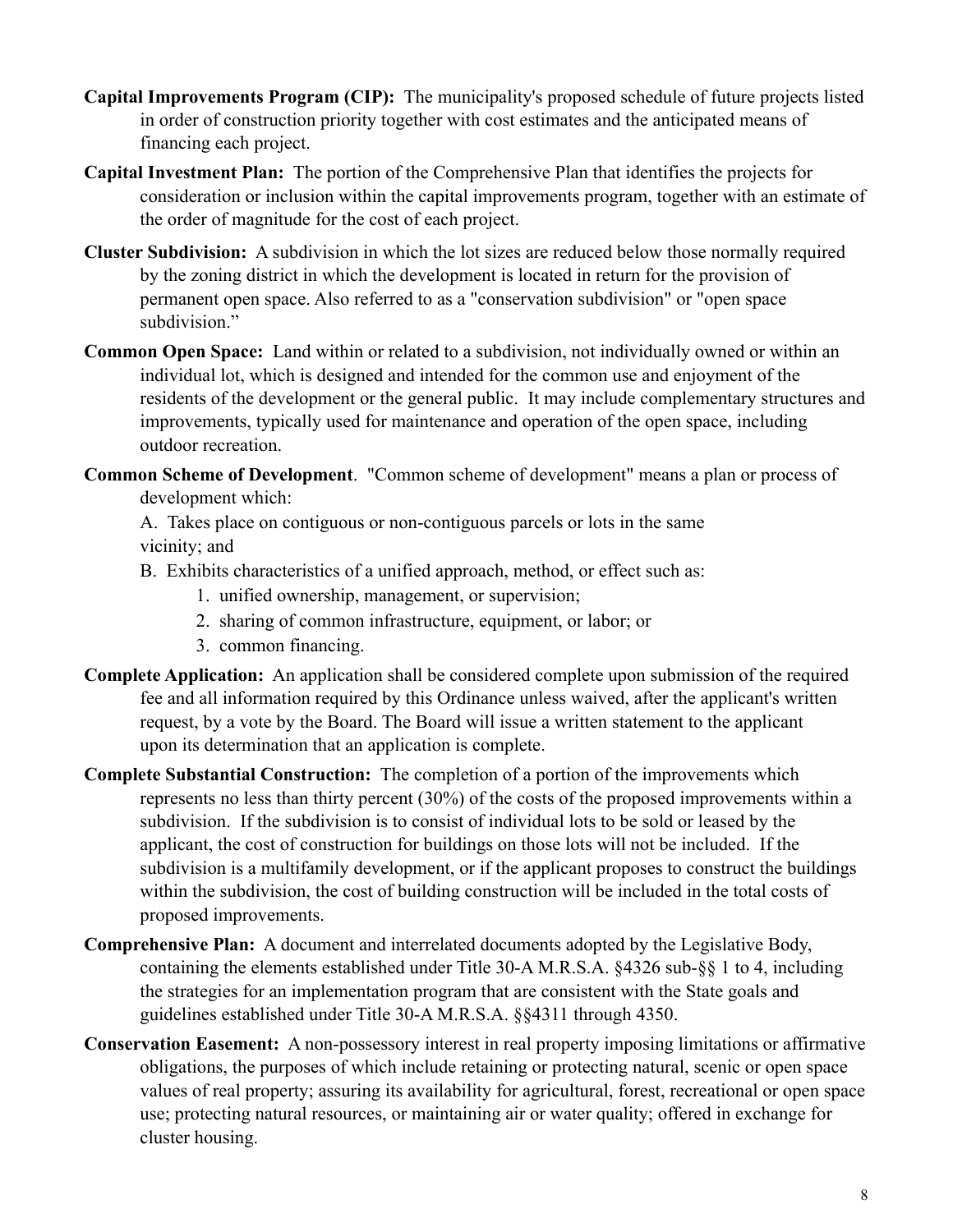**Capital Improvements Program (CIP):** The municipality's proposed schedule of future projects listed in order of construction priority together with cost estimates and the anticipated means of financing each project.

**Capital Investment Plan:** The portion of the Comprehensive Plan that identifies the projects for consideration or inclusion within the capital improvements program, together with an estimate of the order of magnitude for the cost of each project.

**Cluster Subdivision:** A subdivision in which the lot sizes are reduced below those normally required by the zoning district in which the development is located in return for the provision of permanent open space. Also referred to as a "conservation subdivision" or "open space subdivision."

**Common Open Space:** Land within or related to a subdivision, not individually owned or within an individual lot, which is designed and intended for the common use and enjoyment of the residents of the development or the general public. It may include complementary structures and improvements, typically used for maintenance and operation of the open space, including outdoor recreation.

**Common Scheme of Development**. "Common scheme of development" means a plan or process of development which:

A. Takes place on contiguous or non-contiguous parcels or lots in the same vicinity; and

B. Exhibits characteristics of a unified approach, method, or effect such as:

1. unified ownership, management, or supervision;
2. sharing of common infrastructure, equipment, or labor; or
3. common financing.

**Complete Application:** An application shall be considered complete upon submission of the required fee and all information required by this Ordinance unless waived, after the applicant's written request, by a vote by the Board. The Board will issue a written statement to the applicant upon its determination that an application is complete.

**Complete Substantial Construction:** The completion of a portion of the improvements which represents no less than thirty percent (30%) of the costs of the proposed improvements within a subdivision. If the subdivision is to consist of individual lots to be sold or leased by the applicant, the cost of construction for buildings on those lots will not be included. If the subdivision is a multifamily development, or if the applicant proposes to construct the buildings within the subdivision, the cost of building construction will be included in the total costs of proposed improvements.

**Comprehensive Plan:** A document and interrelated documents adopted by the Legislative Body, containing the elements established under Title 30-A M.R.S.A. §4326 sub-§§ 1 to 4, including the strategies for an implementation program that are consistent with the State goals and guidelines established under Title 30-A M.R.S.A. §§4311 through 4350.

**Conservation Easement:** A non-possessory interest in real property imposing limitations or affirmative obligations, the purposes of which include retaining or protecting natural, scenic or open space values of real property; assuring its availability for agricultural, forest, recreational or open space use; protecting natural resources, or maintaining air or water quality; offered in exchange for cluster housing.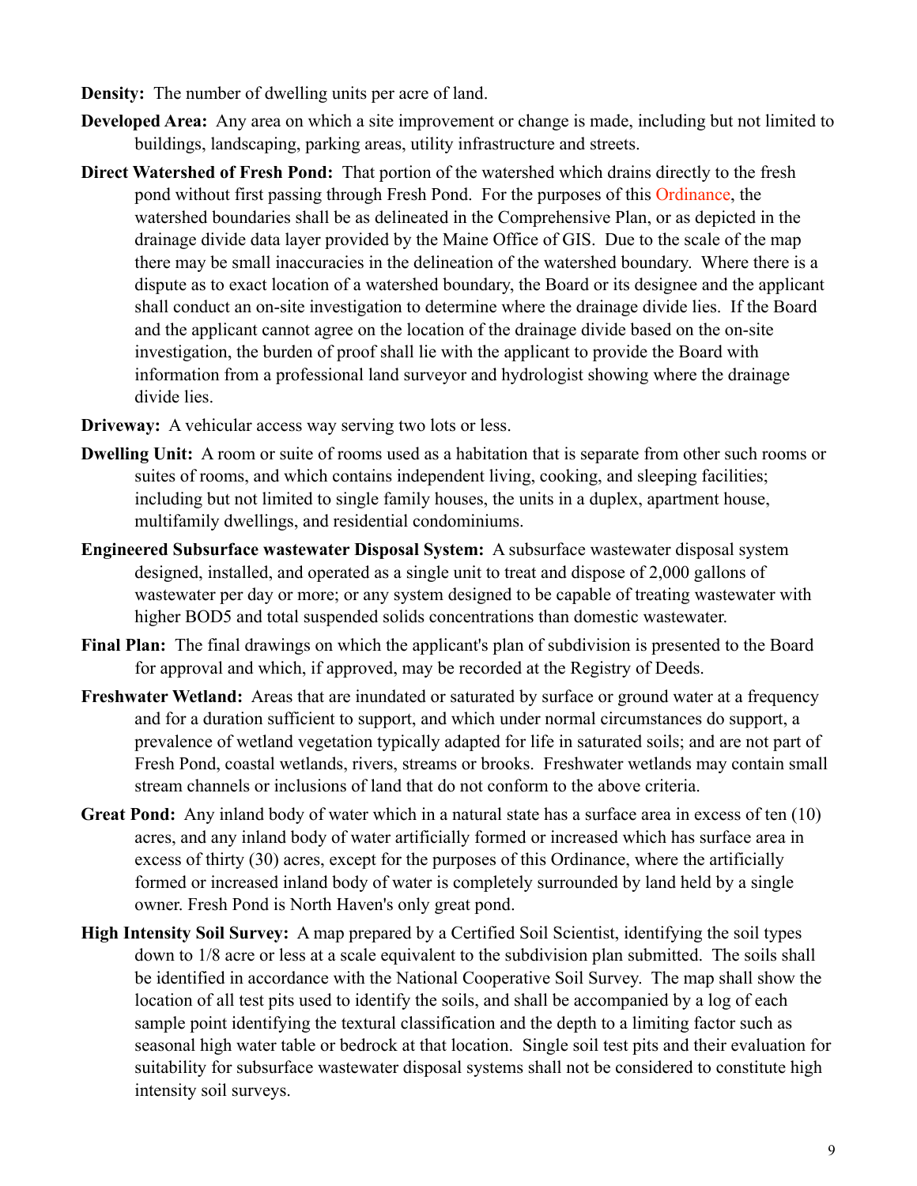**Density:** The number of dwelling units per acre of land.

**Developed Area:** Any area on which a site improvement or change is made, including but not limited to buildings, landscaping, parking areas, utility infrastructure and streets.

**Direct Watershed of Fresh Pond:** That portion of the watershed which drains directly to the fresh pond without first passing through Fresh Pond. For the purposes of this Ordinance, the watershed boundaries shall be as delineated in the Comprehensive Plan, or as depicted in the drainage divide data layer provided by the Maine Office of GIS. Due to the scale of the map there may be small inaccuracies in the delineation of the watershed boundary. Where there is a dispute as to exact location of a watershed boundary, the Board or its designee and the applicant shall conduct an on-site investigation to determine where the drainage divide lies. If the Board and the applicant cannot agree on the location of the drainage divide based on the on-site investigation, the burden of proof shall lie with the applicant to provide the Board with information from a professional land surveyor and hydrologist showing where the drainage divide lies.

**Driveway:** A vehicular access way serving two lots or less.

**Dwelling Unit:** A room or suite of rooms used as a habitation that is separate from other such rooms or suites of rooms, and which contains independent living, cooking, and sleeping facilities; including but not limited to single family houses, the units in a duplex, apartment house, multifamily dwellings, and residential condominiums.

**Engineered Subsurface wastewater Disposal System:** A subsurface wastewater disposal system designed, installed, and operated as a single unit to treat and dispose of 2,000 gallons of wastewater per day or more; or any system designed to be capable of treating wastewater with higher BOD5 and total suspended solids concentrations than domestic wastewater.

**Final Plan:** The final drawings on which the applicant's plan of subdivision is presented to the Board for approval and which, if approved, may be recorded at the Registry of Deeds.

**Freshwater Wetland:** Areas that are inundated or saturated by surface or ground water at a frequency and for a duration sufficient to support, and which under normal circumstances do support, a prevalence of wetland vegetation typically adapted for life in saturated soils; and are not part of Fresh Pond, coastal wetlands, rivers, streams or brooks. Freshwater wetlands may contain small stream channels or inclusions of land that do not conform to the above criteria.

**Great Pond:** Any inland body of water which in a natural state has a surface area in excess of ten (10) acres, and any inland body of water artificially formed or increased which has surface area in excess of thirty (30) acres, except for the purposes of this Ordinance, where the artificially formed or increased inland body of water is completely surrounded by land held by a single owner. Fresh Pond is North Haven's only great pond.

**High Intensity Soil Survey:** A map prepared by a Certified Soil Scientist, identifying the soil types down to 1/8 acre or less at a scale equivalent to the subdivision plan submitted. The soils shall be identified in accordance with the National Cooperative Soil Survey. The map shall show the location of all test pits used to identify the soils, and shall be accompanied by a log of each sample point identifying the textural classification and the depth to a limiting factor such as seasonal high water table or bedrock at that location. Single soil test pits and their evaluation for suitability for subsurface wastewater disposal systems shall not be considered to constitute high intensity soil surveys.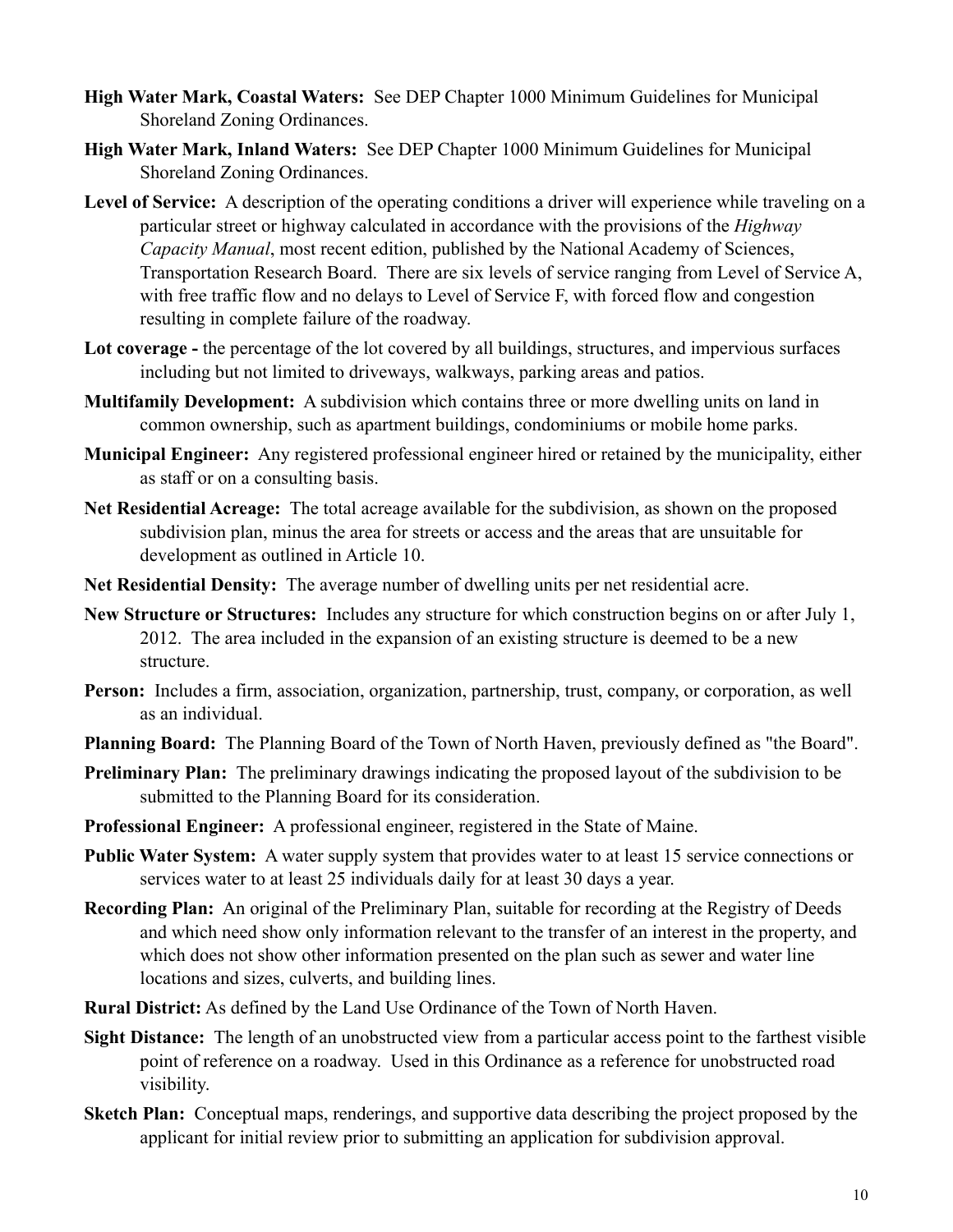**High Water Mark, Coastal Waters:** See DEP Chapter 1000 Minimum Guidelines for Municipal Shoreland Zoning Ordinances.

**High Water Mark, Inland Waters:** See DEP Chapter 1000 Minimum Guidelines for Municipal Shoreland Zoning Ordinances.

**Level of Service:** A description of the operating conditions a driver will experience while traveling on a particular street or highway calculated in accordance with the provisions of the *Highway Capacity Manual*, most recent edition, published by the National Academy of Sciences, Transportation Research Board. There are six levels of service ranging from Level of Service A, with free traffic flow and no delays to Level of Service F, with forced flow and congestion resulting in complete failure of the roadway.

**Lot coverage -** the percentage of the lot covered by all buildings, structures, and impervious surfaces including but not limited to driveways, walkways, parking areas and patios.

**Multifamily Development:** A subdivision which contains three or more dwelling units on land in common ownership, such as apartment buildings, condominiums or mobile home parks.

**Municipal Engineer:** Any registered professional engineer hired or retained by the municipality, either as staff or on a consulting basis.

**Net Residential Acreage:** The total acreage available for the subdivision, as shown on the proposed subdivision plan, minus the area for streets or access and the areas that are unsuitable for development as outlined in Article 10.

**Net Residential Density:** The average number of dwelling units per net residential acre.

**New Structure or Structures:** Includes any structure for which construction begins on or after July 1, 2012. The area included in the expansion of an existing structure is deemed to be a new structure.

**Person:** Includes a firm, association, organization, partnership, trust, company, or corporation, as well as an individual.

**Planning Board:** The Planning Board of the Town of North Haven, previously defined as "the Board".

**Preliminary Plan:** The preliminary drawings indicating the proposed layout of the subdivision to be submitted to the Planning Board for its consideration.

**Professional Engineer:** A professional engineer, registered in the State of Maine.

**Public Water System:** A water supply system that provides water to at least 15 service connections or services water to at least 25 individuals daily for at least 30 days a year.

**Recording Plan:** An original of the Preliminary Plan, suitable for recording at the Registry of Deeds and which need show only information relevant to the transfer of an interest in the property, and which does not show other information presented on the plan such as sewer and water line locations and sizes, culverts, and building lines.

**Rural District:** As defined by the Land Use Ordinance of the Town of North Haven.

**Sight Distance:** The length of an unobstructed view from a particular access point to the farthest visible point of reference on a roadway. Used in this Ordinance as a reference for unobstructed road visibility.

**Sketch Plan:** Conceptual maps, renderings, and supportive data describing the project proposed by the applicant for initial review prior to submitting an application for subdivision approval.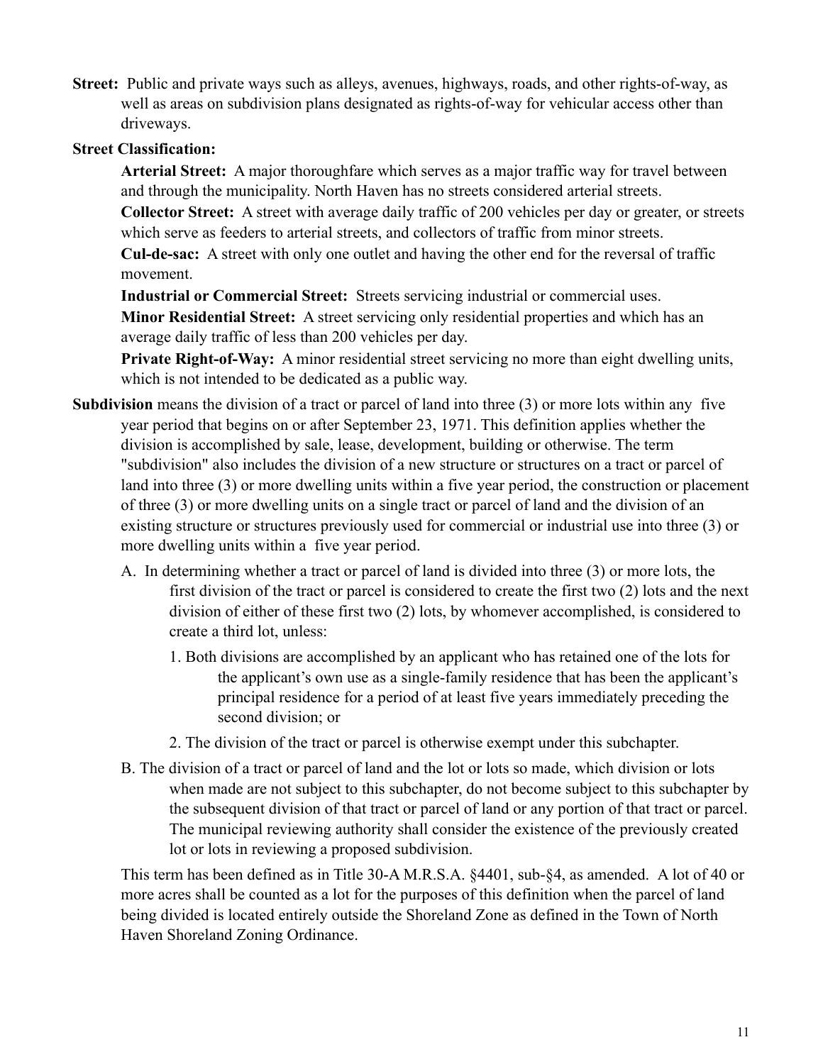**Street:** Public and private ways such as alleys, avenues, highways, roads, and other rights-of-way, as well as areas on subdivision plans designated as rights-of-way for vehicular access other than driveways.

**Street Classification:**

**Arterial Street:** A major thoroughfare which serves as a major traffic way for travel between and through the municipality. North Haven has no streets considered arterial streets.

**Collector Street:** A street with average daily traffic of 200 vehicles per day or greater, or streets which serve as feeders to arterial streets, and collectors of traffic from minor streets.

**Cul-de-sac:** A street with only one outlet and having the other end for the reversal of traffic movement.

**Industrial or Commercial Street:** Streets servicing industrial or commercial uses.

**Minor Residential Street:** A street servicing only residential properties and which has an average daily traffic of less than 200 vehicles per day.

**Private Right-of-Way:** A minor residential street servicing no more than eight dwelling units, which is not intended to be dedicated as a public way.

**Subdivision** means the division of a tract or parcel of land into three (3) or more lots within any five year period that begins on or after September 23, 1971. This definition applies whether the division is accomplished by sale, lease, development, building or otherwise. The term "subdivision" also includes the division of a new structure or structures on a tract or parcel of land into three (3) or more dwelling units within a five year period, the construction or placement of three (3) or more dwelling units on a single tract or parcel of land and the division of an existing structure or structures previously used for commercial or industrial use into three (3) or more dwelling units within a five year period.

A. In determining whether a tract or parcel of land is divided into three (3) or more lots, the first division of the tract or parcel is considered to create the first two (2) lots and the next division of either of these first two (2) lots, by whomever accomplished, is considered to create a third lot, unless:

   1. Both divisions are accomplished by an applicant who has retained one of the lots for the applicant's own use as a single-family residence that has been the applicant's principal residence for a period of at least five years immediately preceding the second division; or

   2. The division of the tract or parcel is otherwise exempt under this subchapter.

B. The division of a tract or parcel of land and the lot or lots so made, which division or lots when made are not subject to this subchapter, do not become subject to this subchapter by the subsequent division of that tract or parcel of land or any portion of that tract or parcel. The municipal reviewing authority shall consider the existence of the previously created lot or lots in reviewing a proposed subdivision.

This term has been defined as in Title 30-A M.R.S.A. §4401, sub-§4, as amended. A lot of 40 or more acres shall be counted as a lot for the purposes of this definition when the parcel of land being divided is located entirely outside the Shoreland Zone as defined in the Town of North Haven Shoreland Zoning Ordinance.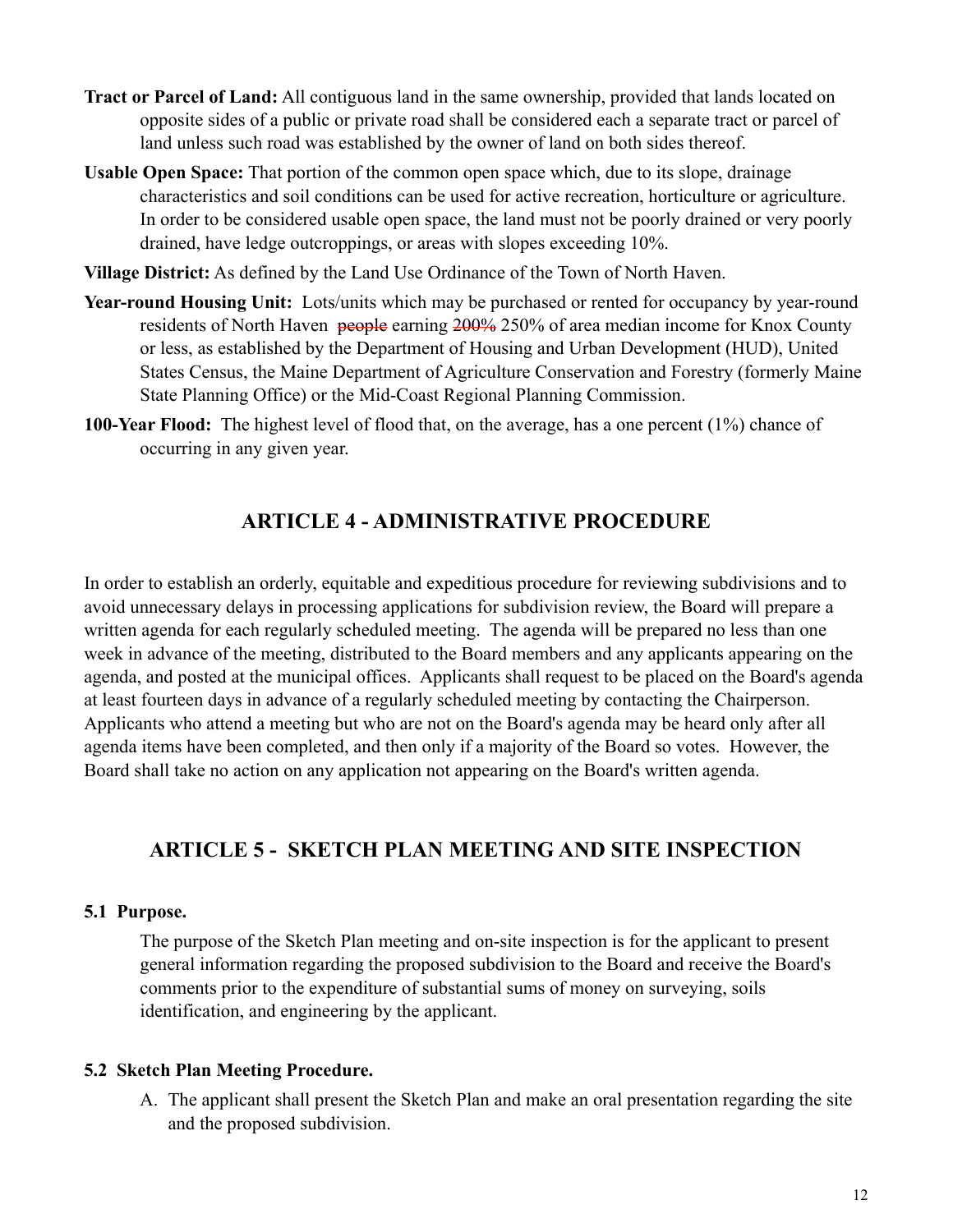**Tract or Parcel of Land:** All contiguous land in the same ownership, provided that lands located on opposite sides of a public or private road shall be considered each a separate tract or parcel of land unless such road was established by the owner of land on both sides thereof.

**Usable Open Space:** That portion of the common open space which, due to its slope, drainage characteristics and soil conditions can be used for active recreation, horticulture or agriculture. In order to be considered usable open space, the land must not be poorly drained or very poorly drained, have ledge outcroppings, or areas with slopes exceeding 10%.

**Village District:** As defined by the Land Use Ordinance of the Town of North Haven.

**Year-round Housing Unit:** Lots/units which may be purchased or rented for occupancy by year-round residents of North Haven ~~people~~ earning ~~200%~~ 250% of area median income for Knox County or less, as established by the Department of Housing and Urban Development (HUD), United States Census, the Maine Department of Agriculture Conservation and Forestry (formerly Maine State Planning Office) or the Mid-Coast Regional Planning Commission.

**100-Year Flood:** The highest level of flood that, on the average, has a one percent (1%) chance of occurring in any given year.

## ARTICLE 4 - ADMINISTRATIVE PROCEDURE

In order to establish an orderly, equitable and expeditious procedure for reviewing subdivisions and to avoid unnecessary delays in processing applications for subdivision review, the Board will prepare a written agenda for each regularly scheduled meeting. The agenda will be prepared no less than one week in advance of the meeting, distributed to the Board members and any applicants appearing on the agenda, and posted at the municipal offices. Applicants shall request to be placed on the Board's agenda at least fourteen days in advance of a regularly scheduled meeting by contacting the Chairperson. Applicants who attend a meeting but who are not on the Board's agenda may be heard only after all agenda items have been completed, and then only if a majority of the Board so votes. However, the Board shall take no action on any application not appearing on the Board's written agenda.

## ARTICLE 5 - SKETCH PLAN MEETING AND SITE INSPECTION

### 5.1 Purpose.

The purpose of the Sketch Plan meeting and on-site inspection is for the applicant to present general information regarding the proposed subdivision to the Board and receive the Board's comments prior to the expenditure of substantial sums of money on surveying, soils identification, and engineering by the applicant.

### 5.2 Sketch Plan Meeting Procedure.

A. The applicant shall present the Sketch Plan and make an oral presentation regarding the site and the proposed subdivision.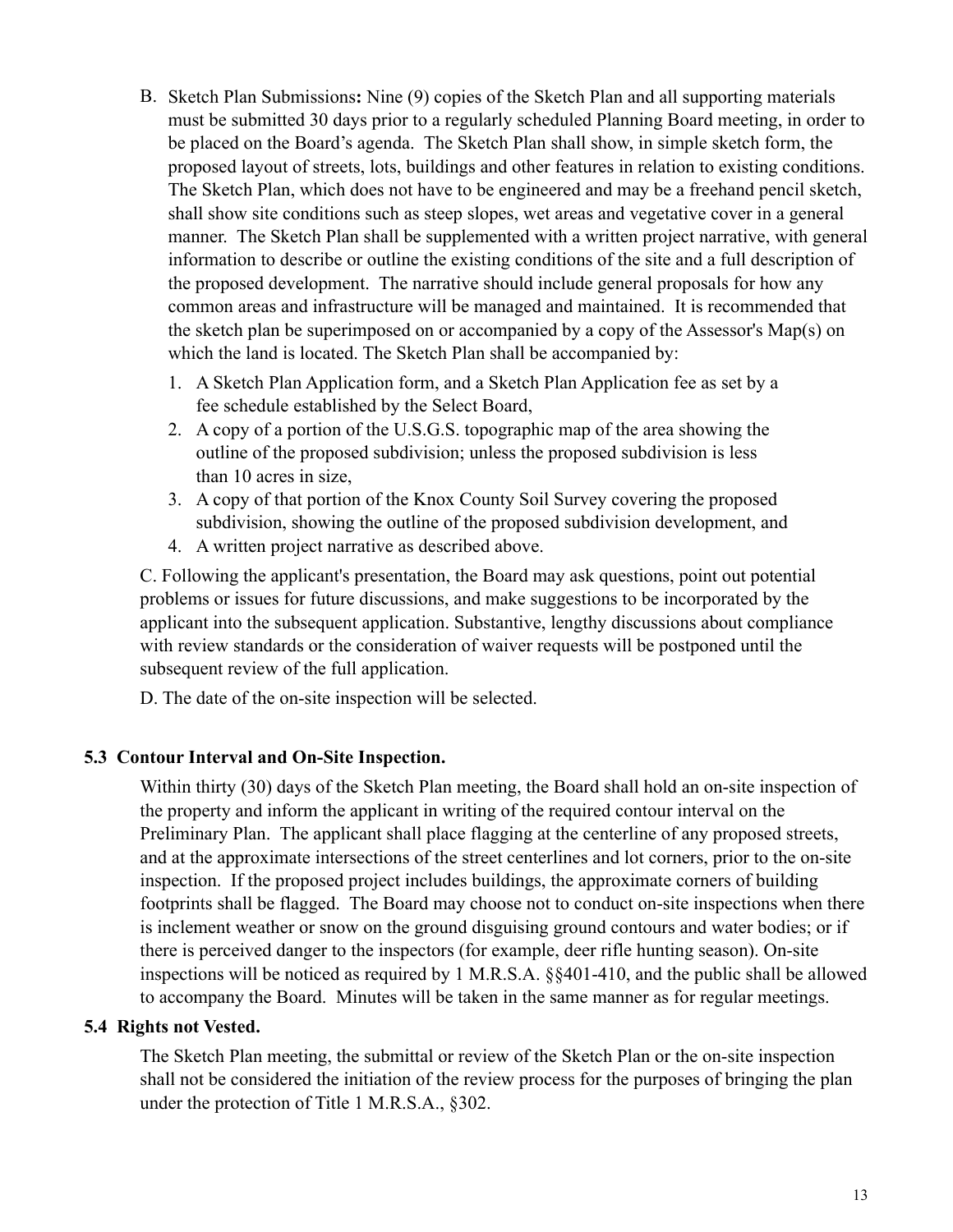B. Sketch Plan Submissions**:** Nine (9) copies of the Sketch Plan and all supporting materials must be submitted 30 days prior to a regularly scheduled Planning Board meeting, in order to be placed on the Board's agenda. The Sketch Plan shall show, in simple sketch form, the proposed layout of streets, lots, buildings and other features in relation to existing conditions. The Sketch Plan, which does not have to be engineered and may be a freehand pencil sketch, shall show site conditions such as steep slopes, wet areas and vegetative cover in a general manner. The Sketch Plan shall be supplemented with a written project narrative, with general information to describe or outline the existing conditions of the site and a full description of the proposed development. The narrative should include general proposals for how any common areas and infrastructure will be managed and maintained. It is recommended that the sketch plan be superimposed on or accompanied by a copy of the Assessor's Map(s) on which the land is located. The Sketch Plan shall be accompanied by:

1. A Sketch Plan Application form, and a Sketch Plan Application fee as set by a fee schedule established by the Select Board,
2. A copy of a portion of the U.S.G.S. topographic map of the area showing the outline of the proposed subdivision; unless the proposed subdivision is less than 10 acres in size,
3. A copy of that portion of the Knox County Soil Survey covering the proposed subdivision, showing the outline of the proposed subdivision development, and
4. A written project narrative as described above.

C. Following the applicant's presentation, the Board may ask questions, point out potential problems or issues for future discussions, and make suggestions to be incorporated by the applicant into the subsequent application. Substantive, lengthy discussions about compliance with review standards or the consideration of waiver requests will be postponed until the subsequent review of the full application.

D. The date of the on-site inspection will be selected.

### 5.3 Contour Interval and On-Site Inspection.

Within thirty (30) days of the Sketch Plan meeting, the Board shall hold an on-site inspection of the property and inform the applicant in writing of the required contour interval on the Preliminary Plan. The applicant shall place flagging at the centerline of any proposed streets, and at the approximate intersections of the street centerlines and lot corners, prior to the on-site inspection. If the proposed project includes buildings, the approximate corners of building footprints shall be flagged. The Board may choose not to conduct on-site inspections when there is inclement weather or snow on the ground disguising ground contours and water bodies; or if there is perceived danger to the inspectors (for example, deer rifle hunting season). On-site inspections will be noticed as required by 1 M.R.S.A. §§401-410, and the public shall be allowed to accompany the Board. Minutes will be taken in the same manner as for regular meetings.

### 5.4 Rights not Vested.

The Sketch Plan meeting, the submittal or review of the Sketch Plan or the on-site inspection shall not be considered the initiation of the review process for the purposes of bringing the plan under the protection of Title 1 M.R.S.A., §302.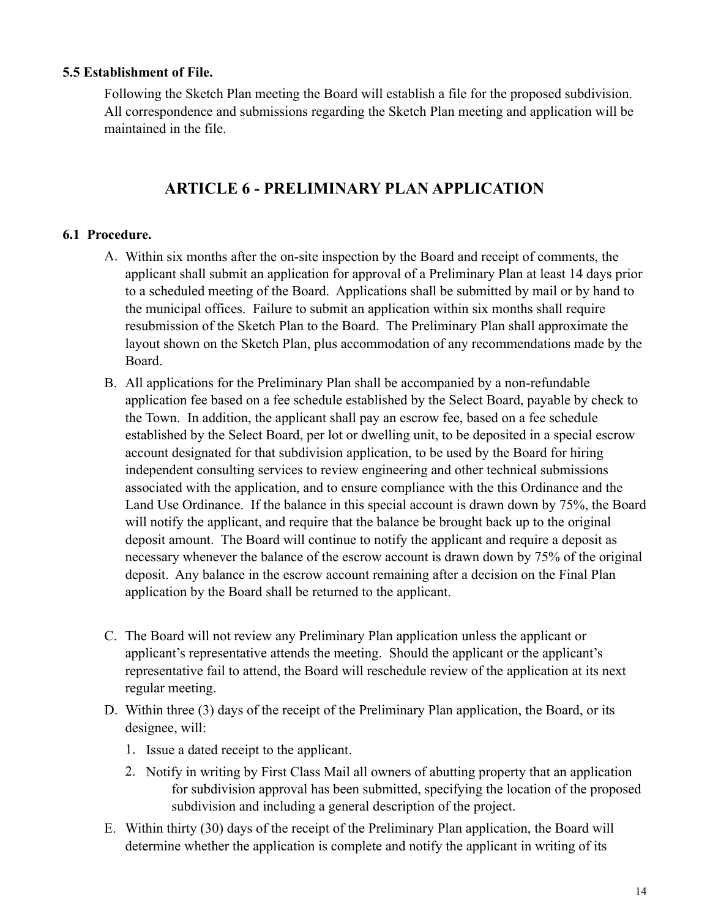### 5.5 Establishment of File.

Following the Sketch Plan meeting the Board will establish a file for the proposed subdivision. All correspondence and submissions regarding the Sketch Plan meeting and application will be maintained in the file.

## ARTICLE 6 - PRELIMINARY PLAN APPLICATION

### 6.1 Procedure.

A. Within six months after the on-site inspection by the Board and receipt of comments, the applicant shall submit an application for approval of a Preliminary Plan at least 14 days prior to a scheduled meeting of the Board. Applications shall be submitted by mail or by hand to the municipal offices. Failure to submit an application within six months shall require resubmission of the Sketch Plan to the Board. The Preliminary Plan shall approximate the layout shown on the Sketch Plan, plus accommodation of any recommendations made by the Board.

B. All applications for the Preliminary Plan shall be accompanied by a non-refundable application fee based on a fee schedule established by the Select Board, payable by check to the Town. In addition, the applicant shall pay an escrow fee, based on a fee schedule established by the Select Board, per lot or dwelling unit, to be deposited in a special escrow account designated for that subdivision application, to be used by the Board for hiring independent consulting services to review engineering and other technical submissions associated with the application, and to ensure compliance with the this Ordinance and the Land Use Ordinance. If the balance in this special account is drawn down by 75%, the Board will notify the applicant, and require that the balance be brought back up to the original deposit amount. The Board will continue to notify the applicant and require a deposit as necessary whenever the balance of the escrow account is drawn down by 75% of the original deposit. Any balance in the escrow account remaining after a decision on the Final Plan application by the Board shall be returned to the applicant.

C. The Board will not review any Preliminary Plan application unless the applicant or applicant's representative attends the meeting. Should the applicant or the applicant's representative fail to attend, the Board will reschedule review of the application at its next regular meeting.

D. Within three (3) days of the receipt of the Preliminary Plan application, the Board, or its designee, will:

1. Issue a dated receipt to the applicant.
2. Notify in writing by First Class Mail all owners of abutting property that an application for subdivision approval has been submitted, specifying the location of the proposed subdivision and including a general description of the project.

E. Within thirty (30) days of the receipt of the Preliminary Plan application, the Board will determine whether the application is complete and notify the applicant in writing of its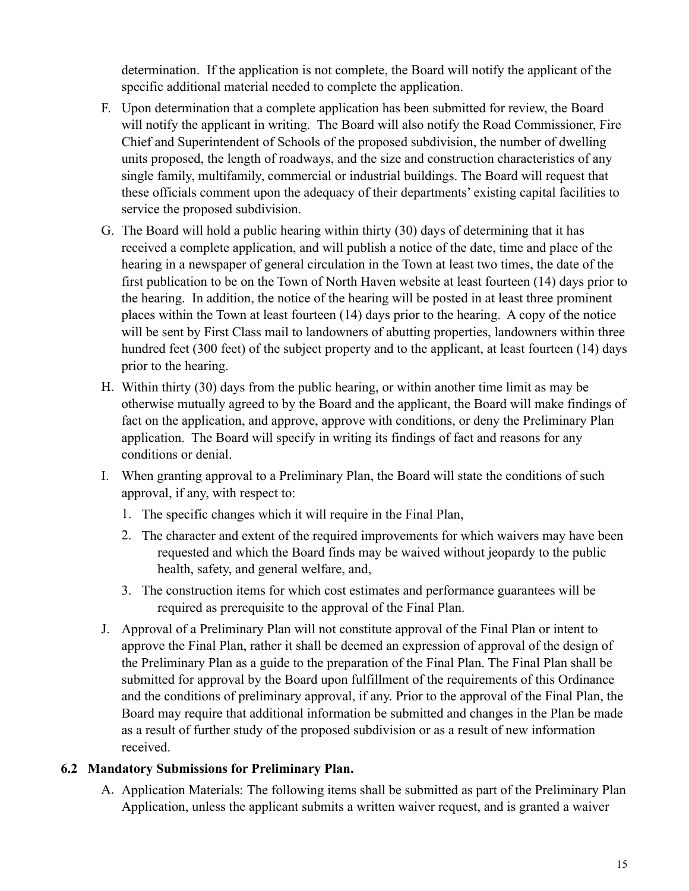determination. If the application is not complete, the Board will notify the applicant of the specific additional material needed to complete the application.

F. Upon determination that a complete application has been submitted for review, the Board will notify the applicant in writing. The Board will also notify the Road Commissioner, Fire Chief and Superintendent of Schools of the proposed subdivision, the number of dwelling units proposed, the length of roadways, and the size and construction characteristics of any single family, multifamily, commercial or industrial buildings. The Board will request that these officials comment upon the adequacy of their departments' existing capital facilities to service the proposed subdivision.

G. The Board will hold a public hearing within thirty (30) days of determining that it has received a complete application, and will publish a notice of the date, time and place of the hearing in a newspaper of general circulation in the Town at least two times, the date of the first publication to be on the Town of North Haven website at least fourteen (14) days prior to the hearing. In addition, the notice of the hearing will be posted in at least three prominent places within the Town at least fourteen (14) days prior to the hearing. A copy of the notice will be sent by First Class mail to landowners of abutting properties, landowners within three hundred feet (300 feet) of the subject property and to the applicant, at least fourteen (14) days prior to the hearing.

H. Within thirty (30) days from the public hearing, or within another time limit as may be otherwise mutually agreed to by the Board and the applicant, the Board will make findings of fact on the application, and approve, approve with conditions, or deny the Preliminary Plan application. The Board will specify in writing its findings of fact and reasons for any conditions or denial.

I. When granting approval to a Preliminary Plan, the Board will state the conditions of such approval, if any, with respect to:

   1. The specific changes which it will require in the Final Plan,
   2. The character and extent of the required improvements for which waivers may have been requested and which the Board finds may be waived without jeopardy to the public health, safety, and general welfare, and,
   3. The construction items for which cost estimates and performance guarantees will be required as prerequisite to the approval of the Final Plan.

J. Approval of a Preliminary Plan will not constitute approval of the Final Plan or intent to approve the Final Plan, rather it shall be deemed an expression of approval of the design of the Preliminary Plan as a guide to the preparation of the Final Plan. The Final Plan shall be submitted for approval by the Board upon fulfillment of the requirements of this Ordinance and the conditions of preliminary approval, if any. Prior to the approval of the Final Plan, the Board may require that additional information be submitted and changes in the Plan be made as a result of further study of the proposed subdivision or as a result of new information received.

### 6.2 Mandatory Submissions for Preliminary Plan.

A. Application Materials: The following items shall be submitted as part of the Preliminary Plan Application, unless the applicant submits a written waiver request, and is granted a waiver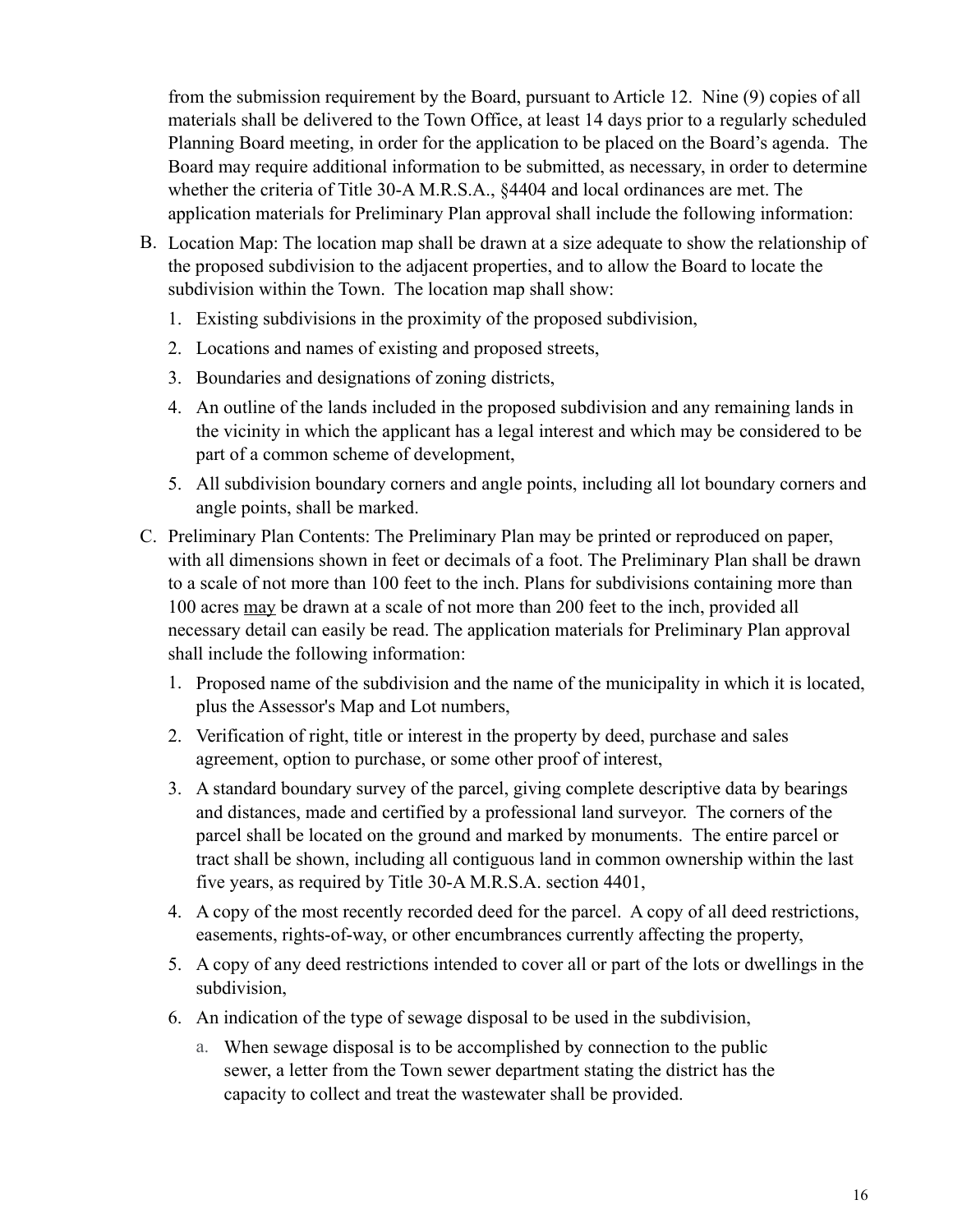from the submission requirement by the Board, pursuant to Article 12. Nine (9) copies of all materials shall be delivered to the Town Office, at least 14 days prior to a regularly scheduled Planning Board meeting, in order for the application to be placed on the Board's agenda. The Board may require additional information to be submitted, as necessary, in order to determine whether the criteria of Title 30-A M.R.S.A., §4404 and local ordinances are met. The application materials for Preliminary Plan approval shall include the following information:

B. Location Map: The location map shall be drawn at a size adequate to show the relationship of the proposed subdivision to the adjacent properties, and to allow the Board to locate the subdivision within the Town. The location map shall show:
   1. Existing subdivisions in the proximity of the proposed subdivision,
   2. Locations and names of existing and proposed streets,
   3. Boundaries and designations of zoning districts,
   4. An outline of the lands included in the proposed subdivision and any remaining lands in the vicinity in which the applicant has a legal interest and which may be considered to be part of a common scheme of development,
   5. All subdivision boundary corners and angle points, including all lot boundary corners and angle points, shall be marked.

C. Preliminary Plan Contents: The Preliminary Plan may be printed or reproduced on paper, with all dimensions shown in feet or decimals of a foot. The Preliminary Plan shall be drawn to a scale of not more than 100 feet to the inch. Plans for subdivisions containing more than 100 acres <u>may</u> be drawn at a scale of not more than 200 feet to the inch, provided all necessary detail can easily be read. The application materials for Preliminary Plan approval shall include the following information:
   1. Proposed name of the subdivision and the name of the municipality in which it is located, plus the Assessor's Map and Lot numbers,
   2. Verification of right, title or interest in the property by deed, purchase and sales agreement, option to purchase, or some other proof of interest,
   3. A standard boundary survey of the parcel, giving complete descriptive data by bearings and distances, made and certified by a professional land surveyor. The corners of the parcel shall be located on the ground and marked by monuments. The entire parcel or tract shall be shown, including all contiguous land in common ownership within the last five years, as required by Title 30-A M.R.S.A. section 4401,
   4. A copy of the most recently recorded deed for the parcel. A copy of all deed restrictions, easements, rights-of-way, or other encumbrances currently affecting the property,
   5. A copy of any deed restrictions intended to cover all or part of the lots or dwellings in the subdivision,
   6. An indication of the type of sewage disposal to be used in the subdivision,
      a. When sewage disposal is to be accomplished by connection to the public sewer, a letter from the Town sewer department stating the district has the capacity to collect and treat the wastewater shall be provided.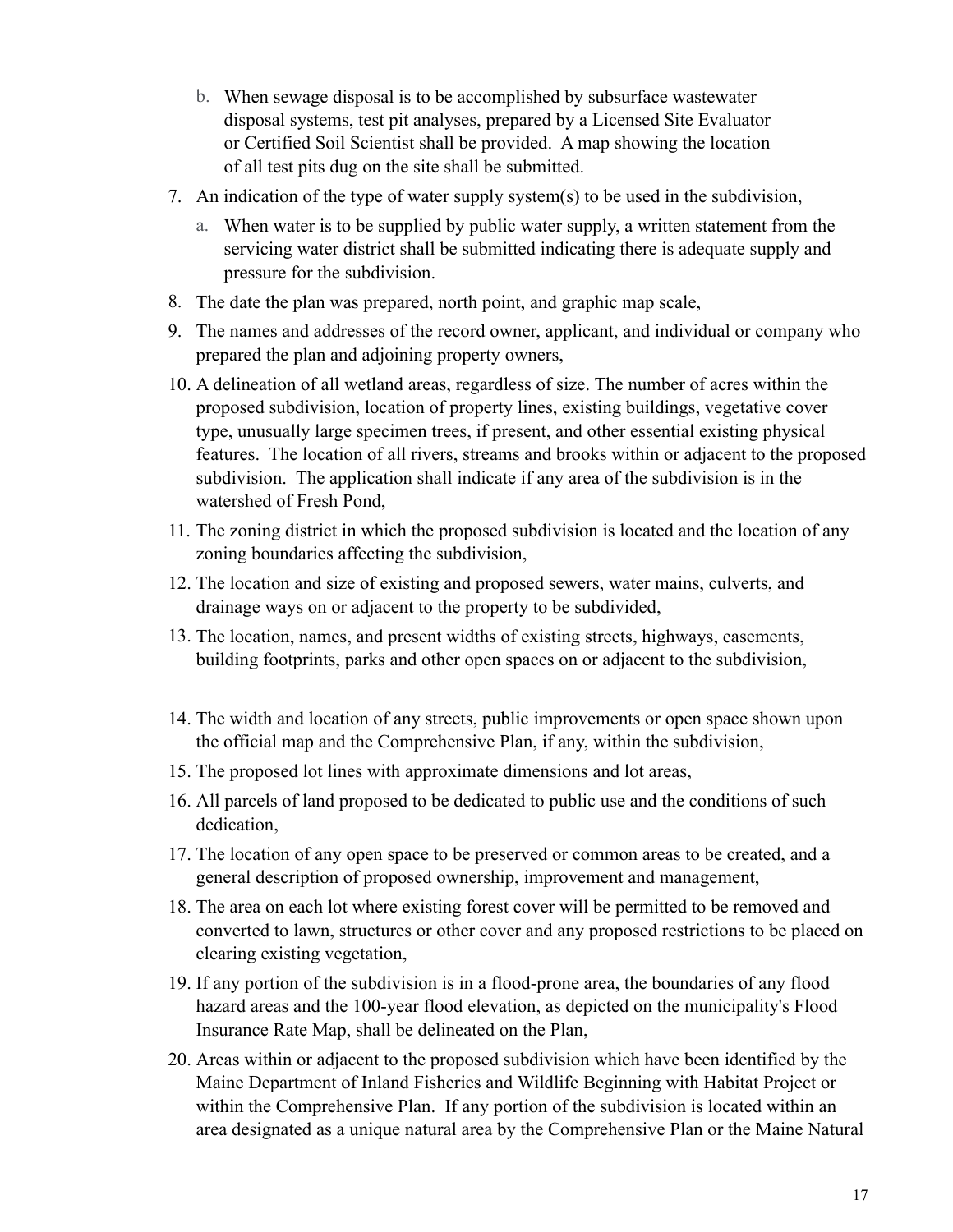b. When sewage disposal is to be accomplished by subsurface wastewater disposal systems, test pit analyses, prepared by a Licensed Site Evaluator or Certified Soil Scientist shall be provided. A map showing the location of all test pits dug on the site shall be submitted.

7. An indication of the type of water supply system(s) to be used in the subdivision,
   a. When water is to be supplied by public water supply, a written statement from the servicing water district shall be submitted indicating there is adequate supply and pressure for the subdivision.
8. The date the plan was prepared, north point, and graphic map scale,
9. The names and addresses of the record owner, applicant, and individual or company who prepared the plan and adjoining property owners,
10. A delineation of all wetland areas, regardless of size. The number of acres within the proposed subdivision, location of property lines, existing buildings, vegetative cover type, unusually large specimen trees, if present, and other essential existing physical features. The location of all rivers, streams and brooks within or adjacent to the proposed subdivision. The application shall indicate if any area of the subdivision is in the watershed of Fresh Pond,
11. The zoning district in which the proposed subdivision is located and the location of any zoning boundaries affecting the subdivision,
12. The location and size of existing and proposed sewers, water mains, culverts, and drainage ways on or adjacent to the property to be subdivided,
13. The location, names, and present widths of existing streets, highways, easements, building footprints, parks and other open spaces on or adjacent to the subdivision,
14. The width and location of any streets, public improvements or open space shown upon the official map and the Comprehensive Plan, if any, within the subdivision,
15. The proposed lot lines with approximate dimensions and lot areas,
16. All parcels of land proposed to be dedicated to public use and the conditions of such dedication,
17. The location of any open space to be preserved or common areas to be created, and a general description of proposed ownership, improvement and management,
18. The area on each lot where existing forest cover will be permitted to be removed and converted to lawn, structures or other cover and any proposed restrictions to be placed on clearing existing vegetation,
19. If any portion of the subdivision is in a flood-prone area, the boundaries of any flood hazard areas and the 100-year flood elevation, as depicted on the municipality's Flood Insurance Rate Map, shall be delineated on the Plan,
20. Areas within or adjacent to the proposed subdivision which have been identified by the Maine Department of Inland Fisheries and Wildlife Beginning with Habitat Project or within the Comprehensive Plan. If any portion of the subdivision is located within an area designated as a unique natural area by the Comprehensive Plan or the Maine Natural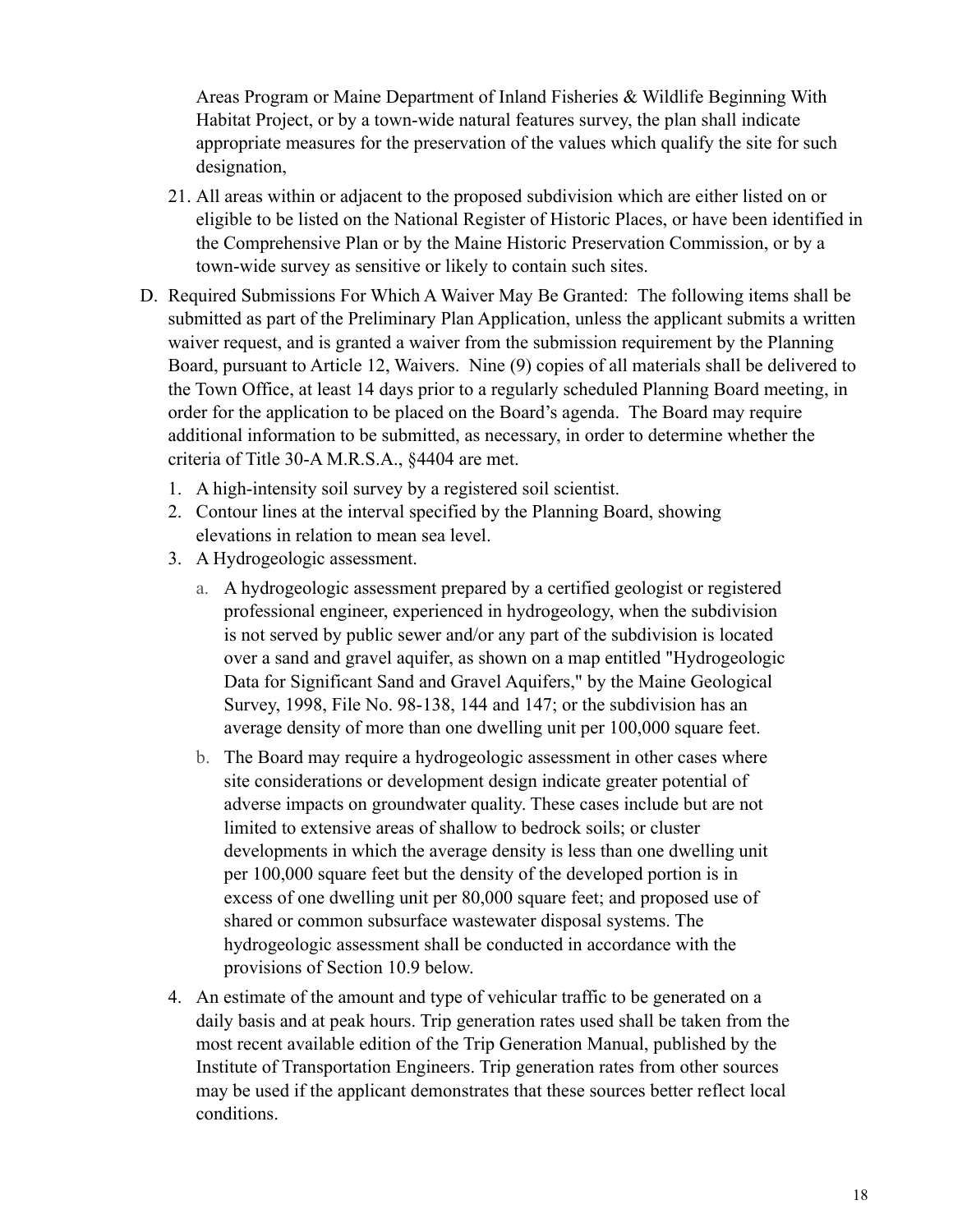Areas Program or Maine Department of Inland Fisheries & Wildlife Beginning With Habitat Project, or by a town-wide natural features survey, the plan shall indicate appropriate measures for the preservation of the values which qualify the site for such designation,

21. All areas within or adjacent to the proposed subdivision which are either listed on or eligible to be listed on the National Register of Historic Places, or have been identified in the Comprehensive Plan or by the Maine Historic Preservation Commission, or by a town-wide survey as sensitive or likely to contain such sites.

D. Required Submissions For Which A Waiver May Be Granted: The following items shall be submitted as part of the Preliminary Plan Application, unless the applicant submits a written waiver request, and is granted a waiver from the submission requirement by the Planning Board, pursuant to Article 12, Waivers. Nine (9) copies of all materials shall be delivered to the Town Office, at least 14 days prior to a regularly scheduled Planning Board meeting, in order for the application to be placed on the Board's agenda. The Board may require additional information to be submitted, as necessary, in order to determine whether the criteria of Title 30-A M.R.S.A., §4404 are met.

   1. A high-intensity soil survey by a registered soil scientist.
   2. Contour lines at the interval specified by the Planning Board, showing elevations in relation to mean sea level.
   3. A Hydrogeologic assessment.
      a. A hydrogeologic assessment prepared by a certified geologist or registered professional engineer, experienced in hydrogeology, when the subdivision is not served by public sewer and/or any part of the subdivision is located over a sand and gravel aquifer, as shown on a map entitled "Hydrogeologic Data for Significant Sand and Gravel Aquifers," by the Maine Geological Survey, 1998, File No. 98-138, 144 and 147; or the subdivision has an average density of more than one dwelling unit per 100,000 square feet.
      b. The Board may require a hydrogeologic assessment in other cases where site considerations or development design indicate greater potential of adverse impacts on groundwater quality. These cases include but are not limited to extensive areas of shallow to bedrock soils; or cluster developments in which the average density is less than one dwelling unit per 100,000 square feet but the density of the developed portion is in excess of one dwelling unit per 80,000 square feet; and proposed use of shared or common subsurface wastewater disposal systems. The hydrogeologic assessment shall be conducted in accordance with the provisions of Section 10.9 below.
   4. An estimate of the amount and type of vehicular traffic to be generated on a daily basis and at peak hours. Trip generation rates used shall be taken from the most recent available edition of the Trip Generation Manual, published by the Institute of Transportation Engineers. Trip generation rates from other sources may be used if the applicant demonstrates that these sources better reflect local conditions.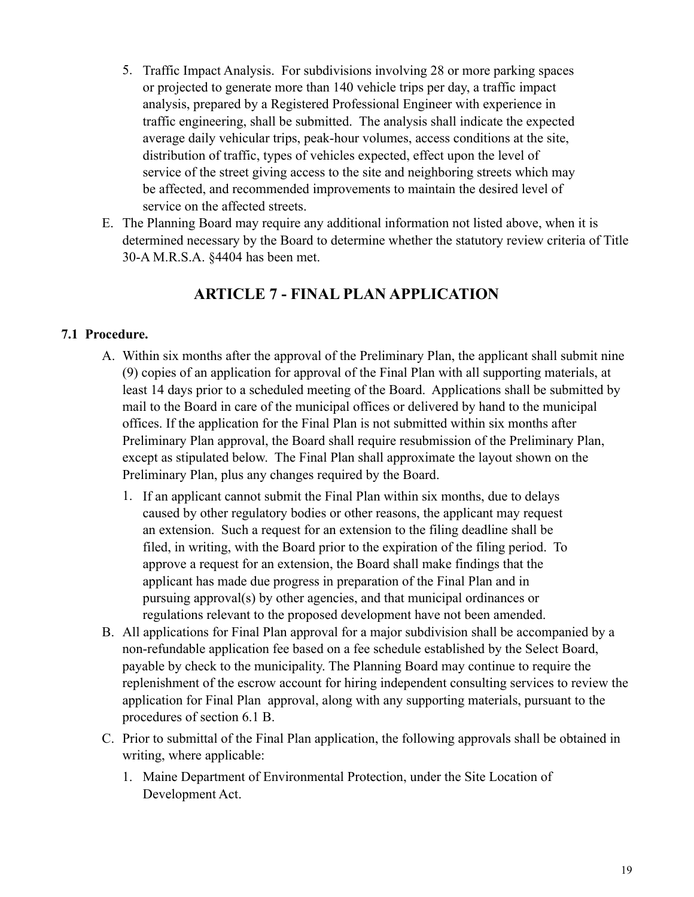5. Traffic Impact Analysis. For subdivisions involving 28 or more parking spaces or projected to generate more than 140 vehicle trips per day, a traffic impact analysis, prepared by a Registered Professional Engineer with experience in traffic engineering, shall be submitted. The analysis shall indicate the expected average daily vehicular trips, peak-hour volumes, access conditions at the site, distribution of traffic, types of vehicles expected, effect upon the level of service of the street giving access to the site and neighboring streets which may be affected, and recommended improvements to maintain the desired level of service on the affected streets.

E. The Planning Board may require any additional information not listed above, when it is determined necessary by the Board to determine whether the statutory review criteria of Title 30-A M.R.S.A. §4404 has been met.

## ARTICLE 7 - FINAL PLAN APPLICATION

### 7.1 Procedure.

A. Within six months after the approval of the Preliminary Plan, the applicant shall submit nine (9) copies of an application for approval of the Final Plan with all supporting materials, at least 14 days prior to a scheduled meeting of the Board. Applications shall be submitted by mail to the Board in care of the municipal offices or delivered by hand to the municipal offices. If the application for the Final Plan is not submitted within six months after Preliminary Plan approval, the Board shall require resubmission of the Preliminary Plan, except as stipulated below. The Final Plan shall approximate the layout shown on the Preliminary Plan, plus any changes required by the Board.

   1. If an applicant cannot submit the Final Plan within six months, due to delays caused by other regulatory bodies or other reasons, the applicant may request an extension. Such a request for an extension to the filing deadline shall be filed, in writing, with the Board prior to the expiration of the filing period. To approve a request for an extension, the Board shall make findings that the applicant has made due progress in preparation of the Final Plan and in pursuing approval(s) by other agencies, and that municipal ordinances or regulations relevant to the proposed development have not been amended.

B. All applications for Final Plan approval for a major subdivision shall be accompanied by a non-refundable application fee based on a fee schedule established by the Select Board, payable by check to the municipality. The Planning Board may continue to require the replenishment of the escrow account for hiring independent consulting services to review the application for Final Plan approval, along with any supporting materials, pursuant to the procedures of section 6.1 B.

C. Prior to submittal of the Final Plan application, the following approvals shall be obtained in writing, where applicable:

   1. Maine Department of Environmental Protection, under the Site Location of Development Act.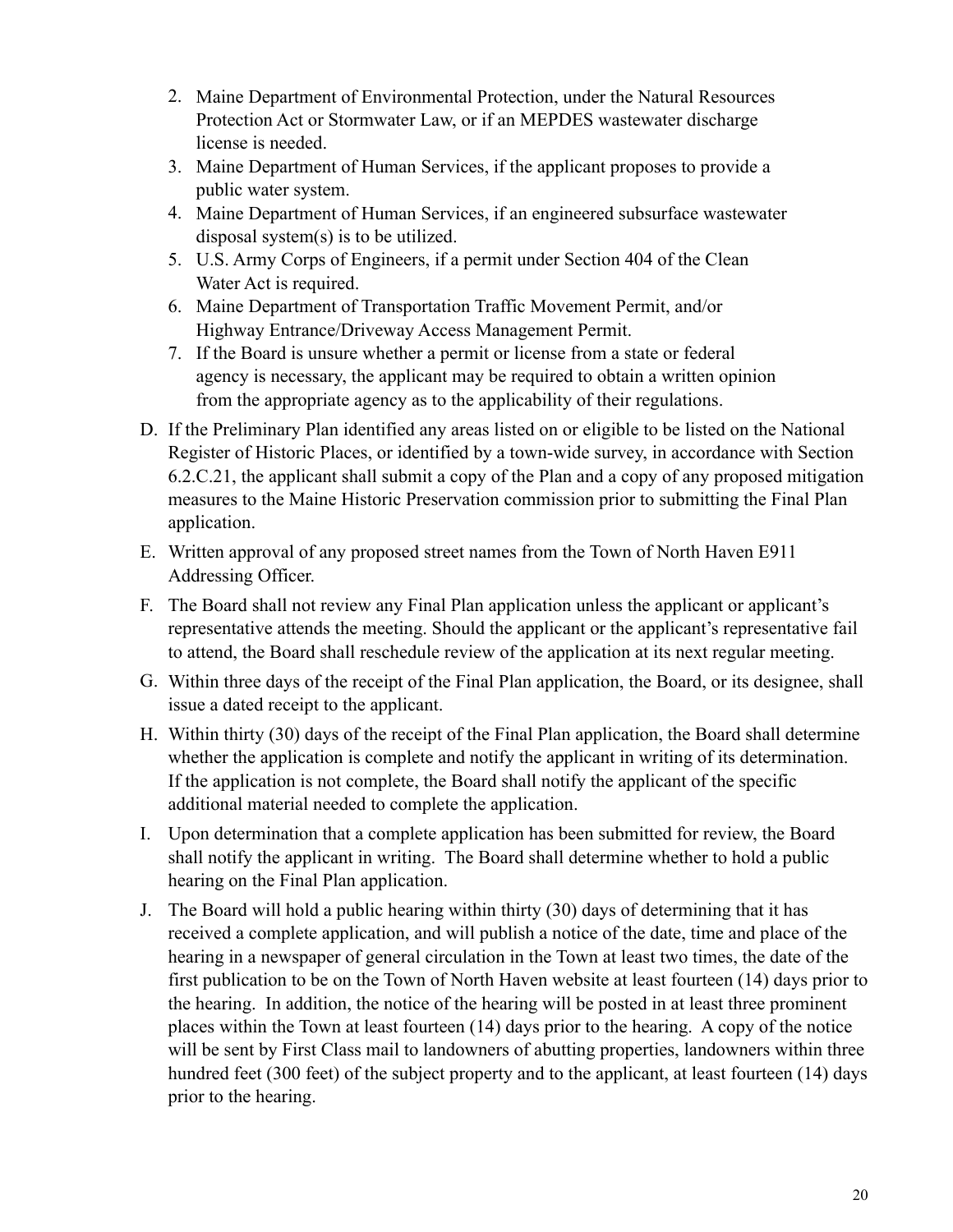2. Maine Department of Environmental Protection, under the Natural Resources Protection Act or Stormwater Law, or if an MEPDES wastewater discharge license is needed.
3. Maine Department of Human Services, if the applicant proposes to provide a public water system.
4. Maine Department of Human Services, if an engineered subsurface wastewater disposal system(s) is to be utilized.
5. U.S. Army Corps of Engineers, if a permit under Section 404 of the Clean Water Act is required.
6. Maine Department of Transportation Traffic Movement Permit, and/or Highway Entrance/Driveway Access Management Permit.
7. If the Board is unsure whether a permit or license from a state or federal agency is necessary, the applicant may be required to obtain a written opinion from the appropriate agency as to the applicability of their regulations.

D. If the Preliminary Plan identified any areas listed on or eligible to be listed on the National Register of Historic Places, or identified by a town-wide survey, in accordance with Section 6.2.C.21, the applicant shall submit a copy of the Plan and a copy of any proposed mitigation measures to the Maine Historic Preservation commission prior to submitting the Final Plan application.

E. Written approval of any proposed street names from the Town of North Haven E911 Addressing Officer.

F. The Board shall not review any Final Plan application unless the applicant or applicant's representative attends the meeting. Should the applicant or the applicant's representative fail to attend, the Board shall reschedule review of the application at its next regular meeting.

G. Within three days of the receipt of the Final Plan application, the Board, or its designee, shall issue a dated receipt to the applicant.

H. Within thirty (30) days of the receipt of the Final Plan application, the Board shall determine whether the application is complete and notify the applicant in writing of its determination. If the application is not complete, the Board shall notify the applicant of the specific additional material needed to complete the application.

I. Upon determination that a complete application has been submitted for review, the Board shall notify the applicant in writing. The Board shall determine whether to hold a public hearing on the Final Plan application.

J. The Board will hold a public hearing within thirty (30) days of determining that it has received a complete application, and will publish a notice of the date, time and place of the hearing in a newspaper of general circulation in the Town at least two times, the date of the first publication to be on the Town of North Haven website at least fourteen (14) days prior to the hearing. In addition, the notice of the hearing will be posted in at least three prominent places within the Town at least fourteen (14) days prior to the hearing. A copy of the notice will be sent by First Class mail to landowners of abutting properties, landowners within three hundred feet (300 feet) of the subject property and to the applicant, at least fourteen (14) days prior to the hearing.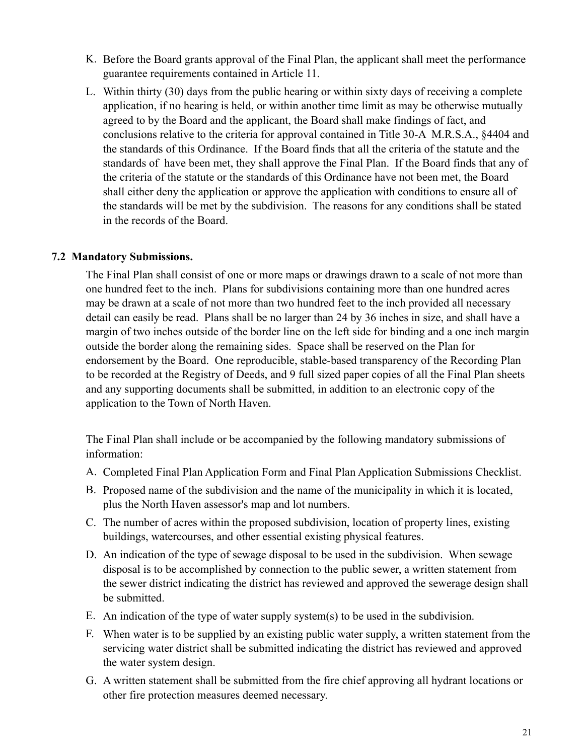K. Before the Board grants approval of the Final Plan, the applicant shall meet the performance guarantee requirements contained in Article 11.

L. Within thirty (30) days from the public hearing or within sixty days of receiving a complete application, if no hearing is held, or within another time limit as may be otherwise mutually agreed to by the Board and the applicant, the Board shall make findings of fact, and conclusions relative to the criteria for approval contained in Title 30-A M.R.S.A., §4404 and the standards of this Ordinance. If the Board finds that all the criteria of the statute and the standards of have been met, they shall approve the Final Plan. If the Board finds that any of the criteria of the statute or the standards of this Ordinance have not been met, the Board shall either deny the application or approve the application with conditions to ensure all of the standards will be met by the subdivision. The reasons for any conditions shall be stated in the records of the Board.

**7.2 Mandatory Submissions.**

The Final Plan shall consist of one or more maps or drawings drawn to a scale of not more than one hundred feet to the inch. Plans for subdivisions containing more than one hundred acres may be drawn at a scale of not more than two hundred feet to the inch provided all necessary detail can easily be read. Plans shall be no larger than 24 by 36 inches in size, and shall have a margin of two inches outside of the border line on the left side for binding and a one inch margin outside the border along the remaining sides. Space shall be reserved on the Plan for endorsement by the Board. One reproducible, stable-based transparency of the Recording Plan to be recorded at the Registry of Deeds, and 9 full sized paper copies of all the Final Plan sheets and any supporting documents shall be submitted, in addition to an electronic copy of the application to the Town of North Haven.

The Final Plan shall include or be accompanied by the following mandatory submissions of information:

A. Completed Final Plan Application Form and Final Plan Application Submissions Checklist.

B. Proposed name of the subdivision and the name of the municipality in which it is located, plus the North Haven assessor's map and lot numbers.

C. The number of acres within the proposed subdivision, location of property lines, existing buildings, watercourses, and other essential existing physical features.

D. An indication of the type of sewage disposal to be used in the subdivision. When sewage disposal is to be accomplished by connection to the public sewer, a written statement from the sewer district indicating the district has reviewed and approved the sewerage design shall be submitted.

E. An indication of the type of water supply system(s) to be used in the subdivision.

F. When water is to be supplied by an existing public water supply, a written statement from the servicing water district shall be submitted indicating the district has reviewed and approved the water system design.

G. A written statement shall be submitted from the fire chief approving all hydrant locations or other fire protection measures deemed necessary.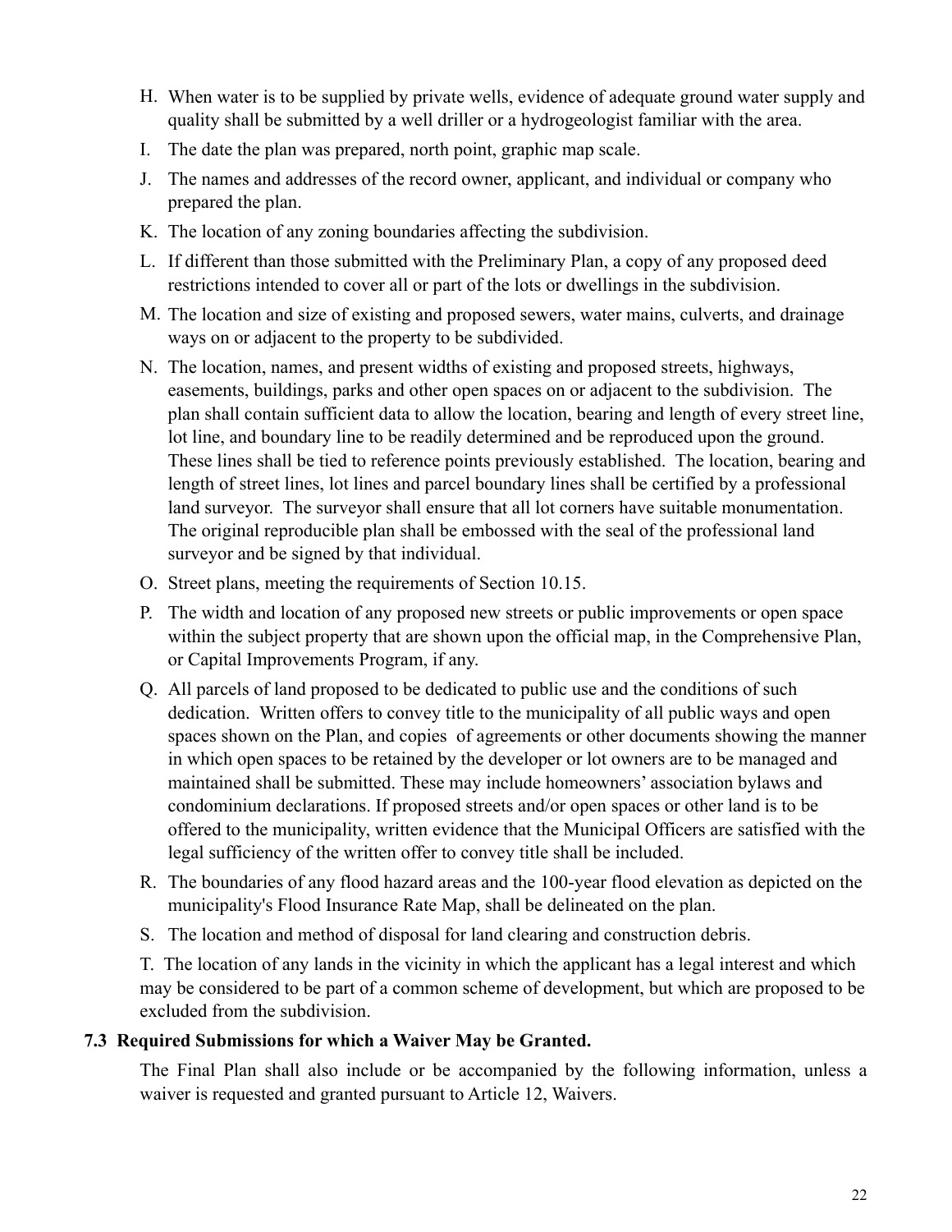H. When water is to be supplied by private wells, evidence of adequate ground water supply and quality shall be submitted by a well driller or a hydrogeologist familiar with the area.

I. The date the plan was prepared, north point, graphic map scale.

J. The names and addresses of the record owner, applicant, and individual or company who prepared the plan.

K. The location of any zoning boundaries affecting the subdivision.

L. If different than those submitted with the Preliminary Plan, a copy of any proposed deed restrictions intended to cover all or part of the lots or dwellings in the subdivision.

M. The location and size of existing and proposed sewers, water mains, culverts, and drainage ways on or adjacent to the property to be subdivided.

N. The location, names, and present widths of existing and proposed streets, highways, easements, buildings, parks and other open spaces on or adjacent to the subdivision. The plan shall contain sufficient data to allow the location, bearing and length of every street line, lot line, and boundary line to be readily determined and be reproduced upon the ground. These lines shall be tied to reference points previously established. The location, bearing and length of street lines, lot lines and parcel boundary lines shall be certified by a professional land surveyor. The surveyor shall ensure that all lot corners have suitable monumentation. The original reproducible plan shall be embossed with the seal of the professional land surveyor and be signed by that individual.

O. Street plans, meeting the requirements of Section 10.15.

P. The width and location of any proposed new streets or public improvements or open space within the subject property that are shown upon the official map, in the Comprehensive Plan, or Capital Improvements Program, if any.

Q. All parcels of land proposed to be dedicated to public use and the conditions of such dedication. Written offers to convey title to the municipality of all public ways and open spaces shown on the Plan, and copies of agreements or other documents showing the manner in which open spaces to be retained by the developer or lot owners are to be managed and maintained shall be submitted. These may include homeowners' association bylaws and condominium declarations. If proposed streets and/or open spaces or other land is to be offered to the municipality, written evidence that the Municipal Officers are satisfied with the legal sufficiency of the written offer to convey title shall be included.

R. The boundaries of any flood hazard areas and the 100-year flood elevation as depicted on the municipality's Flood Insurance Rate Map, shall be delineated on the plan.

S. The location and method of disposal for land clearing and construction debris.

T. The location of any lands in the vicinity in which the applicant has a legal interest and which may be considered to be part of a common scheme of development, but which are proposed to be excluded from the subdivision.

### 7.3 Required Submissions for which a Waiver May be Granted.

The Final Plan shall also include or be accompanied by the following information, unless a waiver is requested and granted pursuant to Article 12, Waivers.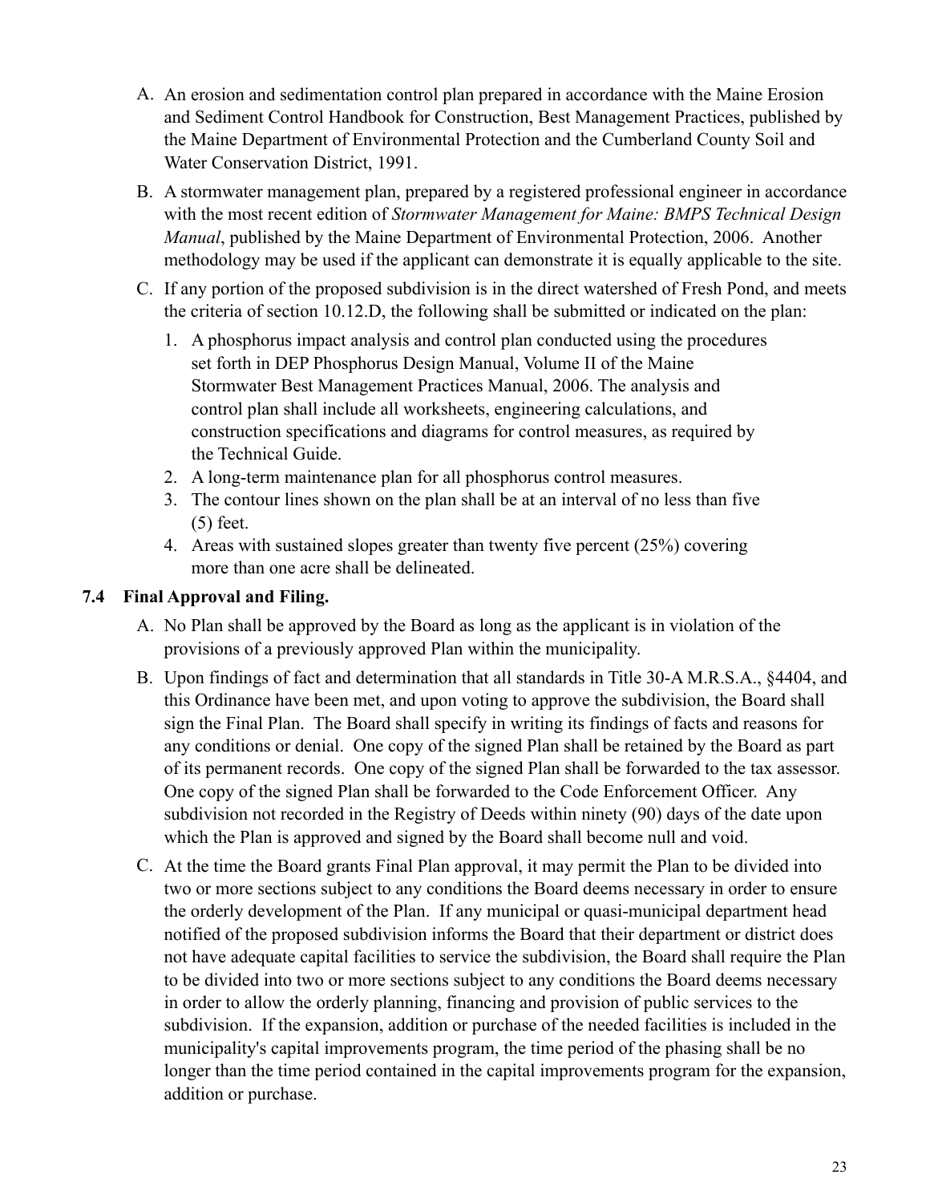A. An erosion and sedimentation control plan prepared in accordance with the Maine Erosion and Sediment Control Handbook for Construction, Best Management Practices, published by the Maine Department of Environmental Protection and the Cumberland County Soil and Water Conservation District, 1991.

B. A stormwater management plan, prepared by a registered professional engineer in accordance with the most recent edition of *Stormwater Management for Maine: BMPS Technical Design Manual*, published by the Maine Department of Environmental Protection, 2006. Another methodology may be used if the applicant can demonstrate it is equally applicable to the site.

C. If any portion of the proposed subdivision is in the direct watershed of Fresh Pond, and meets the criteria of section 10.12.D, the following shall be submitted or indicated on the plan:

   1. A phosphorus impact analysis and control plan conducted using the procedures set forth in DEP Phosphorus Design Manual, Volume II of the Maine Stormwater Best Management Practices Manual, 2006. The analysis and control plan shall include all worksheets, engineering calculations, and construction specifications and diagrams for control measures, as required by the Technical Guide.
   2. A long-term maintenance plan for all phosphorus control measures.
   3. The contour lines shown on the plan shall be at an interval of no less than five (5) feet.
   4. Areas with sustained slopes greater than twenty five percent (25%) covering more than one acre shall be delineated.

### 7.4 Final Approval and Filing.

A. No Plan shall be approved by the Board as long as the applicant is in violation of the provisions of a previously approved Plan within the municipality.

B. Upon findings of fact and determination that all standards in Title 30-A M.R.S.A., §4404, and this Ordinance have been met, and upon voting to approve the subdivision, the Board shall sign the Final Plan. The Board shall specify in writing its findings of facts and reasons for any conditions or denial. One copy of the signed Plan shall be retained by the Board as part of its permanent records. One copy of the signed Plan shall be forwarded to the tax assessor. One copy of the signed Plan shall be forwarded to the Code Enforcement Officer. Any subdivision not recorded in the Registry of Deeds within ninety (90) days of the date upon which the Plan is approved and signed by the Board shall become null and void.

C. At the time the Board grants Final Plan approval, it may permit the Plan to be divided into two or more sections subject to any conditions the Board deems necessary in order to ensure the orderly development of the Plan. If any municipal or quasi-municipal department head notified of the proposed subdivision informs the Board that their department or district does not have adequate capital facilities to service the subdivision, the Board shall require the Plan to be divided into two or more sections subject to any conditions the Board deems necessary in order to allow the orderly planning, financing and provision of public services to the subdivision. If the expansion, addition or purchase of the needed facilities is included in the municipality's capital improvements program, the time period of the phasing shall be no longer than the time period contained in the capital improvements program for the expansion, addition or purchase.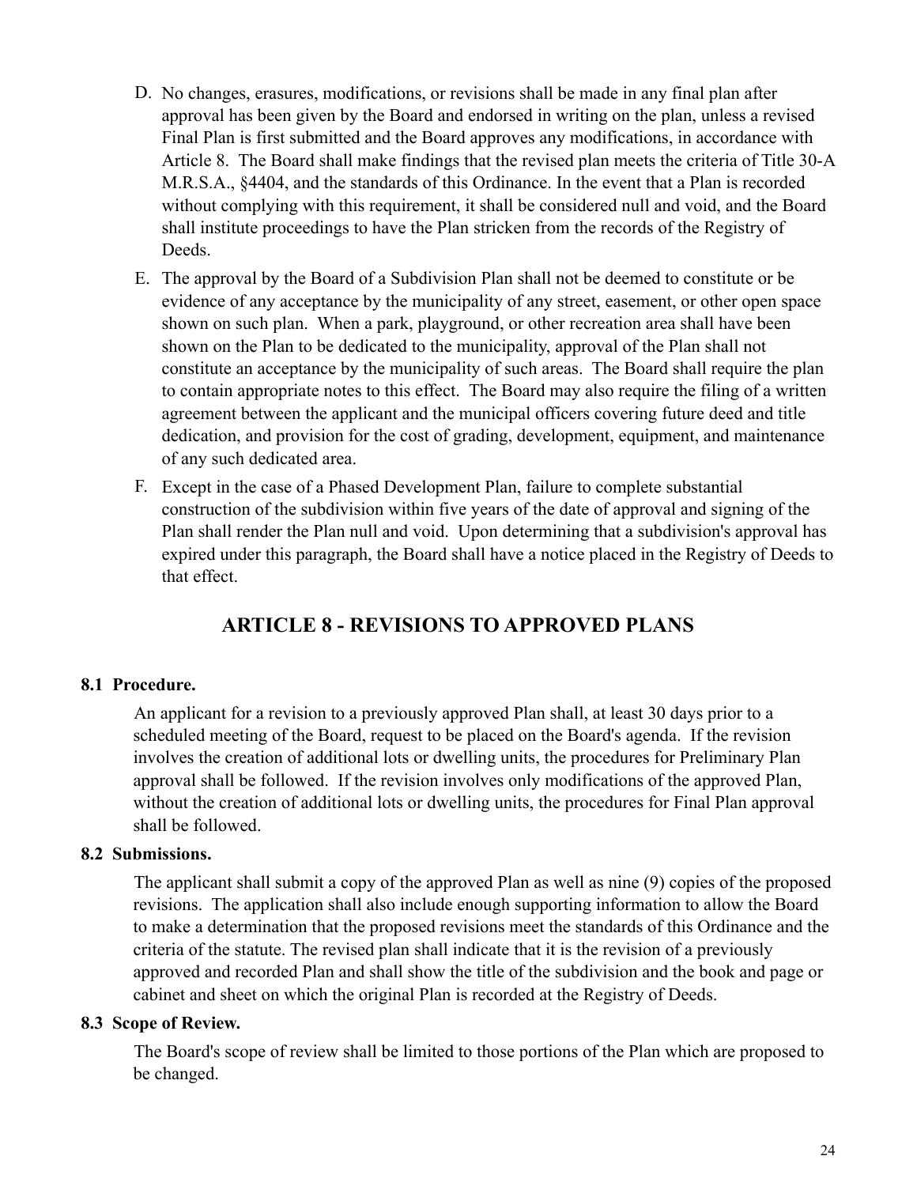D. No changes, erasures, modifications, or revisions shall be made in any final plan after approval has been given by the Board and endorsed in writing on the plan, unless a revised Final Plan is first submitted and the Board approves any modifications, in accordance with Article 8. The Board shall make findings that the revised plan meets the criteria of Title 30-A M.R.S.A., §4404, and the standards of this Ordinance. In the event that a Plan is recorded without complying with this requirement, it shall be considered null and void, and the Board shall institute proceedings to have the Plan stricken from the records of the Registry of Deeds.

E. The approval by the Board of a Subdivision Plan shall not be deemed to constitute or be evidence of any acceptance by the municipality of any street, easement, or other open space shown on such plan. When a park, playground, or other recreation area shall have been shown on the Plan to be dedicated to the municipality, approval of the Plan shall not constitute an acceptance by the municipality of such areas. The Board shall require the plan to contain appropriate notes to this effect. The Board may also require the filing of a written agreement between the applicant and the municipal officers covering future deed and title dedication, and provision for the cost of grading, development, equipment, and maintenance of any such dedicated area.

F. Except in the case of a Phased Development Plan, failure to complete substantial construction of the subdivision within five years of the date of approval and signing of the Plan shall render the Plan null and void. Upon determining that a subdivision's approval has expired under this paragraph, the Board shall have a notice placed in the Registry of Deeds to that effect.

## ARTICLE 8 - REVISIONS TO APPROVED PLANS

**8.1 Procedure.**

An applicant for a revision to a previously approved Plan shall, at least 30 days prior to a scheduled meeting of the Board, request to be placed on the Board's agenda. If the revision involves the creation of additional lots or dwelling units, the procedures for Preliminary Plan approval shall be followed. If the revision involves only modifications of the approved Plan, without the creation of additional lots or dwelling units, the procedures for Final Plan approval shall be followed.

**8.2 Submissions.**

The applicant shall submit a copy of the approved Plan as well as nine (9) copies of the proposed revisions. The application shall also include enough supporting information to allow the Board to make a determination that the proposed revisions meet the standards of this Ordinance and the criteria of the statute. The revised plan shall indicate that it is the revision of a previously approved and recorded Plan and shall show the title of the subdivision and the book and page or cabinet and sheet on which the original Plan is recorded at the Registry of Deeds.

**8.3 Scope of Review.**

The Board's scope of review shall be limited to those portions of the Plan which are proposed to be changed.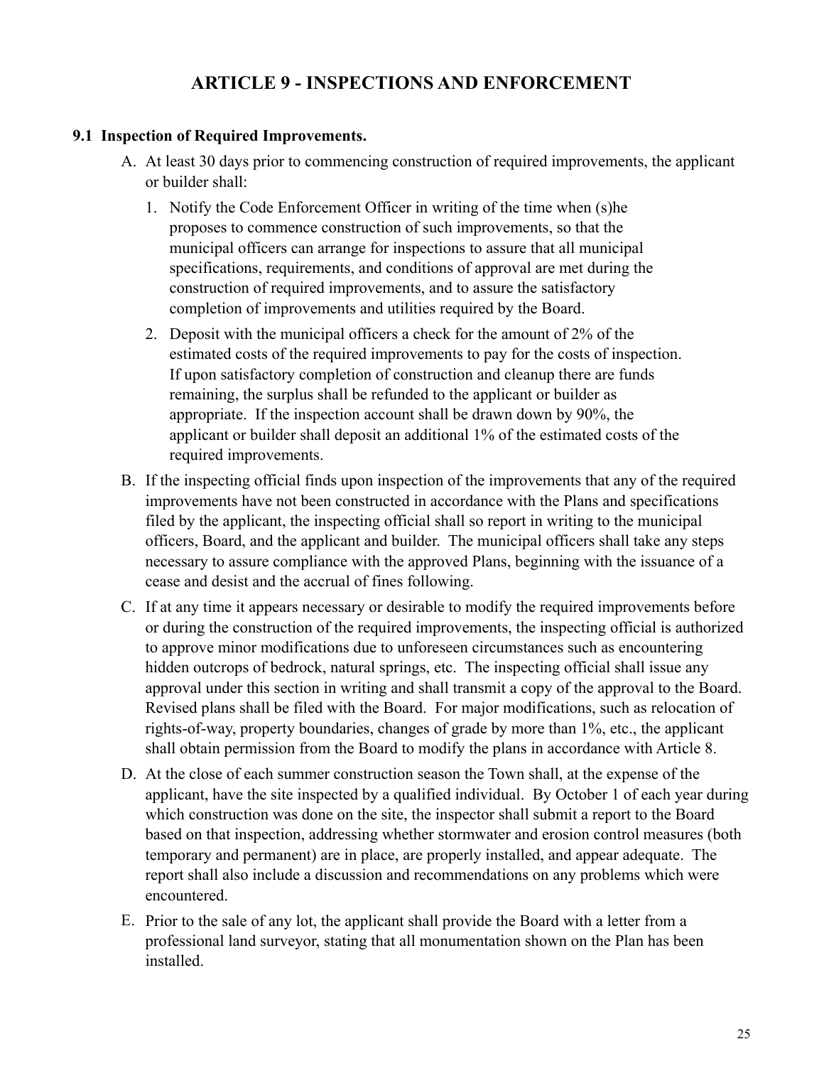# ARTICLE 9 - INSPECTIONS AND ENFORCEMENT

**9.1 Inspection of Required Improvements.**

A. At least 30 days prior to commencing construction of required improvements, the applicant or builder shall:

   1. Notify the Code Enforcement Officer in writing of the time when (s)he proposes to commence construction of such improvements, so that the municipal officers can arrange for inspections to assure that all municipal specifications, requirements, and conditions of approval are met during the construction of required improvements, and to assure the satisfactory completion of improvements and utilities required by the Board.

   2. Deposit with the municipal officers a check for the amount of 2% of the estimated costs of the required improvements to pay for the costs of inspection. If upon satisfactory completion of construction and cleanup there are funds remaining, the surplus shall be refunded to the applicant or builder as appropriate. If the inspection account shall be drawn down by 90%, the applicant or builder shall deposit an additional 1% of the estimated costs of the required improvements.

B. If the inspecting official finds upon inspection of the improvements that any of the required improvements have not been constructed in accordance with the Plans and specifications filed by the applicant, the inspecting official shall so report in writing to the municipal officers, Board, and the applicant and builder. The municipal officers shall take any steps necessary to assure compliance with the approved Plans, beginning with the issuance of a cease and desist and the accrual of fines following.

C. If at any time it appears necessary or desirable to modify the required improvements before or during the construction of the required improvements, the inspecting official is authorized to approve minor modifications due to unforeseen circumstances such as encountering hidden outcrops of bedrock, natural springs, etc. The inspecting official shall issue any approval under this section in writing and shall transmit a copy of the approval to the Board. Revised plans shall be filed with the Board. For major modifications, such as relocation of rights-of-way, property boundaries, changes of grade by more than 1%, etc., the applicant shall obtain permission from the Board to modify the plans in accordance with Article 8.

D. At the close of each summer construction season the Town shall, at the expense of the applicant, have the site inspected by a qualified individual. By October 1 of each year during which construction was done on the site, the inspector shall submit a report to the Board based on that inspection, addressing whether stormwater and erosion control measures (both temporary and permanent) are in place, are properly installed, and appear adequate. The report shall also include a discussion and recommendations on any problems which were encountered.

E. Prior to the sale of any lot, the applicant shall provide the Board with a letter from a professional land surveyor, stating that all monumentation shown on the Plan has been installed.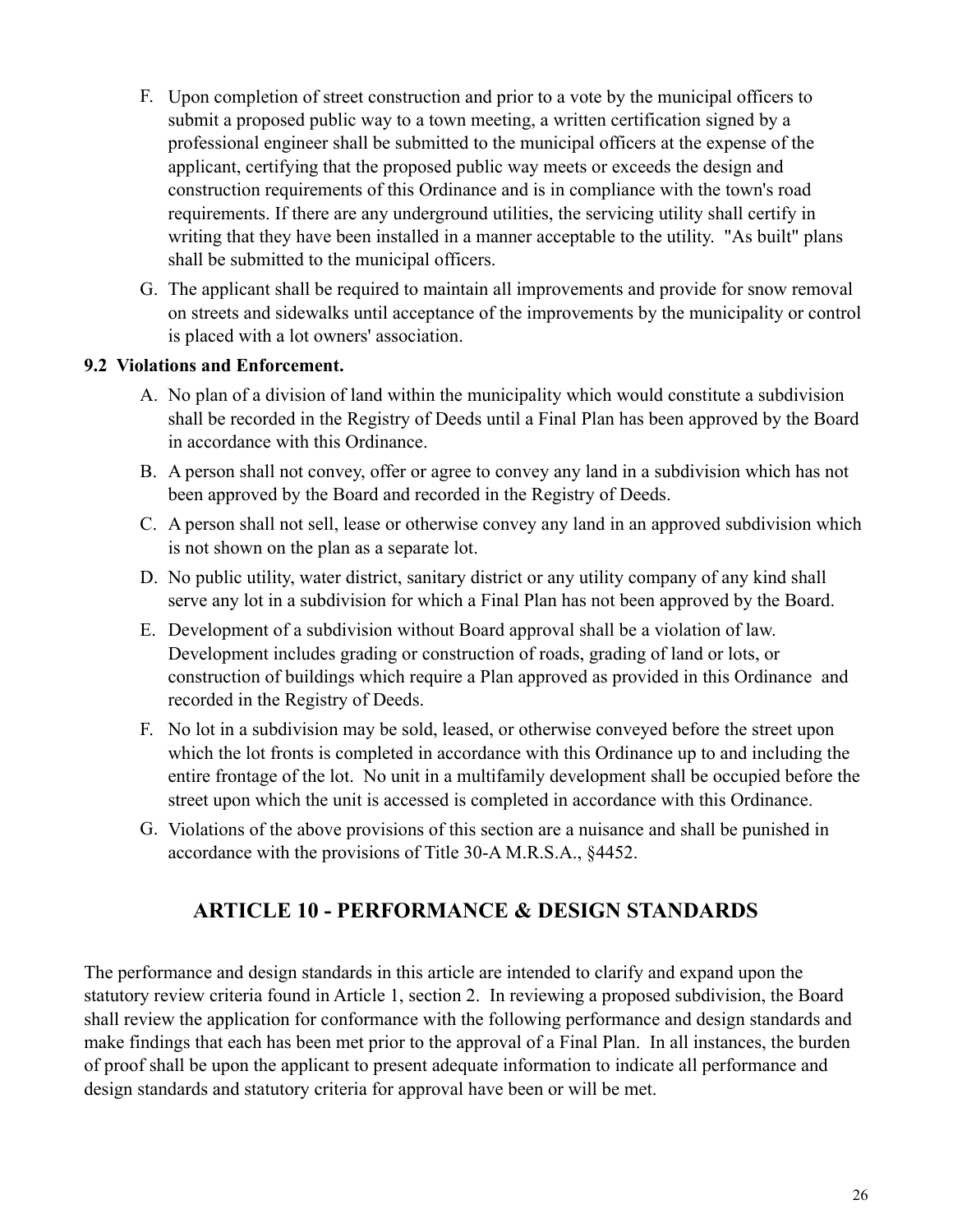F. Upon completion of street construction and prior to a vote by the municipal officers to submit a proposed public way to a town meeting, a written certification signed by a professional engineer shall be submitted to the municipal officers at the expense of the applicant, certifying that the proposed public way meets or exceeds the design and construction requirements of this Ordinance and is in compliance with the town's road requirements. If there are any underground utilities, the servicing utility shall certify in writing that they have been installed in a manner acceptable to the utility. "As built" plans shall be submitted to the municipal officers.

G. The applicant shall be required to maintain all improvements and provide for snow removal on streets and sidewalks until acceptance of the improvements by the municipality or control is placed with a lot owners' association.

**9.2 Violations and Enforcement.**

A. No plan of a division of land within the municipality which would constitute a subdivision shall be recorded in the Registry of Deeds until a Final Plan has been approved by the Board in accordance with this Ordinance.

B. A person shall not convey, offer or agree to convey any land in a subdivision which has not been approved by the Board and recorded in the Registry of Deeds.

C. A person shall not sell, lease or otherwise convey any land in an approved subdivision which is not shown on the plan as a separate lot.

D. No public utility, water district, sanitary district or any utility company of any kind shall serve any lot in a subdivision for which a Final Plan has not been approved by the Board.

E. Development of a subdivision without Board approval shall be a violation of law. Development includes grading or construction of roads, grading of land or lots, or construction of buildings which require a Plan approved as provided in this Ordinance and recorded in the Registry of Deeds.

F. No lot in a subdivision may be sold, leased, or otherwise conveyed before the street upon which the lot fronts is completed in accordance with this Ordinance up to and including the entire frontage of the lot. No unit in a multifamily development shall be occupied before the street upon which the unit is accessed is completed in accordance with this Ordinance.

G. Violations of the above provisions of this section are a nuisance and shall be punished in accordance with the provisions of Title 30-A M.R.S.A., §4452.

## ARTICLE 10 - PERFORMANCE & DESIGN STANDARDS

The performance and design standards in this article are intended to clarify and expand upon the statutory review criteria found in Article 1, section 2. In reviewing a proposed subdivision, the Board shall review the application for conformance with the following performance and design standards and make findings that each has been met prior to the approval of a Final Plan. In all instances, the burden of proof shall be upon the applicant to present adequate information to indicate all performance and design standards and statutory criteria for approval have been or will be met.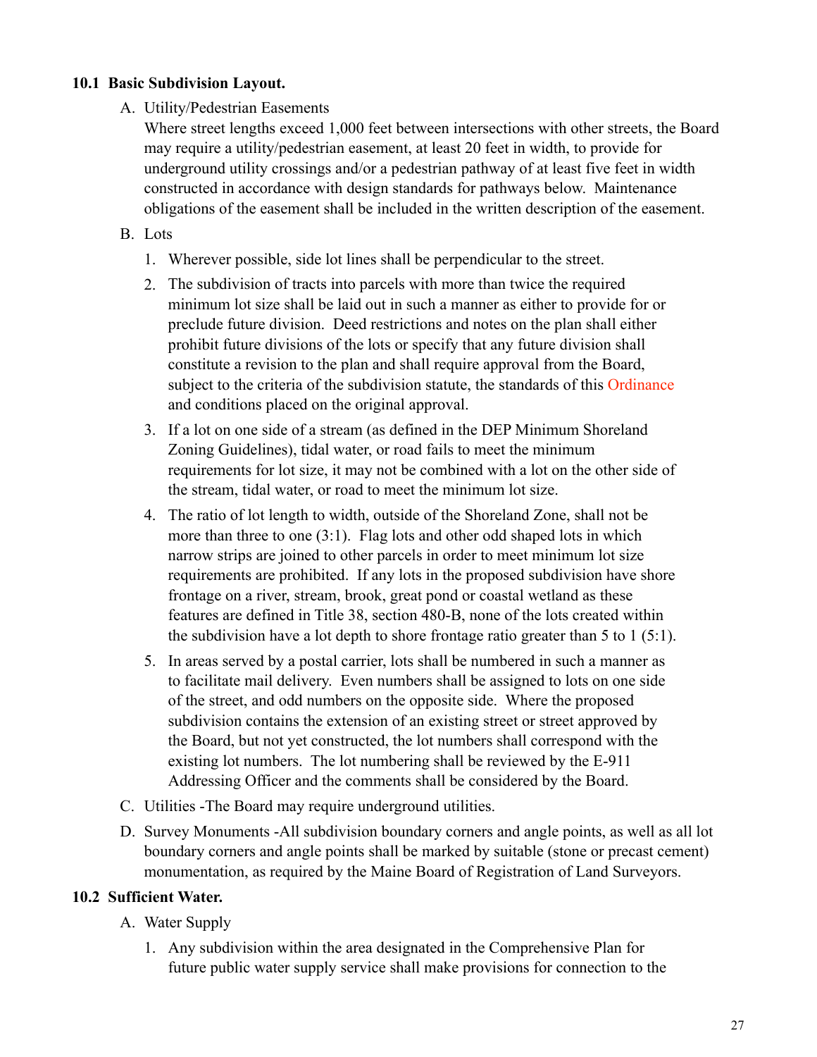### 10.1 Basic Subdivision Layout.

A. Utility/Pedestrian Easements

Where street lengths exceed 1,000 feet between intersections with other streets, the Board may require a utility/pedestrian easement, at least 20 feet in width, to provide for underground utility crossings and/or a pedestrian pathway of at least five feet in width constructed in accordance with design standards for pathways below. Maintenance obligations of the easement shall be included in the written description of the easement.

B. Lots

1. Wherever possible, side lot lines shall be perpendicular to the street.
2. The subdivision of tracts into parcels with more than twice the required minimum lot size shall be laid out in such a manner as either to provide for or preclude future division. Deed restrictions and notes on the plan shall either prohibit future divisions of the lots or specify that any future division shall constitute a revision to the plan and shall require approval from the Board, subject to the criteria of the subdivision statute, the standards of this Ordinance and conditions placed on the original approval.
3. If a lot on one side of a stream (as defined in the DEP Minimum Shoreland Zoning Guidelines), tidal water, or road fails to meet the minimum requirements for lot size, it may not be combined with a lot on the other side of the stream, tidal water, or road to meet the minimum lot size.
4. The ratio of lot length to width, outside of the Shoreland Zone, shall not be more than three to one (3:1). Flag lots and other odd shaped lots in which narrow strips are joined to other parcels in order to meet minimum lot size requirements are prohibited. If any lots in the proposed subdivision have shore frontage on a river, stream, brook, great pond or coastal wetland as these features are defined in Title 38, section 480-B, none of the lots created within the subdivision have a lot depth to shore frontage ratio greater than 5 to 1 (5:1).
5. In areas served by a postal carrier, lots shall be numbered in such a manner as to facilitate mail delivery. Even numbers shall be assigned to lots on one side of the street, and odd numbers on the opposite side. Where the proposed subdivision contains the extension of an existing street or street approved by the Board, but not yet constructed, the lot numbers shall correspond with the existing lot numbers. The lot numbering shall be reviewed by the E-911 Addressing Officer and the comments shall be considered by the Board.

C. Utilities -The Board may require underground utilities.

D. Survey Monuments -All subdivision boundary corners and angle points, as well as all lot boundary corners and angle points shall be marked by suitable (stone or precast cement) monumentation, as required by the Maine Board of Registration of Land Surveyors.

### 10.2 Sufficient Water.

A. Water Supply

1. Any subdivision within the area designated in the Comprehensive Plan for future public water supply service shall make provisions for connection to the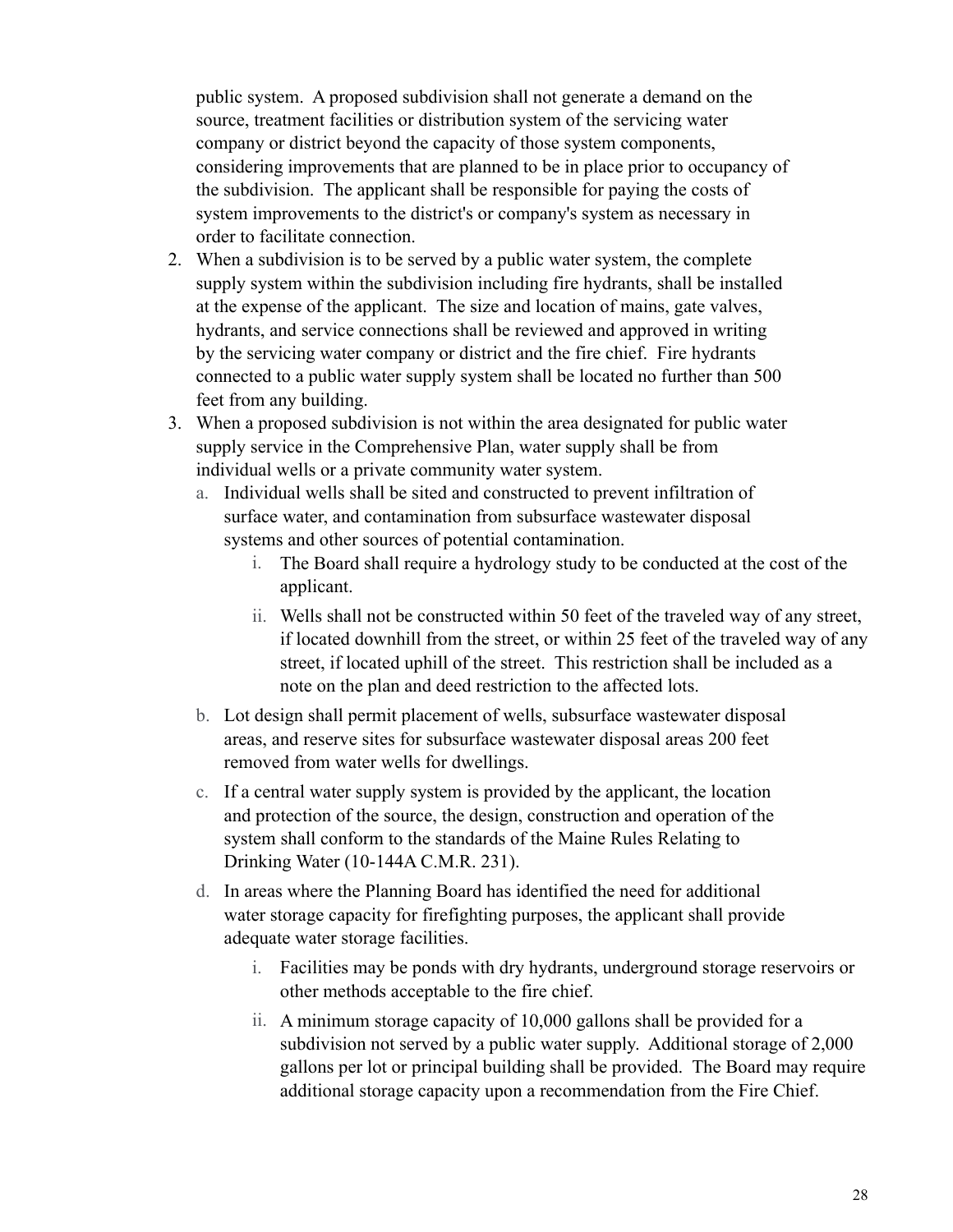public system. A proposed subdivision shall not generate a demand on the source, treatment facilities or distribution system of the servicing water company or district beyond the capacity of those system components, considering improvements that are planned to be in place prior to occupancy of the subdivision. The applicant shall be responsible for paying the costs of system improvements to the district's or company's system as necessary in order to facilitate connection.

2. When a subdivision is to be served by a public water system, the complete supply system within the subdivision including fire hydrants, shall be installed at the expense of the applicant. The size and location of mains, gate valves, hydrants, and service connections shall be reviewed and approved in writing by the servicing water company or district and the fire chief. Fire hydrants connected to a public water supply system shall be located no further than 500 feet from any building.
3. When a proposed subdivision is not within the area designated for public water supply service in the Comprehensive Plan, water supply shall be from individual wells or a private community water system.
   a. Individual wells shall be sited and constructed to prevent infiltration of surface water, and contamination from subsurface wastewater disposal systems and other sources of potential contamination.
      i. The Board shall require a hydrology study to be conducted at the cost of the applicant.
      ii. Wells shall not be constructed within 50 feet of the traveled way of any street, if located downhill from the street, or within 25 feet of the traveled way of any street, if located uphill of the street. This restriction shall be included as a note on the plan and deed restriction to the affected lots.
   b. Lot design shall permit placement of wells, subsurface wastewater disposal areas, and reserve sites for subsurface wastewater disposal areas 200 feet removed from water wells for dwellings.
   c. If a central water supply system is provided by the applicant, the location and protection of the source, the design, construction and operation of the system shall conform to the standards of the Maine Rules Relating to Drinking Water (10-144A C.M.R. 231).
   d. In areas where the Planning Board has identified the need for additional water storage capacity for firefighting purposes, the applicant shall provide adequate water storage facilities.
      i. Facilities may be ponds with dry hydrants, underground storage reservoirs or other methods acceptable to the fire chief.
      ii. A minimum storage capacity of 10,000 gallons shall be provided for a subdivision not served by a public water supply. Additional storage of 2,000 gallons per lot or principal building shall be provided. The Board may require additional storage capacity upon a recommendation from the Fire Chief.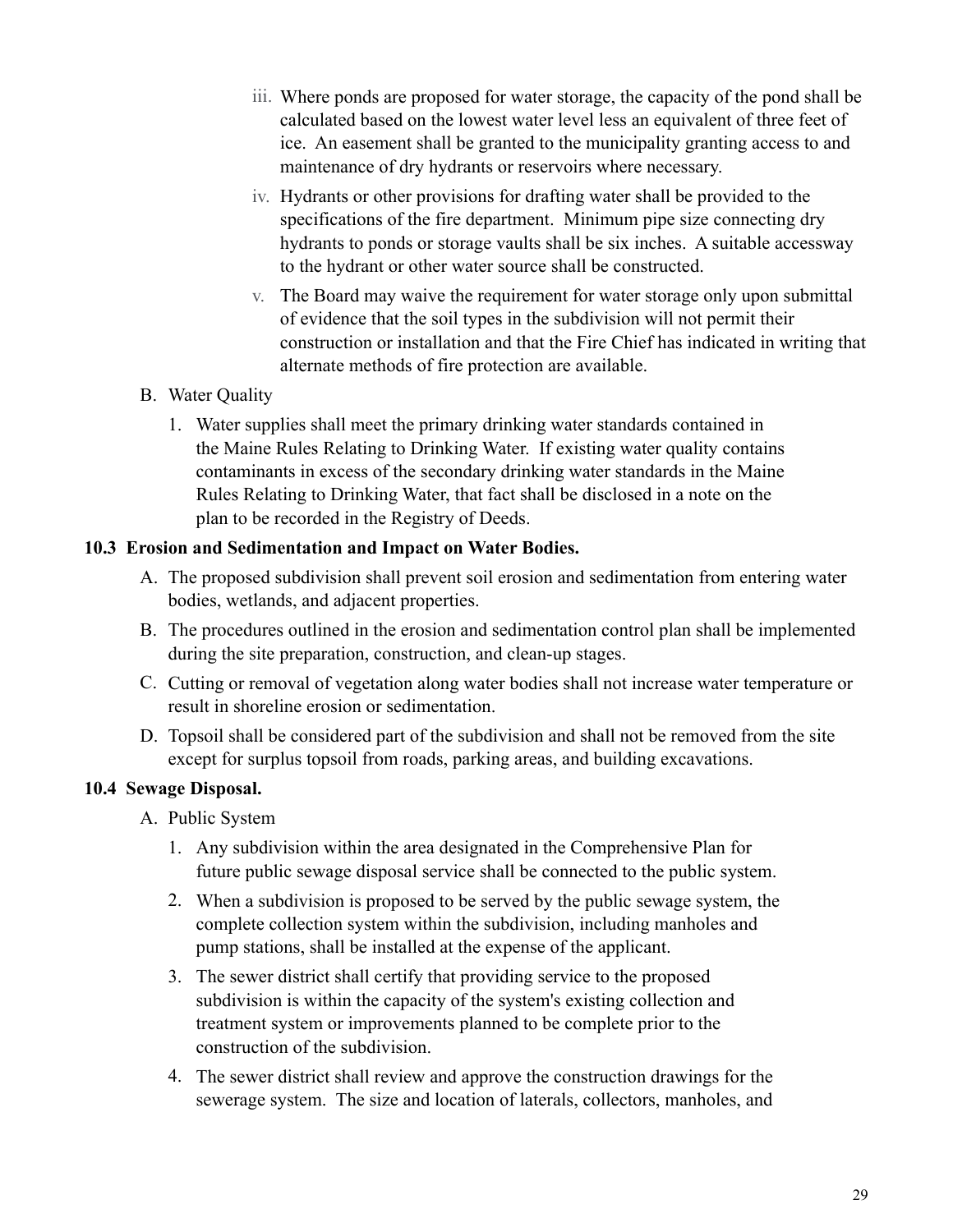iii. Where ponds are proposed for water storage, the capacity of the pond shall be calculated based on the lowest water level less an equivalent of three feet of ice. An easement shall be granted to the municipality granting access to and maintenance of dry hydrants or reservoirs where necessary.

iv. Hydrants or other provisions for drafting water shall be provided to the specifications of the fire department. Minimum pipe size connecting dry hydrants to ponds or storage vaults shall be six inches. A suitable accessway to the hydrant or other water source shall be constructed.

v. The Board may waive the requirement for water storage only upon submittal of evidence that the soil types in the subdivision will not permit their construction or installation and that the Fire Chief has indicated in writing that alternate methods of fire protection are available.

B. Water Quality

1. Water supplies shall meet the primary drinking water standards contained in the Maine Rules Relating to Drinking Water. If existing water quality contains contaminants in excess of the secondary drinking water standards in the Maine Rules Relating to Drinking Water, that fact shall be disclosed in a note on the plan to be recorded in the Registry of Deeds.

**10.3 Erosion and Sedimentation and Impact on Water Bodies.**

A. The proposed subdivision shall prevent soil erosion and sedimentation from entering water bodies, wetlands, and adjacent properties.

B. The procedures outlined in the erosion and sedimentation control plan shall be implemented during the site preparation, construction, and clean-up stages.

C. Cutting or removal of vegetation along water bodies shall not increase water temperature or result in shoreline erosion or sedimentation.

D. Topsoil shall be considered part of the subdivision and shall not be removed from the site except for surplus topsoil from roads, parking areas, and building excavations.

**10.4 Sewage Disposal.**

A. Public System

1. Any subdivision within the area designated in the Comprehensive Plan for future public sewage disposal service shall be connected to the public system.

2. When a subdivision is proposed to be served by the public sewage system, the complete collection system within the subdivision, including manholes and pump stations, shall be installed at the expense of the applicant.

3. The sewer district shall certify that providing service to the proposed subdivision is within the capacity of the system's existing collection and treatment system or improvements planned to be complete prior to the construction of the subdivision.

4. The sewer district shall review and approve the construction drawings for the sewerage system. The size and location of laterals, collectors, manholes, and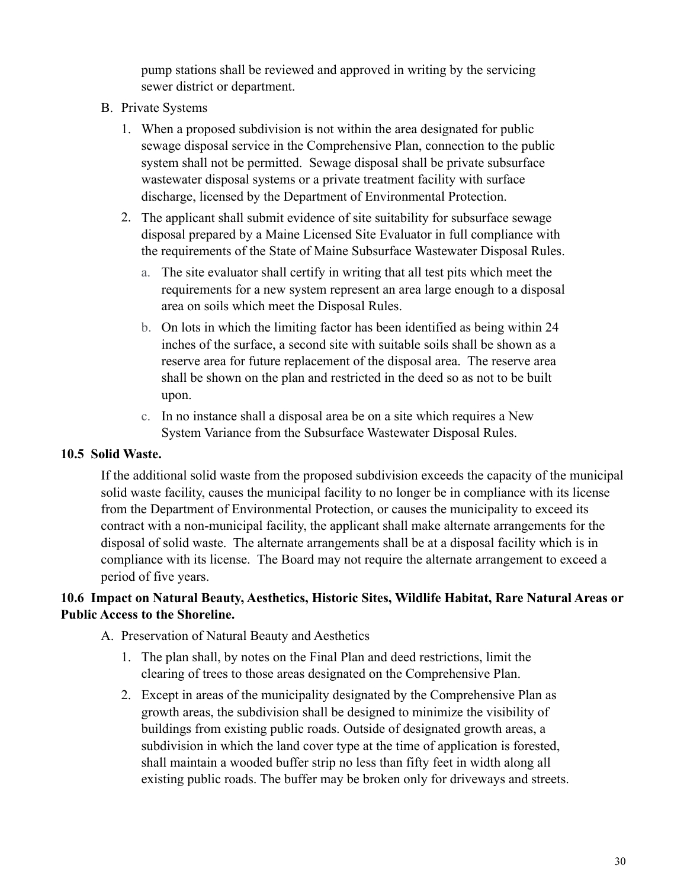pump stations shall be reviewed and approved in writing by the servicing sewer district or department.

B. Private Systems

1. When a proposed subdivision is not within the area designated for public sewage disposal service in the Comprehensive Plan, connection to the public system shall not be permitted. Sewage disposal shall be private subsurface wastewater disposal systems or a private treatment facility with surface discharge, licensed by the Department of Environmental Protection.

2. The applicant shall submit evidence of site suitability for subsurface sewage disposal prepared by a Maine Licensed Site Evaluator in full compliance with the requirements of the State of Maine Subsurface Wastewater Disposal Rules.

   a. The site evaluator shall certify in writing that all test pits which meet the requirements for a new system represent an area large enough to a disposal area on soils which meet the Disposal Rules.

   b. On lots in which the limiting factor has been identified as being within 24 inches of the surface, a second site with suitable soils shall be shown as a reserve area for future replacement of the disposal area. The reserve area shall be shown on the plan and restricted in the deed so as not to be built upon.

   c. In no instance shall a disposal area be on a site which requires a New System Variance from the Subsurface Wastewater Disposal Rules.

**10.5 Solid Waste.**

If the additional solid waste from the proposed subdivision exceeds the capacity of the municipal solid waste facility, causes the municipal facility to no longer be in compliance with its license from the Department of Environmental Protection, or causes the municipality to exceed its contract with a non-municipal facility, the applicant shall make alternate arrangements for the disposal of solid waste. The alternate arrangements shall be at a disposal facility which is in compliance with its license. The Board may not require the alternate arrangement to exceed a period of five years.

**10.6 Impact on Natural Beauty, Aesthetics, Historic Sites, Wildlife Habitat, Rare Natural Areas or Public Access to the Shoreline.**

A. Preservation of Natural Beauty and Aesthetics

1. The plan shall, by notes on the Final Plan and deed restrictions, limit the clearing of trees to those areas designated on the Comprehensive Plan.

2. Except in areas of the municipality designated by the Comprehensive Plan as growth areas, the subdivision shall be designed to minimize the visibility of buildings from existing public roads. Outside of designated growth areas, a subdivision in which the land cover type at the time of application is forested, shall maintain a wooded buffer strip no less than fifty feet in width along all existing public roads. The buffer may be broken only for driveways and streets.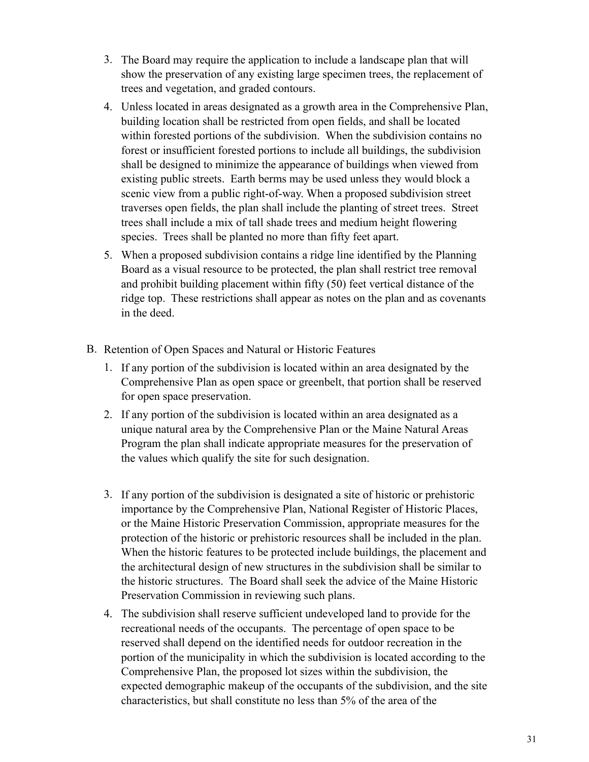3. The Board may require the application to include a landscape plan that will show the preservation of any existing large specimen trees, the replacement of trees and vegetation, and graded contours.
4. Unless located in areas designated as a growth area in the Comprehensive Plan, building location shall be restricted from open fields, and shall be located within forested portions of the subdivision. When the subdivision contains no forest or insufficient forested portions to include all buildings, the subdivision shall be designed to minimize the appearance of buildings when viewed from existing public streets. Earth berms may be used unless they would block a scenic view from a public right-of-way. When a proposed subdivision street traverses open fields, the plan shall include the planting of street trees. Street trees shall include a mix of tall shade trees and medium height flowering species. Trees shall be planted no more than fifty feet apart.
5. When a proposed subdivision contains a ridge line identified by the Planning Board as a visual resource to be protected, the plan shall restrict tree removal and prohibit building placement within fifty (50) feet vertical distance of the ridge top. These restrictions shall appear as notes on the plan and as covenants in the deed.

B. Retention of Open Spaces and Natural or Historic Features

1. If any portion of the subdivision is located within an area designated by the Comprehensive Plan as open space or greenbelt, that portion shall be reserved for open space preservation.
2. If any portion of the subdivision is located within an area designated as a unique natural area by the Comprehensive Plan or the Maine Natural Areas Program the plan shall indicate appropriate measures for the preservation of the values which qualify the site for such designation.
3. If any portion of the subdivision is designated a site of historic or prehistoric importance by the Comprehensive Plan, National Register of Historic Places, or the Maine Historic Preservation Commission, appropriate measures for the protection of the historic or prehistoric resources shall be included in the plan. When the historic features to be protected include buildings, the placement and the architectural design of new structures in the subdivision shall be similar to the historic structures. The Board shall seek the advice of the Maine Historic Preservation Commission in reviewing such plans.
4. The subdivision shall reserve sufficient undeveloped land to provide for the recreational needs of the occupants. The percentage of open space to be reserved shall depend on the identified needs for outdoor recreation in the portion of the municipality in which the subdivision is located according to the Comprehensive Plan, the proposed lot sizes within the subdivision, the expected demographic makeup of the occupants of the subdivision, and the site characteristics, but shall constitute no less than 5% of the area of the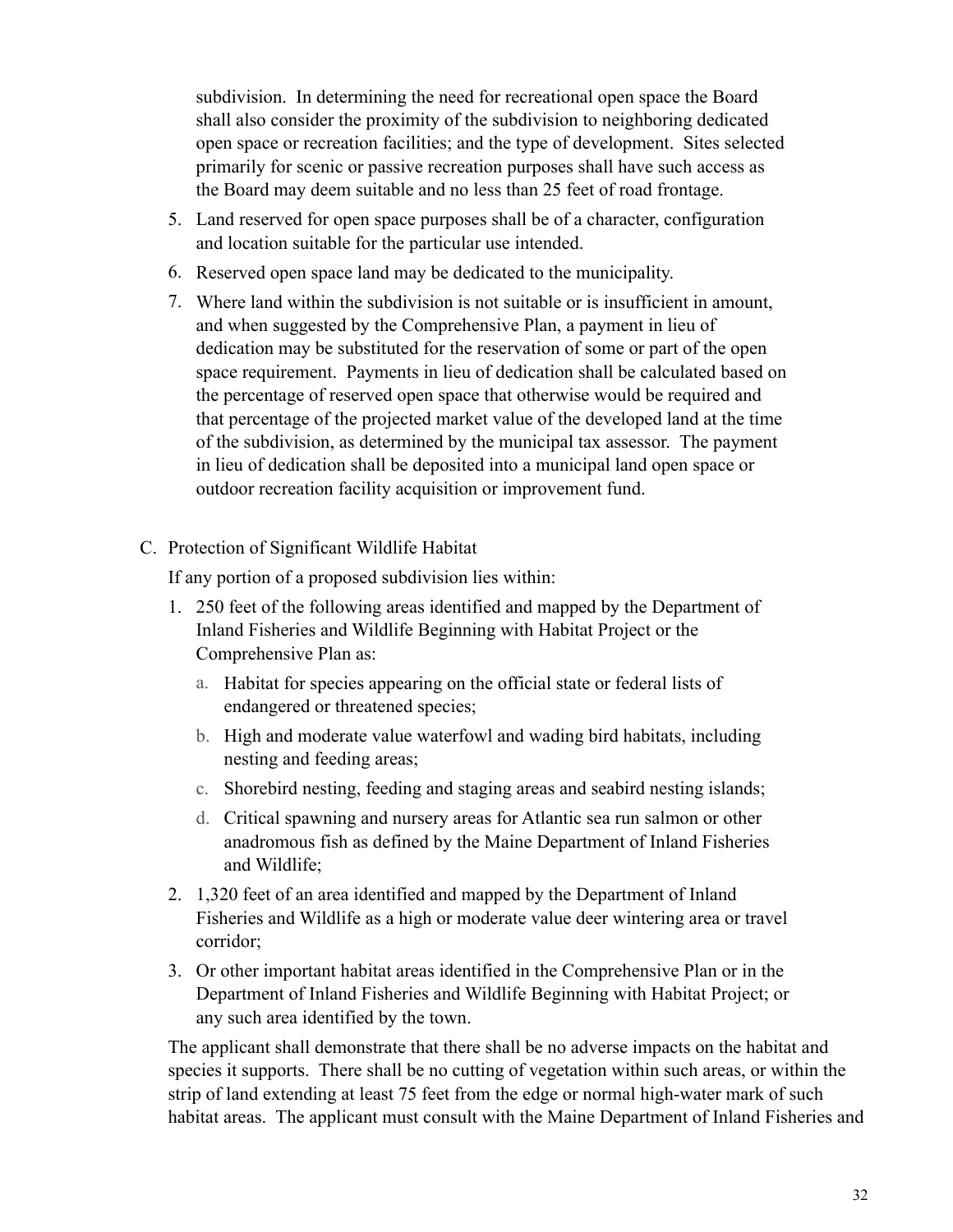subdivision. In determining the need for recreational open space the Board shall also consider the proximity of the subdivision to neighboring dedicated open space or recreation facilities; and the type of development. Sites selected primarily for scenic or passive recreation purposes shall have such access as the Board may deem suitable and no less than 25 feet of road frontage.

5. Land reserved for open space purposes shall be of a character, configuration and location suitable for the particular use intended.
6. Reserved open space land may be dedicated to the municipality.
7. Where land within the subdivision is not suitable or is insufficient in amount, and when suggested by the Comprehensive Plan, a payment in lieu of dedication may be substituted for the reservation of some or part of the open space requirement. Payments in lieu of dedication shall be calculated based on the percentage of reserved open space that otherwise would be required and that percentage of the projected market value of the developed land at the time of the subdivision, as determined by the municipal tax assessor. The payment in lieu of dedication shall be deposited into a municipal land open space or outdoor recreation facility acquisition or improvement fund.

C. Protection of Significant Wildlife Habitat

If any portion of a proposed subdivision lies within:

1. 250 feet of the following areas identified and mapped by the Department of Inland Fisheries and Wildlife Beginning with Habitat Project or the Comprehensive Plan as:
   a. Habitat for species appearing on the official state or federal lists of endangered or threatened species;
   b. High and moderate value waterfowl and wading bird habitats, including nesting and feeding areas;
   c. Shorebird nesting, feeding and staging areas and seabird nesting islands;
   d. Critical spawning and nursery areas for Atlantic sea run salmon or other anadromous fish as defined by the Maine Department of Inland Fisheries and Wildlife;
2. 1,320 feet of an area identified and mapped by the Department of Inland Fisheries and Wildlife as a high or moderate value deer wintering area or travel corridor;
3. Or other important habitat areas identified in the Comprehensive Plan or in the Department of Inland Fisheries and Wildlife Beginning with Habitat Project; or any such area identified by the town.

The applicant shall demonstrate that there shall be no adverse impacts on the habitat and species it supports. There shall be no cutting of vegetation within such areas, or within the strip of land extending at least 75 feet from the edge or normal high-water mark of such habitat areas. The applicant must consult with the Maine Department of Inland Fisheries and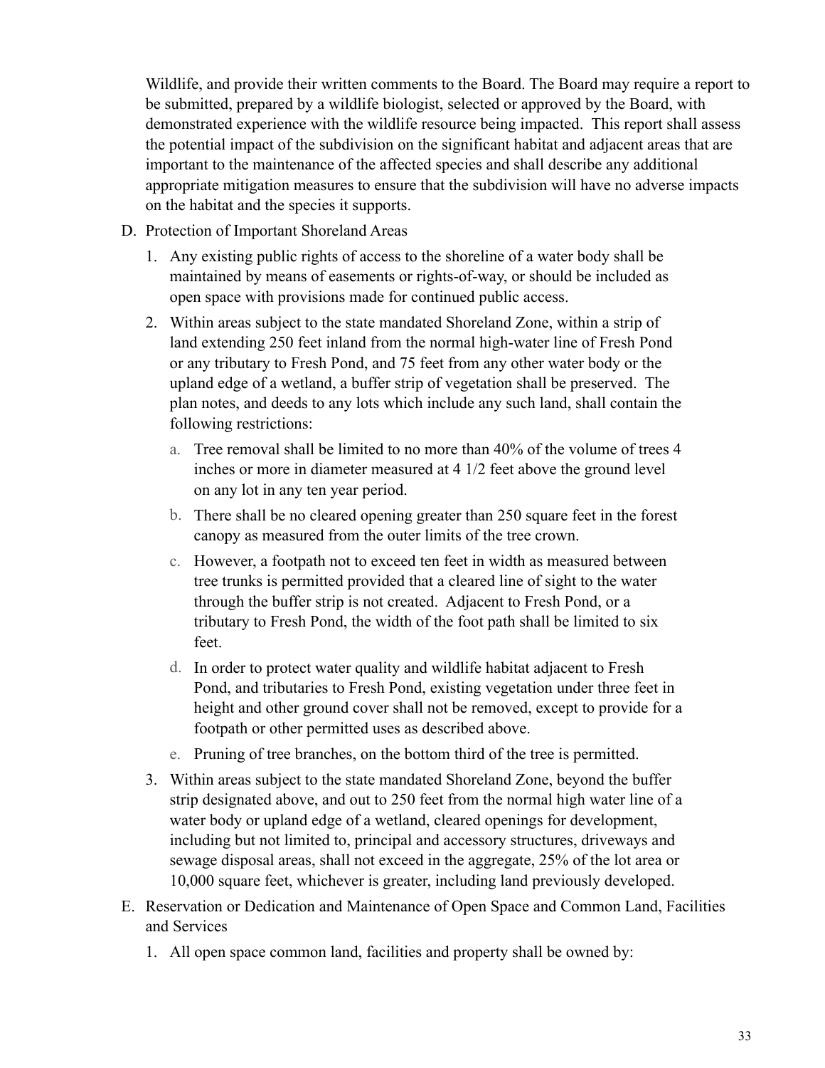Wildlife, and provide their written comments to the Board. The Board may require a report to be submitted, prepared by a wildlife biologist, selected or approved by the Board, with demonstrated experience with the wildlife resource being impacted. This report shall assess the potential impact of the subdivision on the significant habitat and adjacent areas that are important to the maintenance of the affected species and shall describe any additional appropriate mitigation measures to ensure that the subdivision will have no adverse impacts on the habitat and the species it supports.

D. Protection of Important Shoreland Areas

   1. Any existing public rights of access to the shoreline of a water body shall be maintained by means of easements or rights-of-way, or should be included as open space with provisions made for continued public access.
   2. Within areas subject to the state mandated Shoreland Zone, within a strip of land extending 250 feet inland from the normal high-water line of Fresh Pond or any tributary to Fresh Pond, and 75 feet from any other water body or the upland edge of a wetland, a buffer strip of vegetation shall be preserved. The plan notes, and deeds to any lots which include any such land, shall contain the following restrictions:
      a. Tree removal shall be limited to no more than 40% of the volume of trees 4 inches or more in diameter measured at 4 1/2 feet above the ground level on any lot in any ten year period.
      b. There shall be no cleared opening greater than 250 square feet in the forest canopy as measured from the outer limits of the tree crown.
      c. However, a footpath not to exceed ten feet in width as measured between tree trunks is permitted provided that a cleared line of sight to the water through the buffer strip is not created. Adjacent to Fresh Pond, or a tributary to Fresh Pond, the width of the foot path shall be limited to six feet.
      d. In order to protect water quality and wildlife habitat adjacent to Fresh Pond, and tributaries to Fresh Pond, existing vegetation under three feet in height and other ground cover shall not be removed, except to provide for a footpath or other permitted uses as described above.
      e. Pruning of tree branches, on the bottom third of the tree is permitted.
   3. Within areas subject to the state mandated Shoreland Zone, beyond the buffer strip designated above, and out to 250 feet from the normal high water line of a water body or upland edge of a wetland, cleared openings for development, including but not limited to, principal and accessory structures, driveways and sewage disposal areas, shall not exceed in the aggregate, 25% of the lot area or 10,000 square feet, whichever is greater, including land previously developed.

E. Reservation or Dedication and Maintenance of Open Space and Common Land, Facilities and Services

   1. All open space common land, facilities and property shall be owned by: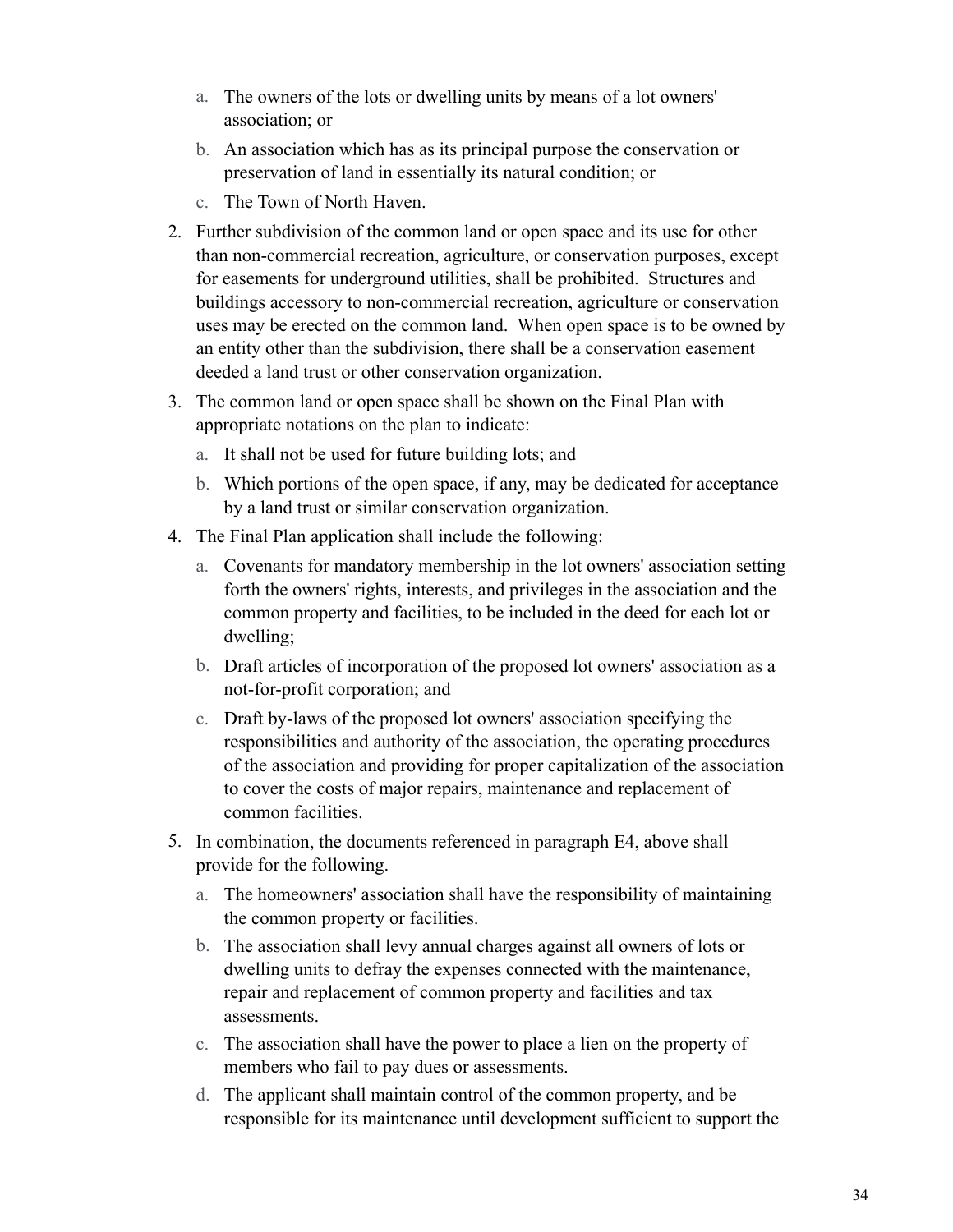a. The owners of the lots or dwelling units by means of a lot owners' association; or
   b. An association which has as its principal purpose the conservation or preservation of land in essentially its natural condition; or
   c. The Town of North Haven.

2. Further subdivision of the common land or open space and its use for other than non-commercial recreation, agriculture, or conservation purposes, except for easements for underground utilities, shall be prohibited. Structures and buildings accessory to non-commercial recreation, agriculture or conservation uses may be erected on the common land. When open space is to be owned by an entity other than the subdivision, there shall be a conservation easement deeded a land trust or other conservation organization.

3. The common land or open space shall be shown on the Final Plan with appropriate notations on the plan to indicate:
   a. It shall not be used for future building lots; and
   b. Which portions of the open space, if any, may be dedicated for acceptance by a land trust or similar conservation organization.

4. The Final Plan application shall include the following:
   a. Covenants for mandatory membership in the lot owners' association setting forth the owners' rights, interests, and privileges in the association and the common property and facilities, to be included in the deed for each lot or dwelling;
   b. Draft articles of incorporation of the proposed lot owners' association as a not-for-profit corporation; and
   c. Draft by-laws of the proposed lot owners' association specifying the responsibilities and authority of the association, the operating procedures of the association and providing for proper capitalization of the association to cover the costs of major repairs, maintenance and replacement of common facilities.

5. In combination, the documents referenced in paragraph E4, above shall provide for the following.
   a. The homeowners' association shall have the responsibility of maintaining the common property or facilities.
   b. The association shall levy annual charges against all owners of lots or dwelling units to defray the expenses connected with the maintenance, repair and replacement of common property and facilities and tax assessments.
   c. The association shall have the power to place a lien on the property of members who fail to pay dues or assessments.
   d. The applicant shall maintain control of the common property, and be responsible for its maintenance until development sufficient to support the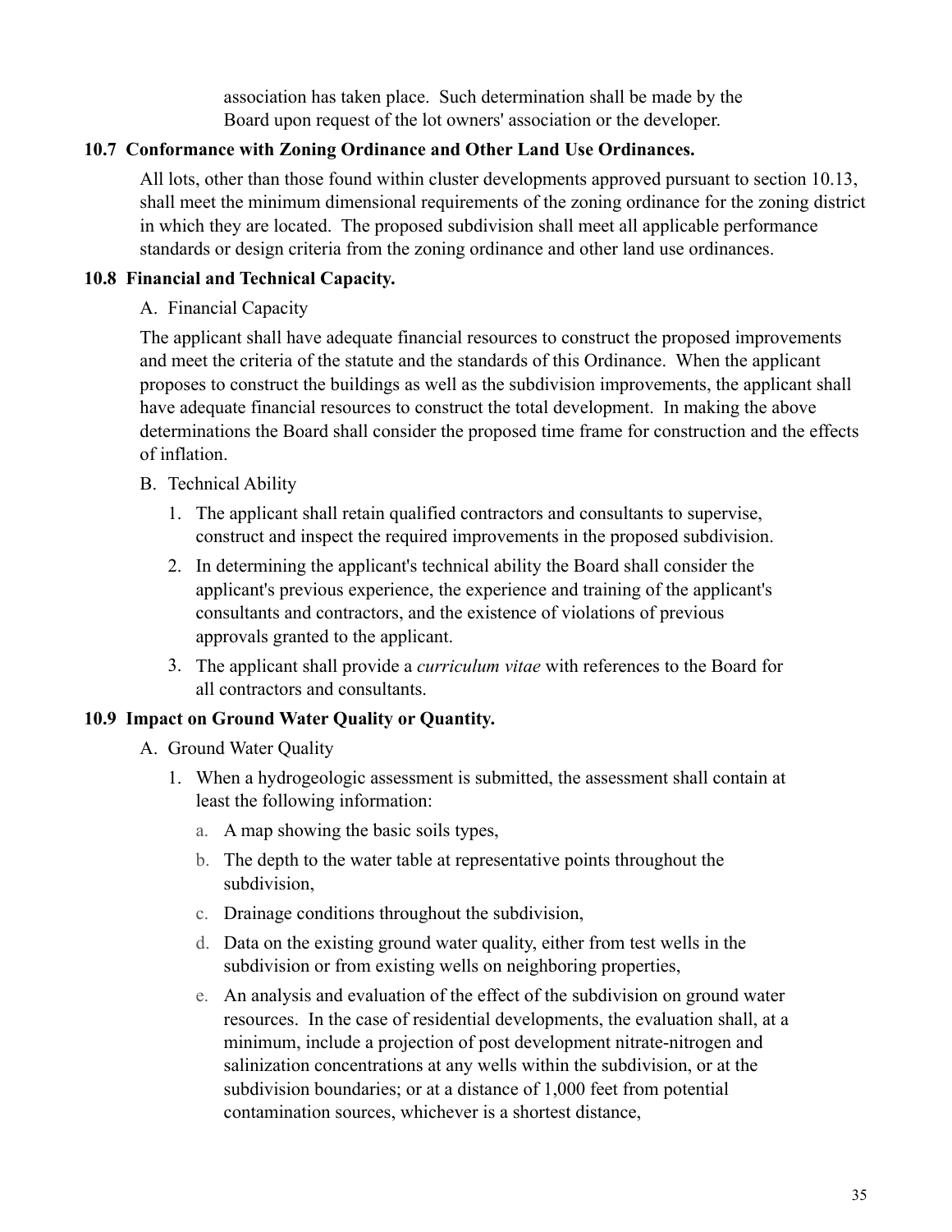association has taken place. Such determination shall be made by the Board upon request of the lot owners' association or the developer.

### 10.7 Conformance with Zoning Ordinance and Other Land Use Ordinances.

All lots, other than those found within cluster developments approved pursuant to section 10.13, shall meet the minimum dimensional requirements of the zoning ordinance for the zoning district in which they are located. The proposed subdivision shall meet all applicable performance standards or design criteria from the zoning ordinance and other land use ordinances.

### 10.8 Financial and Technical Capacity.

A. Financial Capacity

The applicant shall have adequate financial resources to construct the proposed improvements and meet the criteria of the statute and the standards of this Ordinance. When the applicant proposes to construct the buildings as well as the subdivision improvements, the applicant shall have adequate financial resources to construct the total development. In making the above determinations the Board shall consider the proposed time frame for construction and the effects of inflation.

B. Technical Ability

1. The applicant shall retain qualified contractors and consultants to supervise, construct and inspect the required improvements in the proposed subdivision.
2. In determining the applicant's technical ability the Board shall consider the applicant's previous experience, the experience and training of the applicant's consultants and contractors, and the existence of violations of previous approvals granted to the applicant.
3. The applicant shall provide a *curriculum vitae* with references to the Board for all contractors and consultants.

### 10.9 Impact on Ground Water Quality or Quantity.

A. Ground Water Quality

1. When a hydrogeologic assessment is submitted, the assessment shall contain at least the following information:
   a. A map showing the basic soils types,
   b. The depth to the water table at representative points throughout the subdivision,
   c. Drainage conditions throughout the subdivision,
   d. Data on the existing ground water quality, either from test wells in the subdivision or from existing wells on neighboring properties,
   e. An analysis and evaluation of the effect of the subdivision on ground water resources. In the case of residential developments, the evaluation shall, at a minimum, include a projection of post development nitrate-nitrogen and salinization concentrations at any wells within the subdivision, or at the subdivision boundaries; or at a distance of 1,000 feet from potential contamination sources, whichever is a shortest distance,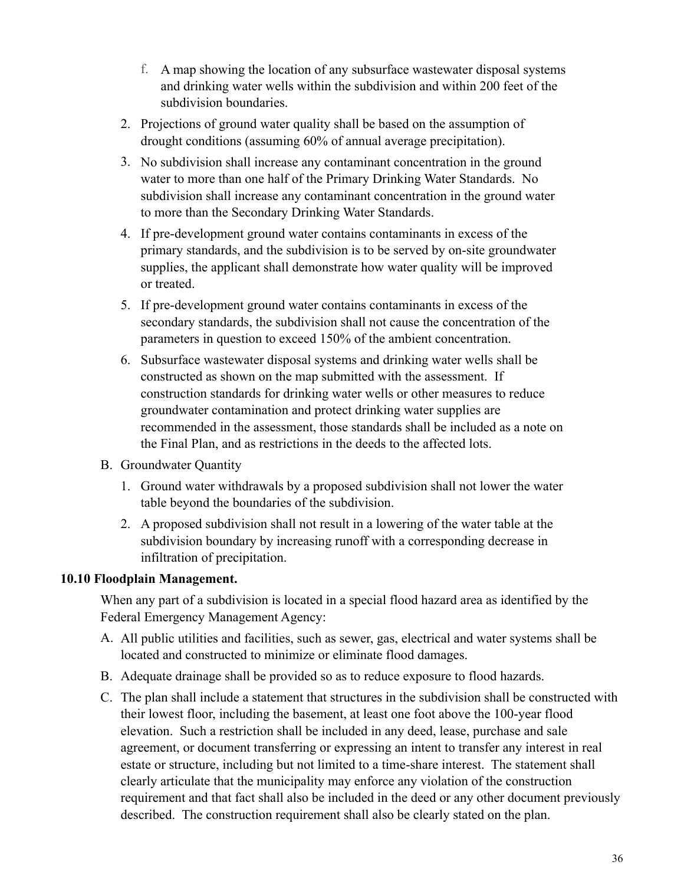f. A map showing the location of any subsurface wastewater disposal systems and drinking water wells within the subdivision and within 200 feet of the subdivision boundaries.

2. Projections of ground water quality shall be based on the assumption of drought conditions (assuming 60% of annual average precipitation).
3. No subdivision shall increase any contaminant concentration in the ground water to more than one half of the Primary Drinking Water Standards. No subdivision shall increase any contaminant concentration in the ground water to more than the Secondary Drinking Water Standards.
4. If pre-development ground water contains contaminants in excess of the primary standards, and the subdivision is to be served by on-site groundwater supplies, the applicant shall demonstrate how water quality will be improved or treated.
5. If pre-development ground water contains contaminants in excess of the secondary standards, the subdivision shall not cause the concentration of the parameters in question to exceed 150% of the ambient concentration.
6. Subsurface wastewater disposal systems and drinking water wells shall be constructed as shown on the map submitted with the assessment. If construction standards for drinking water wells or other measures to reduce groundwater contamination and protect drinking water supplies are recommended in the assessment, those standards shall be included as a note on the Final Plan, and as restrictions in the deeds to the affected lots.

B. Groundwater Quantity

1. Ground water withdrawals by a proposed subdivision shall not lower the water table beyond the boundaries of the subdivision.
2. A proposed subdivision shall not result in a lowering of the water table at the subdivision boundary by increasing runoff with a corresponding decrease in infiltration of precipitation.

**10.10 Floodplain Management.**

When any part of a subdivision is located in a special flood hazard area as identified by the Federal Emergency Management Agency:

A. All public utilities and facilities, such as sewer, gas, electrical and water systems shall be located and constructed to minimize or eliminate flood damages.

B. Adequate drainage shall be provided so as to reduce exposure to flood hazards.

C. The plan shall include a statement that structures in the subdivision shall be constructed with their lowest floor, including the basement, at least one foot above the 100-year flood elevation. Such a restriction shall be included in any deed, lease, purchase and sale agreement, or document transferring or expressing an intent to transfer any interest in real estate or structure, including but not limited to a time-share interest. The statement shall clearly articulate that the municipality may enforce any violation of the construction requirement and that fact shall also be included in the deed or any other document previously described. The construction requirement shall also be clearly stated on the plan.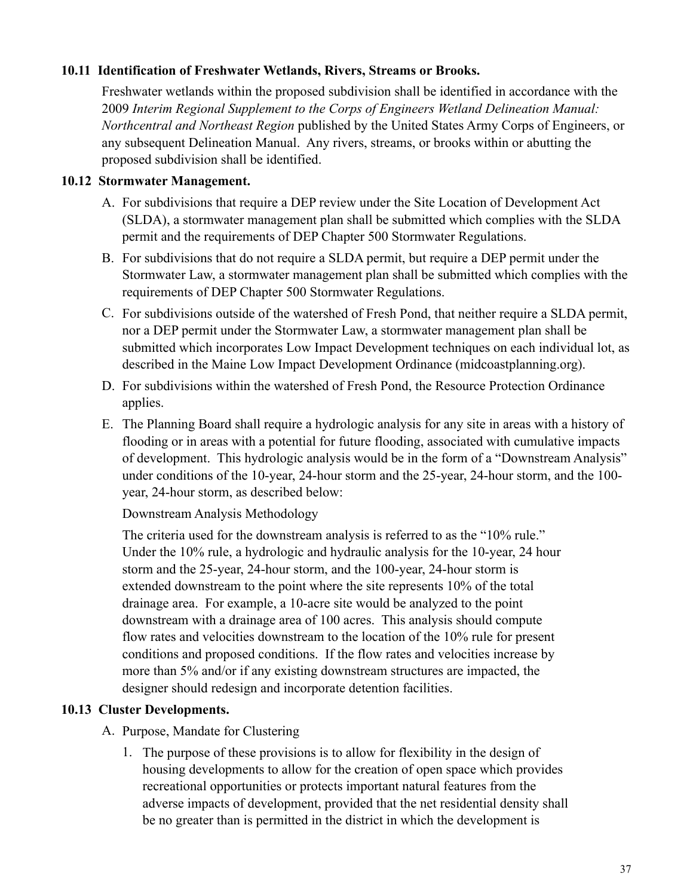### 10.11 Identification of Freshwater Wetlands, Rivers, Streams or Brooks.

Freshwater wetlands within the proposed subdivision shall be identified in accordance with the 2009 *Interim Regional Supplement to the Corps of Engineers Wetland Delineation Manual: Northcentral and Northeast Region* published by the United States Army Corps of Engineers, or any subsequent Delineation Manual. Any rivers, streams, or brooks within or abutting the proposed subdivision shall be identified.

### 10.12 Stormwater Management.

A. For subdivisions that require a DEP review under the Site Location of Development Act (SLDA), a stormwater management plan shall be submitted which complies with the SLDA permit and the requirements of DEP Chapter 500 Stormwater Regulations.

B. For subdivisions that do not require a SLDA permit, but require a DEP permit under the Stormwater Law, a stormwater management plan shall be submitted which complies with the requirements of DEP Chapter 500 Stormwater Regulations.

C. For subdivisions outside of the watershed of Fresh Pond, that neither require a SLDA permit, nor a DEP permit under the Stormwater Law, a stormwater management plan shall be submitted which incorporates Low Impact Development techniques on each individual lot, as described in the Maine Low Impact Development Ordinance (midcoastplanning.org).

D. For subdivisions within the watershed of Fresh Pond, the Resource Protection Ordinance applies.

E. The Planning Board shall require a hydrologic analysis for any site in areas with a history of flooding or in areas with a potential for future flooding, associated with cumulative impacts of development. This hydrologic analysis would be in the form of a "Downstream Analysis" under conditions of the 10-year, 24-hour storm and the 25-year, 24-hour storm, and the 100-year, 24-hour storm, as described below:

   Downstream Analysis Methodology

   The criteria used for the downstream analysis is referred to as the "10% rule." Under the 10% rule, a hydrologic and hydraulic analysis for the 10-year, 24 hour storm and the 25-year, 24-hour storm, and the 100-year, 24-hour storm is extended downstream to the point where the site represents 10% of the total drainage area. For example, a 10-acre site would be analyzed to the point downstream with a drainage area of 100 acres. This analysis should compute flow rates and velocities downstream to the location of the 10% rule for present conditions and proposed conditions. If the flow rates and velocities increase by more than 5% and/or if any existing downstream structures are impacted, the designer should redesign and incorporate detention facilities.

### 10.13 Cluster Developments.

A. Purpose, Mandate for Clustering

   1. The purpose of these provisions is to allow for flexibility in the design of housing developments to allow for the creation of open space which provides recreational opportunities or protects important natural features from the adverse impacts of development, provided that the net residential density shall be no greater than is permitted in the district in which the development is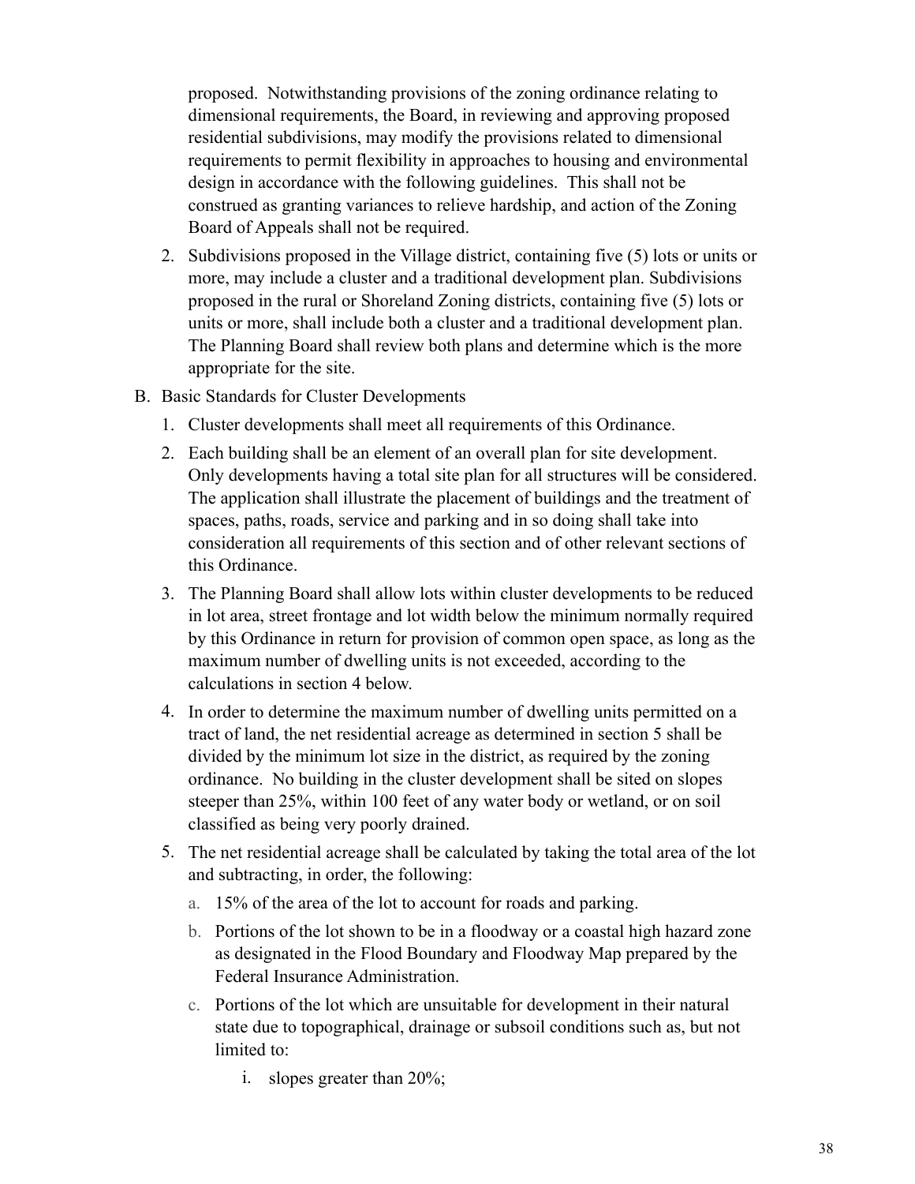proposed. Notwithstanding provisions of the zoning ordinance relating to dimensional requirements, the Board, in reviewing and approving proposed residential subdivisions, may modify the provisions related to dimensional requirements to permit flexibility in approaches to housing and environmental design in accordance with the following guidelines. This shall not be construed as granting variances to relieve hardship, and action of the Zoning Board of Appeals shall not be required.

2. Subdivisions proposed in the Village district, containing five (5) lots or units or more, may include a cluster and a traditional development plan. Subdivisions proposed in the rural or Shoreland Zoning districts, containing five (5) lots or units or more, shall include both a cluster and a traditional development plan. The Planning Board shall review both plans and determine which is the more appropriate for the site.

B. Basic Standards for Cluster Developments

1. Cluster developments shall meet all requirements of this Ordinance.
2. Each building shall be an element of an overall plan for site development. Only developments having a total site plan for all structures will be considered. The application shall illustrate the placement of buildings and the treatment of spaces, paths, roads, service and parking and in so doing shall take into consideration all requirements of this section and of other relevant sections of this Ordinance.
3. The Planning Board shall allow lots within cluster developments to be reduced in lot area, street frontage and lot width below the minimum normally required by this Ordinance in return for provision of common open space, as long as the maximum number of dwelling units is not exceeded, according to the calculations in section 4 below.
4. In order to determine the maximum number of dwelling units permitted on a tract of land, the net residential acreage as determined in section 5 shall be divided by the minimum lot size in the district, as required by the zoning ordinance. No building in the cluster development shall be sited on slopes steeper than 25%, within 100 feet of any water body or wetland, or on soil classified as being very poorly drained.
5. The net residential acreage shall be calculated by taking the total area of the lot and subtracting, in order, the following:
   a. 15% of the area of the lot to account for roads and parking.
   b. Portions of the lot shown to be in a floodway or a coastal high hazard zone as designated in the Flood Boundary and Floodway Map prepared by the Federal Insurance Administration.
   c. Portions of the lot which are unsuitable for development in their natural state due to topographical, drainage or subsoil conditions such as, but not limited to:
      i. slopes greater than 20%;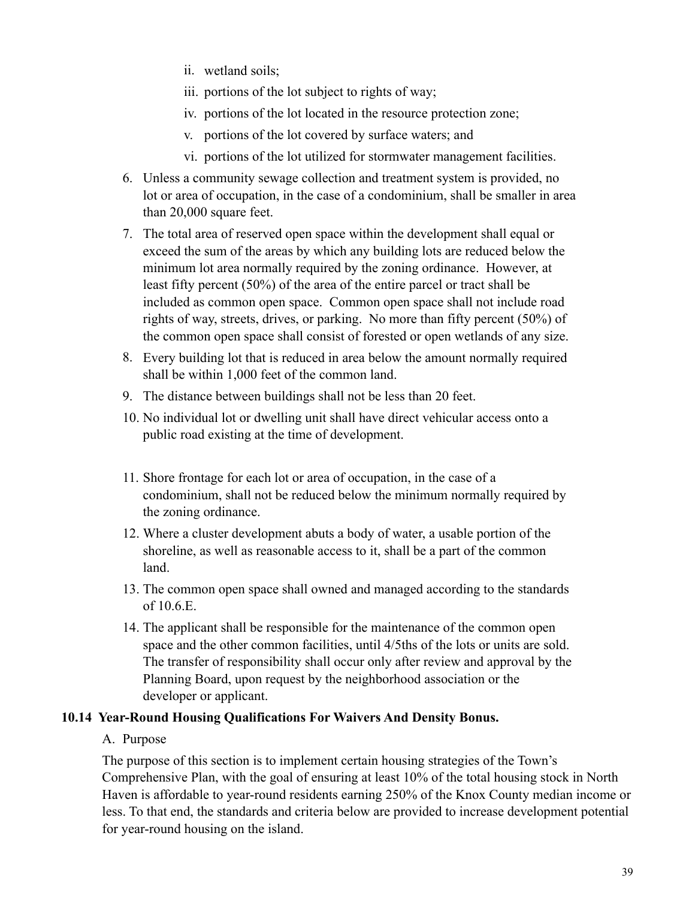ii. wetland soils;

iii. portions of the lot subject to rights of way;

iv. portions of the lot located in the resource protection zone;

v. portions of the lot covered by surface waters; and

vi. portions of the lot utilized for stormwater management facilities.

6. Unless a community sewage collection and treatment system is provided, no lot or area of occupation, in the case of a condominium, shall be smaller in area than 20,000 square feet.
7. The total area of reserved open space within the development shall equal or exceed the sum of the areas by which any building lots are reduced below the minimum lot area normally required by the zoning ordinance. However, at least fifty percent (50%) of the area of the entire parcel or tract shall be included as common open space. Common open space shall not include road rights of way, streets, drives, or parking. No more than fifty percent (50%) of the common open space shall consist of forested or open wetlands of any size.
8. Every building lot that is reduced in area below the amount normally required shall be within 1,000 feet of the common land.
9. The distance between buildings shall not be less than 20 feet.
10. No individual lot or dwelling unit shall have direct vehicular access onto a public road existing at the time of development.
11. Shore frontage for each lot or area of occupation, in the case of a condominium, shall not be reduced below the minimum normally required by the zoning ordinance.
12. Where a cluster development abuts a body of water, a usable portion of the shoreline, as well as reasonable access to it, shall be a part of the common land.
13. The common open space shall owned and managed according to the standards of 10.6.E.
14. The applicant shall be responsible for the maintenance of the common open space and the other common facilities, until 4/5ths of the lots or units are sold. The transfer of responsibility shall occur only after review and approval by the Planning Board, upon request by the neighborhood association or the developer or applicant.

## 10.14 Year-Round Housing Qualifications For Waivers And Density Bonus.

A. Purpose

The purpose of this section is to implement certain housing strategies of the Town's Comprehensive Plan, with the goal of ensuring at least 10% of the total housing stock in North Haven is affordable to year-round residents earning 250% of the Knox County median income or less. To that end, the standards and criteria below are provided to increase development potential for year-round housing on the island.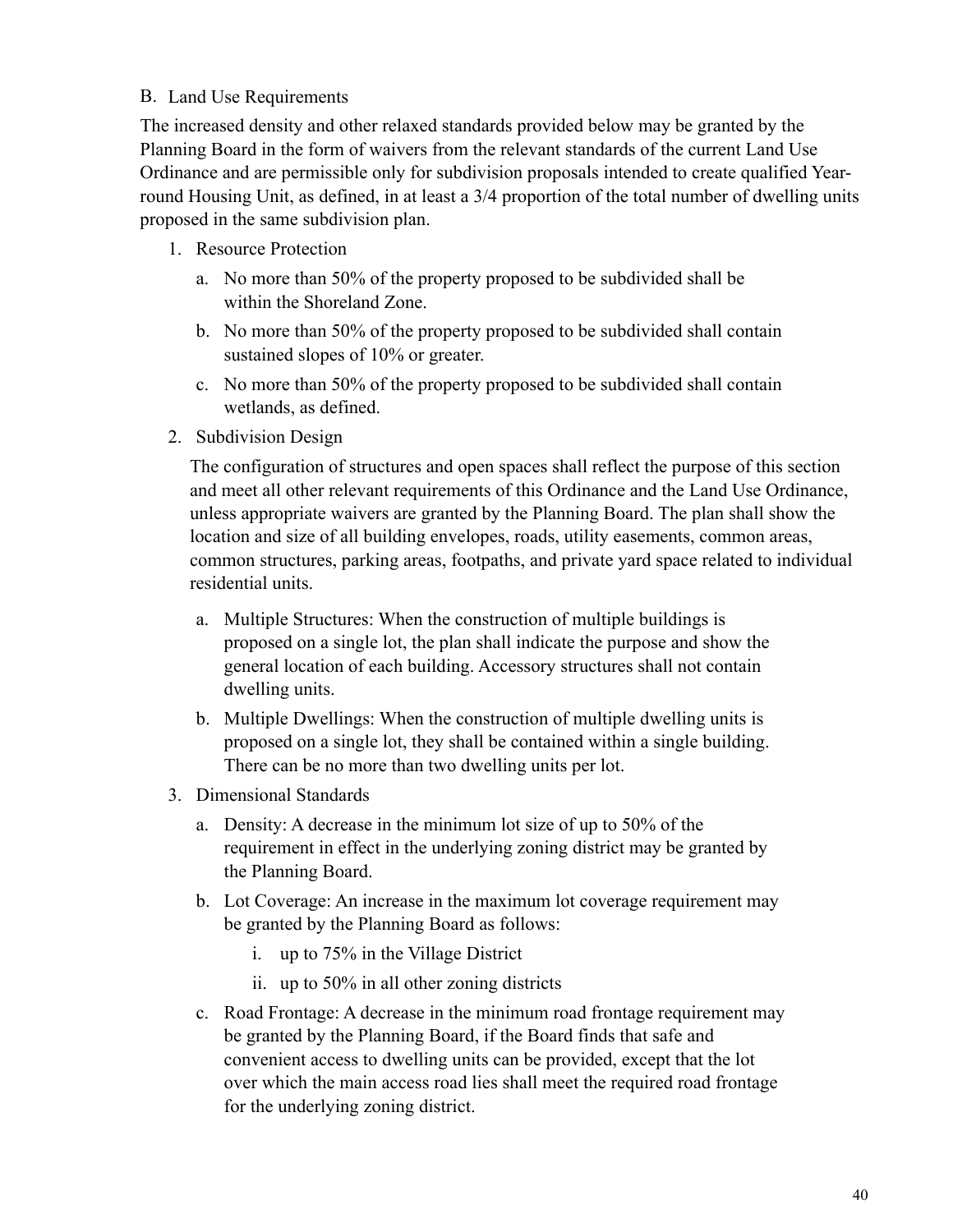### B. Land Use Requirements

The increased density and other relaxed standards provided below may be granted by the Planning Board in the form of waivers from the relevant standards of the current Land Use Ordinance and are permissible only for subdivision proposals intended to create qualified Year-round Housing Unit, as defined, in at least a 3/4 proportion of the total number of dwelling units proposed in the same subdivision plan.

1. Resource Protection
   a. No more than 50% of the property proposed to be subdivided shall be within the Shoreland Zone.
   b. No more than 50% of the property proposed to be subdivided shall contain sustained slopes of 10% or greater.
   c. No more than 50% of the property proposed to be subdivided shall contain wetlands, as defined.
2. Subdivision Design

   The configuration of structures and open spaces shall reflect the purpose of this section and meet all other relevant requirements of this Ordinance and the Land Use Ordinance, unless appropriate waivers are granted by the Planning Board. The plan shall show the location and size of all building envelopes, roads, utility easements, common areas, common structures, parking areas, footpaths, and private yard space related to individual residential units.

   a. Multiple Structures: When the construction of multiple buildings is proposed on a single lot, the plan shall indicate the purpose and show the general location of each building. Accessory structures shall not contain dwelling units.
   b. Multiple Dwellings: When the construction of multiple dwelling units is proposed on a single lot, they shall be contained within a single building. There can be no more than two dwelling units per lot.
3. Dimensional Standards
   a. Density: A decrease in the minimum lot size of up to 50% of the requirement in effect in the underlying zoning district may be granted by the Planning Board.
   b. Lot Coverage: An increase in the maximum lot coverage requirement may be granted by the Planning Board as follows:
      i. up to 75% in the Village District
      ii. up to 50% in all other zoning districts
   c. Road Frontage: A decrease in the minimum road frontage requirement may be granted by the Planning Board, if the Board finds that safe and convenient access to dwelling units can be provided, except that the lot over which the main access road lies shall meet the required road frontage for the underlying zoning district.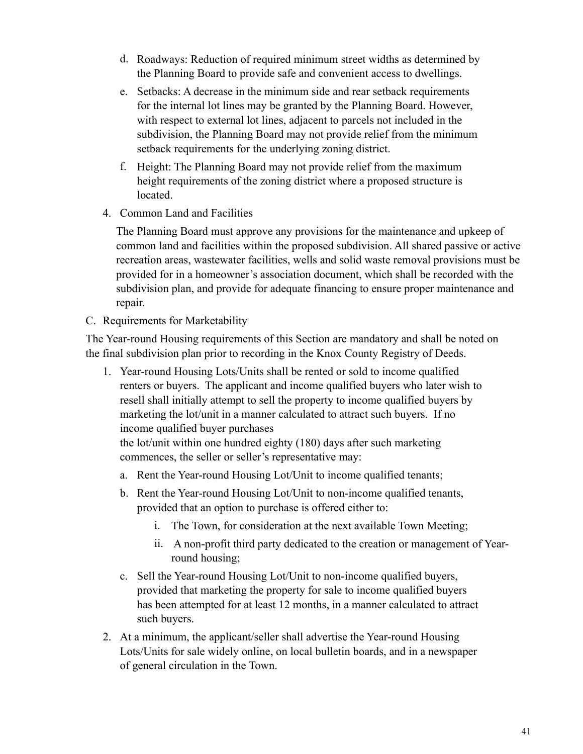d. Roadways: Reduction of required minimum street widths as determined by the Planning Board to provide safe and convenient access to dwellings.

e. Setbacks: A decrease in the minimum side and rear setback requirements for the internal lot lines may be granted by the Planning Board. However, with respect to external lot lines, adjacent to parcels not included in the subdivision, the Planning Board may not provide relief from the minimum setback requirements for the underlying zoning district.

f. Height: The Planning Board may not provide relief from the maximum height requirements of the zoning district where a proposed structure is located.

4. Common Land and Facilities

The Planning Board must approve any provisions for the maintenance and upkeep of common land and facilities within the proposed subdivision. All shared passive or active recreation areas, wastewater facilities, wells and solid waste removal provisions must be provided for in a homeowner's association document, which shall be recorded with the subdivision plan, and provide for adequate financing to ensure proper maintenance and repair.

C. Requirements for Marketability

The Year-round Housing requirements of this Section are mandatory and shall be noted on the final subdivision plan prior to recording in the Knox County Registry of Deeds.

1. Year-round Housing Lots/Units shall be rented or sold to income qualified renters or buyers. The applicant and income qualified buyers who later wish to resell shall initially attempt to sell the property to income qualified buyers by marketing the lot/unit in a manner calculated to attract such buyers. If no income qualified buyer purchases the lot/unit within one hundred eighty (180) days after such marketing commences, the seller or seller's representative may:

   a. Rent the Year-round Housing Lot/Unit to income qualified tenants;

   b. Rent the Year-round Housing Lot/Unit to non-income qualified tenants, provided that an option to purchase is offered either to:

      i. The Town, for consideration at the next available Town Meeting;

      ii. A non-profit third party dedicated to the creation or management of Year-round housing;

   c. Sell the Year-round Housing Lot/Unit to non-income qualified buyers, provided that marketing the property for sale to income qualified buyers has been attempted for at least 12 months, in a manner calculated to attract such buyers.

2. At a minimum, the applicant/seller shall advertise the Year-round Housing Lots/Units for sale widely online, on local bulletin boards, and in a newspaper of general circulation in the Town.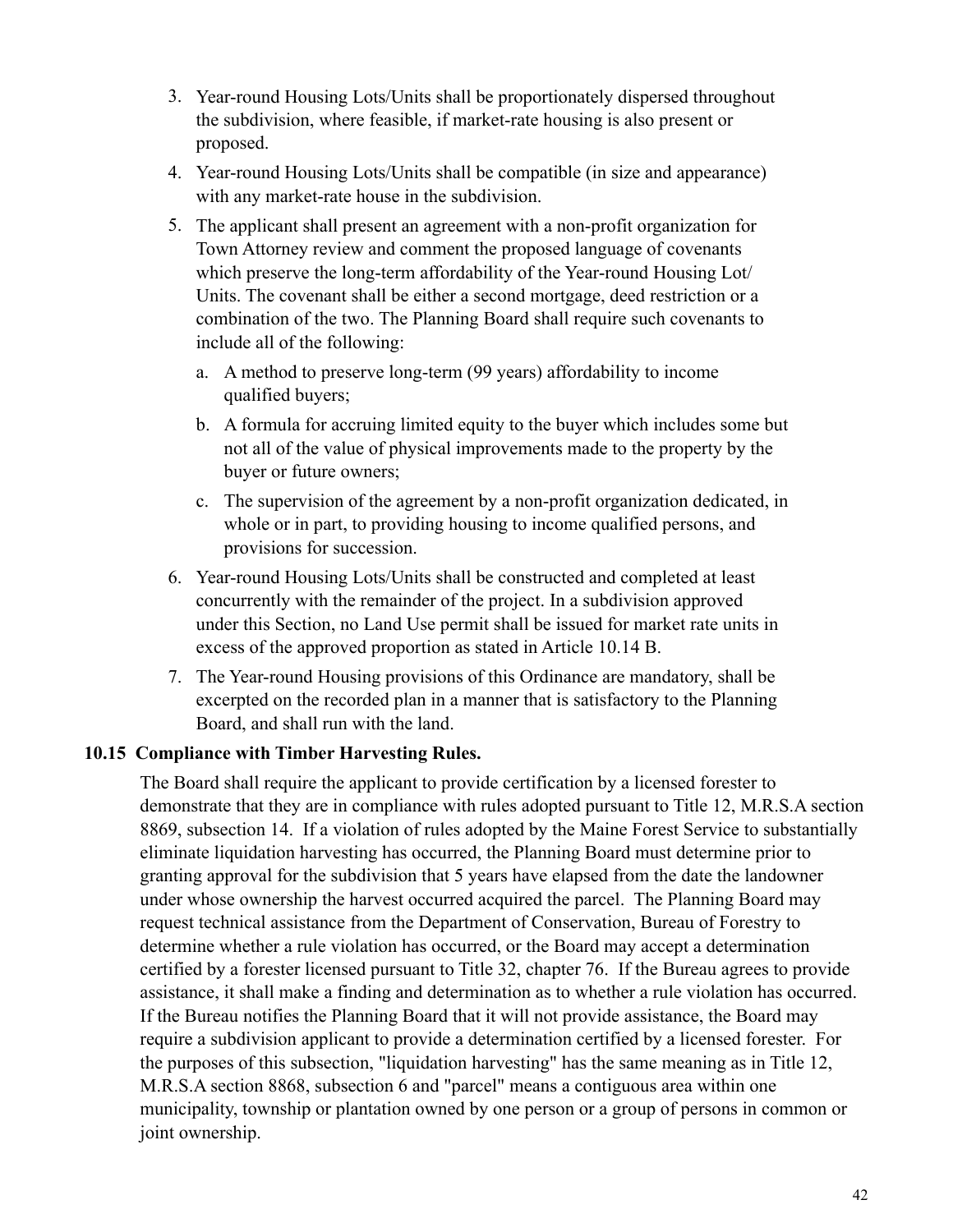3. Year-round Housing Lots/Units shall be proportionately dispersed throughout the subdivision, where feasible, if market-rate housing is also present or proposed.
4. Year-round Housing Lots/Units shall be compatible (in size and appearance) with any market-rate house in the subdivision.
5. The applicant shall present an agreement with a non-profit organization for Town Attorney review and comment the proposed language of covenants which preserve the long-term affordability of the Year-round Housing Lot/ Units. The covenant shall be either a second mortgage, deed restriction or a combination of the two. The Planning Board shall require such covenants to include all of the following:
   a. A method to preserve long-term (99 years) affordability to income qualified buyers;
   b. A formula for accruing limited equity to the buyer which includes some but not all of the value of physical improvements made to the property by the buyer or future owners;
   c. The supervision of the agreement by a non-profit organization dedicated, in whole or in part, to providing housing to income qualified persons, and provisions for succession.
6. Year-round Housing Lots/Units shall be constructed and completed at least concurrently with the remainder of the project. In a subdivision approved under this Section, no Land Use permit shall be issued for market rate units in excess of the approved proportion as stated in Article 10.14 B.
7. The Year-round Housing provisions of this Ordinance are mandatory, shall be excerpted on the recorded plan in a manner that is satisfactory to the Planning Board, and shall run with the land.

**10.15 Compliance with Timber Harvesting Rules.**

The Board shall require the applicant to provide certification by a licensed forester to demonstrate that they are in compliance with rules adopted pursuant to Title 12, M.R.S.A section 8869, subsection 14. If a violation of rules adopted by the Maine Forest Service to substantially eliminate liquidation harvesting has occurred, the Planning Board must determine prior to granting approval for the subdivision that 5 years have elapsed from the date the landowner under whose ownership the harvest occurred acquired the parcel. The Planning Board may request technical assistance from the Department of Conservation, Bureau of Forestry to determine whether a rule violation has occurred, or the Board may accept a determination certified by a forester licensed pursuant to Title 32, chapter 76. If the Bureau agrees to provide assistance, it shall make a finding and determination as to whether a rule violation has occurred. If the Bureau notifies the Planning Board that it will not provide assistance, the Board may require a subdivision applicant to provide a determination certified by a licensed forester. For the purposes of this subsection, "liquidation harvesting" has the same meaning as in Title 12, M.R.S.A section 8868, subsection 6 and "parcel" means a contiguous area within one municipality, township or plantation owned by one person or a group of persons in common or joint ownership.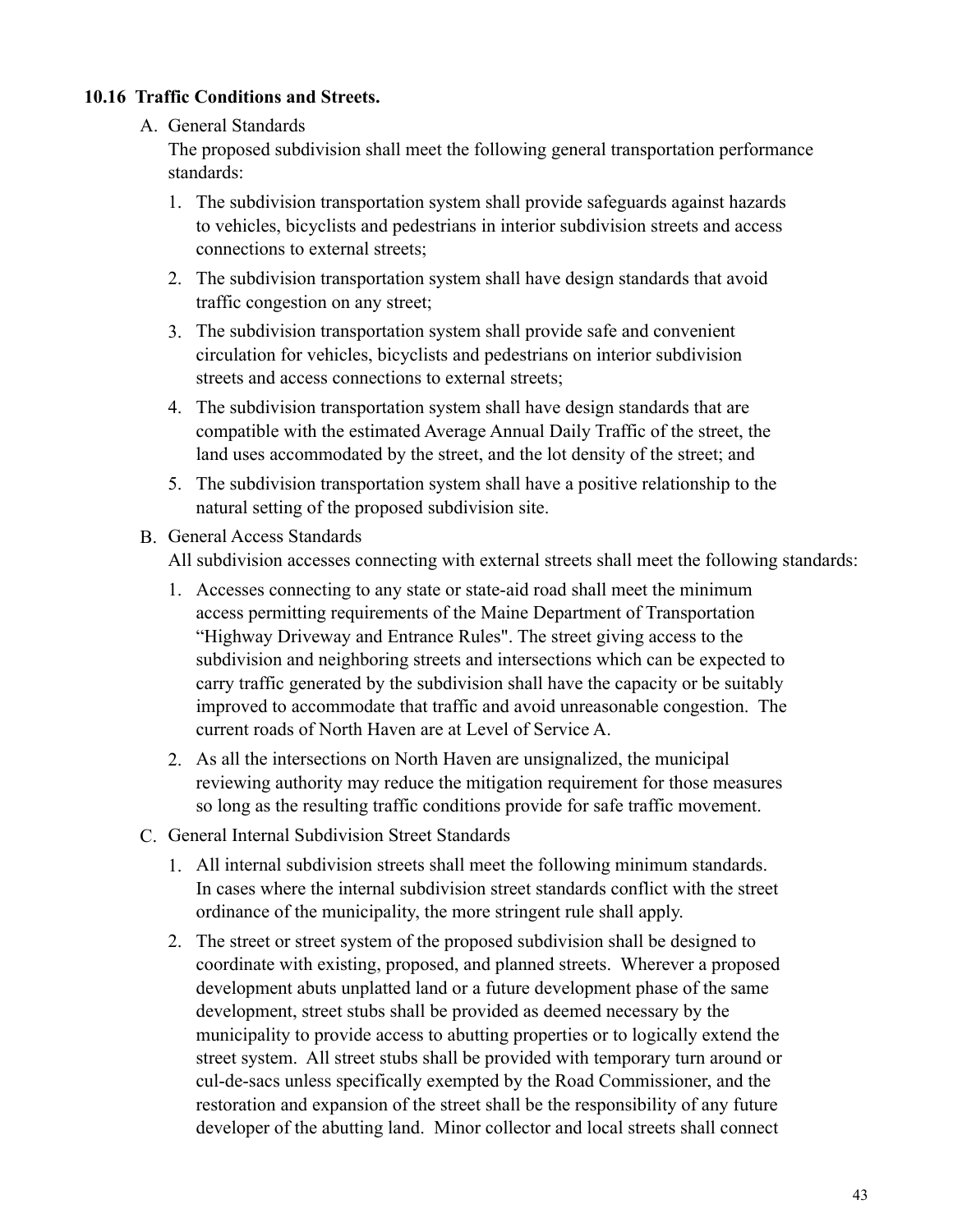### 10.16 Traffic Conditions and Streets.

A. General Standards

The proposed subdivision shall meet the following general transportation performance standards:

1. The subdivision transportation system shall provide safeguards against hazards to vehicles, bicyclists and pedestrians in interior subdivision streets and access connections to external streets;
2. The subdivision transportation system shall have design standards that avoid traffic congestion on any street;
3. The subdivision transportation system shall provide safe and convenient circulation for vehicles, bicyclists and pedestrians on interior subdivision streets and access connections to external streets;
4. The subdivision transportation system shall have design standards that are compatible with the estimated Average Annual Daily Traffic of the street, the land uses accommodated by the street, and the lot density of the street; and
5. The subdivision transportation system shall have a positive relationship to the natural setting of the proposed subdivision site.

B. General Access Standards

All subdivision accesses connecting with external streets shall meet the following standards:

1. Accesses connecting to any state or state-aid road shall meet the minimum access permitting requirements of the Maine Department of Transportation "Highway Driveway and Entrance Rules". The street giving access to the subdivision and neighboring streets and intersections which can be expected to carry traffic generated by the subdivision shall have the capacity or be suitably improved to accommodate that traffic and avoid unreasonable congestion. The current roads of North Haven are at Level of Service A.
2. As all the intersections on North Haven are unsignalized, the municipal reviewing authority may reduce the mitigation requirement for those measures so long as the resulting traffic conditions provide for safe traffic movement.

C. General Internal Subdivision Street Standards

1. All internal subdivision streets shall meet the following minimum standards. In cases where the internal subdivision street standards conflict with the street ordinance of the municipality, the more stringent rule shall apply.
2. The street or street system of the proposed subdivision shall be designed to coordinate with existing, proposed, and planned streets. Wherever a proposed development abuts unplatted land or a future development phase of the same development, street stubs shall be provided as deemed necessary by the municipality to provide access to abutting properties or to logically extend the street system. All street stubs shall be provided with temporary turn around or cul-de-sacs unless specifically exempted by the Road Commissioner, and the restoration and expansion of the street shall be the responsibility of any future developer of the abutting land. Minor collector and local streets shall connect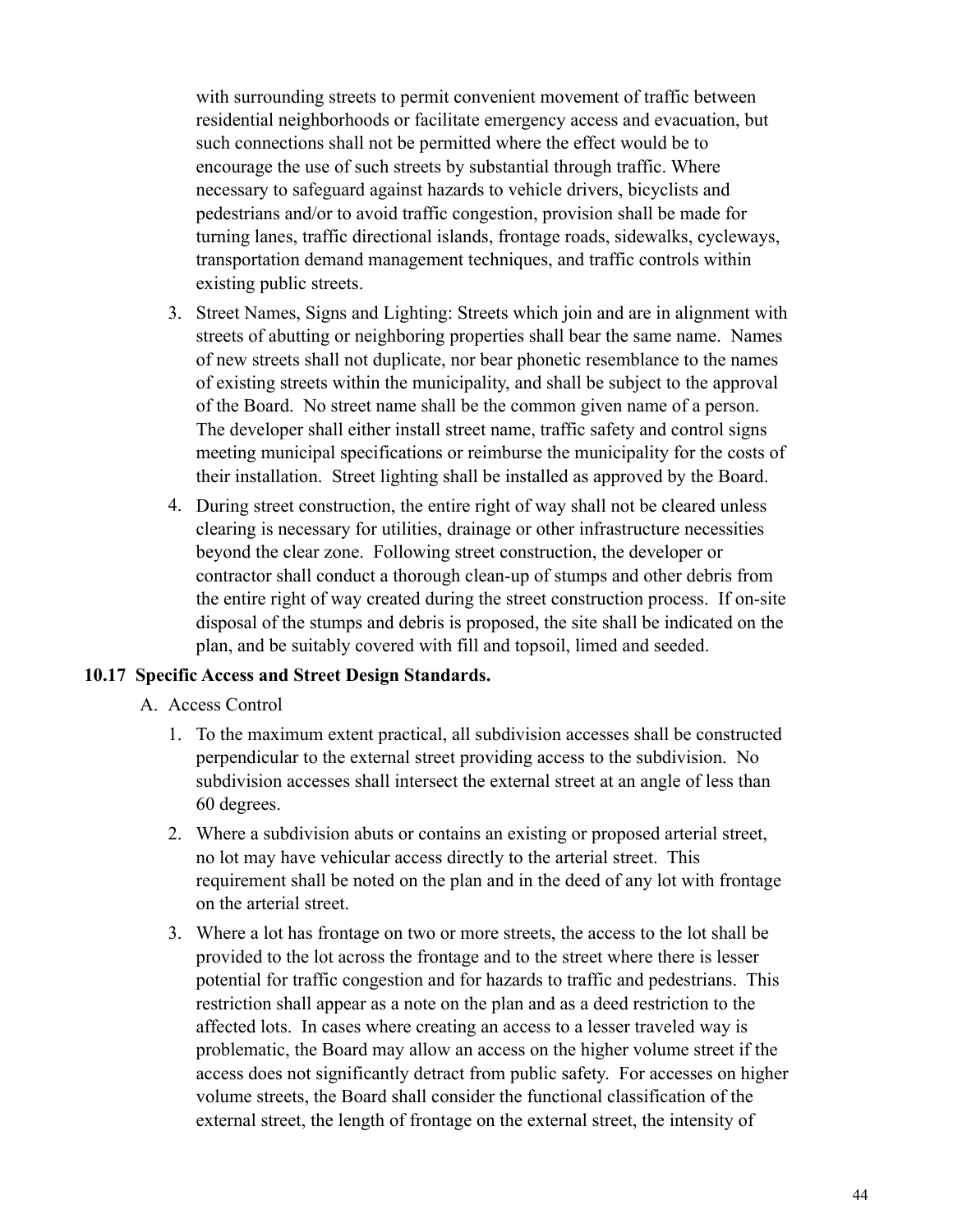with surrounding streets to permit convenient movement of traffic between residential neighborhoods or facilitate emergency access and evacuation, but such connections shall not be permitted where the effect would be to encourage the use of such streets by substantial through traffic. Where necessary to safeguard against hazards to vehicle drivers, bicyclists and pedestrians and/or to avoid traffic congestion, provision shall be made for turning lanes, traffic directional islands, frontage roads, sidewalks, cycleways, transportation demand management techniques, and traffic controls within existing public streets.

3. Street Names, Signs and Lighting: Streets which join and are in alignment with streets of abutting or neighboring properties shall bear the same name. Names of new streets shall not duplicate, nor bear phonetic resemblance to the names of existing streets within the municipality, and shall be subject to the approval of the Board. No street name shall be the common given name of a person. The developer shall either install street name, traffic safety and control signs meeting municipal specifications or reimburse the municipality for the costs of their installation. Street lighting shall be installed as approved by the Board.

4. During street construction, the entire right of way shall not be cleared unless clearing is necessary for utilities, drainage or other infrastructure necessities beyond the clear zone. Following street construction, the developer or contractor shall conduct a thorough clean-up of stumps and other debris from the entire right of way created during the street construction process. If on-site disposal of the stumps and debris is proposed, the site shall be indicated on the plan, and be suitably covered with fill and topsoil, limed and seeded.

**10.17 Specific Access and Street Design Standards.**

A. Access Control

1. To the maximum extent practical, all subdivision accesses shall be constructed perpendicular to the external street providing access to the subdivision. No subdivision accesses shall intersect the external street at an angle of less than 60 degrees.

2. Where a subdivision abuts or contains an existing or proposed arterial street, no lot may have vehicular access directly to the arterial street. This requirement shall be noted on the plan and in the deed of any lot with frontage on the arterial street.

3. Where a lot has frontage on two or more streets, the access to the lot shall be provided to the lot across the frontage and to the street where there is lesser potential for traffic congestion and for hazards to traffic and pedestrians. This restriction shall appear as a note on the plan and as a deed restriction to the affected lots. In cases where creating an access to a lesser traveled way is problematic, the Board may allow an access on the higher volume street if the access does not significantly detract from public safety. For accesses on higher volume streets, the Board shall consider the functional classification of the external street, the length of frontage on the external street, the intensity of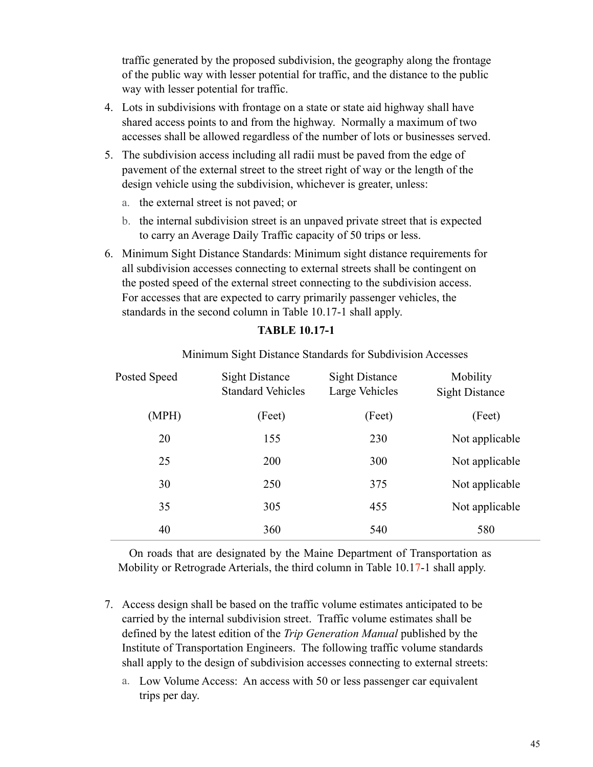traffic generated by the proposed subdivision, the geography along the frontage of the public way with lesser potential for traffic, and the distance to the public way with lesser potential for traffic.

4. Lots in subdivisions with frontage on a state or state aid highway shall have shared access points to and from the highway. Normally a maximum of two accesses shall be allowed regardless of the number of lots or businesses served.
5. The subdivision access including all radii must be paved from the edge of pavement of the external street to the street right of way or the length of the design vehicle using the subdivision, whichever is greater, unless:
   a. the external street is not paved; or
   b. the internal subdivision street is an unpaved private street that is expected to carry an Average Daily Traffic capacity of 50 trips or less.
6. Minimum Sight Distance Standards: Minimum sight distance requirements for all subdivision accesses connecting to external streets shall be contingent on the posted speed of the external street connecting to the subdivision access. For accesses that are expected to carry primarily passenger vehicles, the standards in the second column in Table 10.17-1 shall apply.

**TABLE 10.17-1**

Minimum Sight Distance Standards for Subdivision Accesses

| Posted Speed | Sight Distance Standard Vehicles | Sight Distance Large Vehicles | Mobility Sight Distance |
|---|---|---|---|
| (MPH) | (Feet) | (Feet) | (Feet) |
| 20 | 155 | 230 | Not applicable |
| 25 | 200 | 300 | Not applicable |
| 30 | 250 | 375 | Not applicable |
| 35 | 305 | 455 | Not applicable |
| 40 | 360 | 540 | 580 |

On roads that are designated by the Maine Department of Transportation as Mobility or Retrograde Arterials, the third column in Table 10.17-1 shall apply.

7. Access design shall be based on the traffic volume estimates anticipated to be carried by the internal subdivision street. Traffic volume estimates shall be defined by the latest edition of the *Trip Generation Manual* published by the Institute of Transportation Engineers. The following traffic volume standards shall apply to the design of subdivision accesses connecting to external streets:
   a. Low Volume Access: An access with 50 or less passenger car equivalent trips per day.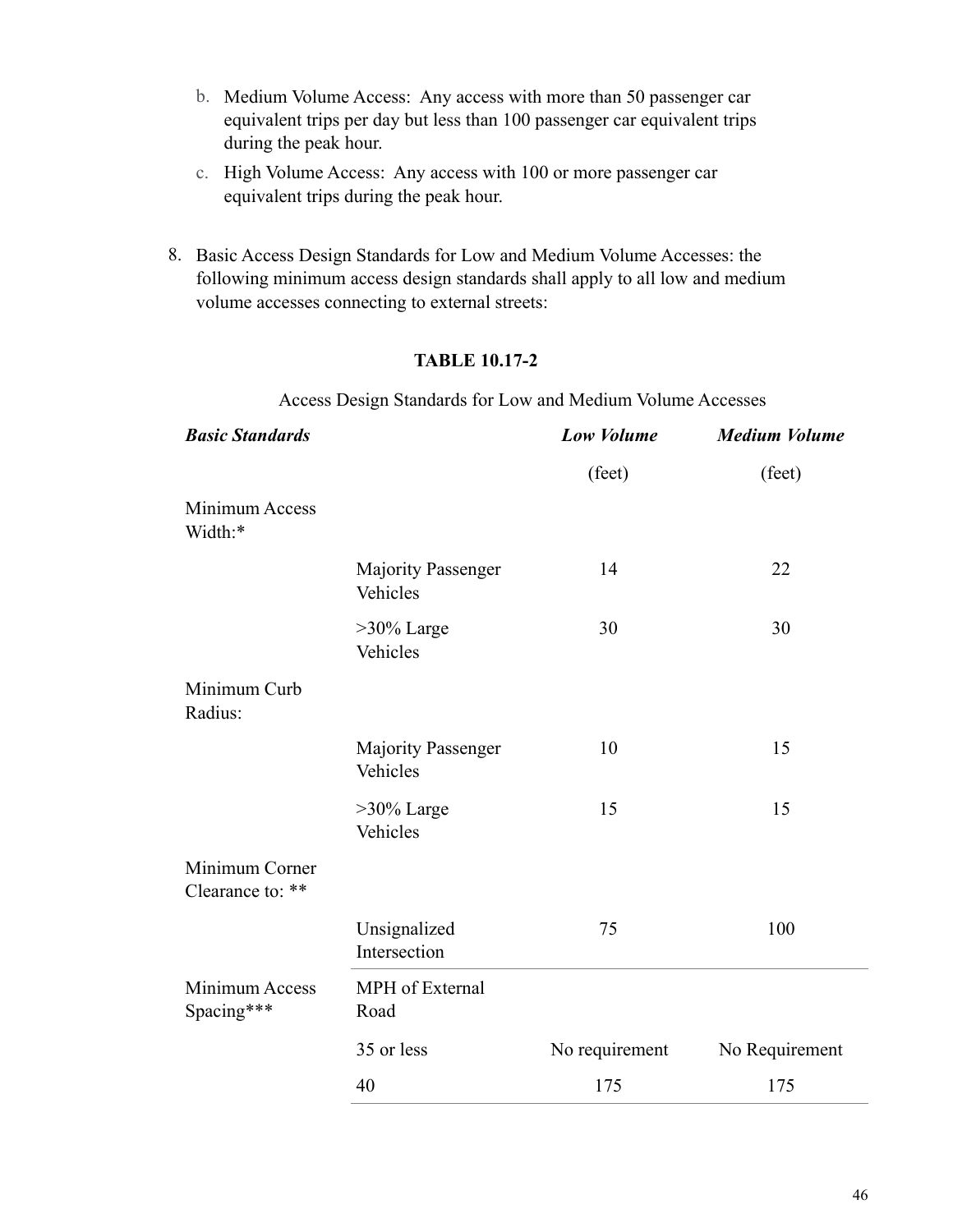b. Medium Volume Access: Any access with more than 50 passenger car equivalent trips per day but less than 100 passenger car equivalent trips during the peak hour.

c. High Volume Access: Any access with 100 or more passenger car equivalent trips during the peak hour.

8. Basic Access Design Standards for Low and Medium Volume Accesses: the following minimum access design standards shall apply to all low and medium volume accesses connecting to external streets:

**TABLE 10.17-2**

Access Design Standards for Low and Medium Volume Accesses

| ***Basic Standards*** | | ***Low Volume*** | ***Medium Volume*** |
|---|---|---|---|
| | | (feet) | (feet) |
| Minimum Access Width:* | | | |
| | Majority Passenger Vehicles | 14 | 22 |
| | >30% Large Vehicles | 30 | 30 |
| Minimum Curb Radius: | | | |
| | Majority Passenger Vehicles | 10 | 15 |
| | >30% Large Vehicles | 15 | 15 |
| Minimum Corner Clearance to: ** | | | |
| | Unsignalized Intersection | 75 | 100 |
| Minimum Access Spacing*** | MPH of External Road | | |
| | 35 or less | No requirement | No Requirement |
| | 40 | 175 | 175 |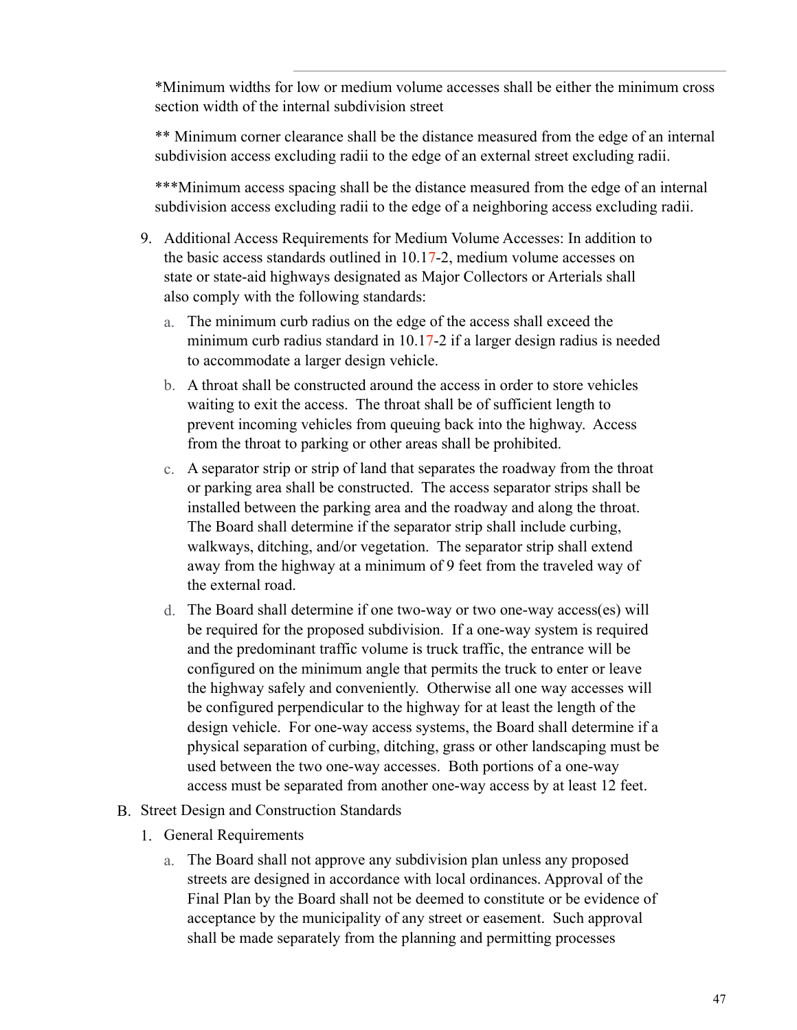*Minimum widths for low or medium volume accesses shall be either the minimum cross section width of the internal subdivision street

** Minimum corner clearance shall be the distance measured from the edge of an internal subdivision access excluding radii to the edge of an external street excluding radii.

***Minimum access spacing shall be the distance measured from the edge of an internal subdivision access excluding radii to the edge of a neighboring access excluding radii.

9. Additional Access Requirements for Medium Volume Accesses: In addition to the basic access standards outlined in 10.17-2, medium volume accesses on state or state-aid highways designated as Major Collectors or Arterials shall also comply with the following standards:
   a. The minimum curb radius on the edge of the access shall exceed the minimum curb radius standard in 10.17-2 if a larger design radius is needed to accommodate a larger design vehicle.
   b. A throat shall be constructed around the access in order to store vehicles waiting to exit the access. The throat shall be of sufficient length to prevent incoming vehicles from queuing back into the highway. Access from the throat to parking or other areas shall be prohibited.
   c. A separator strip or strip of land that separates the roadway from the throat or parking area shall be constructed. The access separator strips shall be installed between the parking area and the roadway and along the throat. The Board shall determine if the separator strip shall include curbing, walkways, ditching, and/or vegetation. The separator strip shall extend away from the highway at a minimum of 9 feet from the traveled way of the external road.
   d. The Board shall determine if one two-way or two one-way access(es) will be required for the proposed subdivision. If a one-way system is required and the predominant traffic volume is truck traffic, the entrance will be configured on the minimum angle that permits the truck to enter or leave the highway safely and conveniently. Otherwise all one way accesses will be configured perpendicular to the highway for at least the length of the design vehicle. For one-way access systems, the Board shall determine if a physical separation of curbing, ditching, grass or other landscaping must be used between the two one-way accesses. Both portions of a one-way access must be separated from another one-way access by at least 12 feet.

B. Street Design and Construction Standards
   1. General Requirements
      a. The Board shall not approve any subdivision plan unless any proposed streets are designed in accordance with local ordinances. Approval of the Final Plan by the Board shall not be deemed to constitute or be evidence of acceptance by the municipality of any street or easement. Such approval shall be made separately from the planning and permitting processes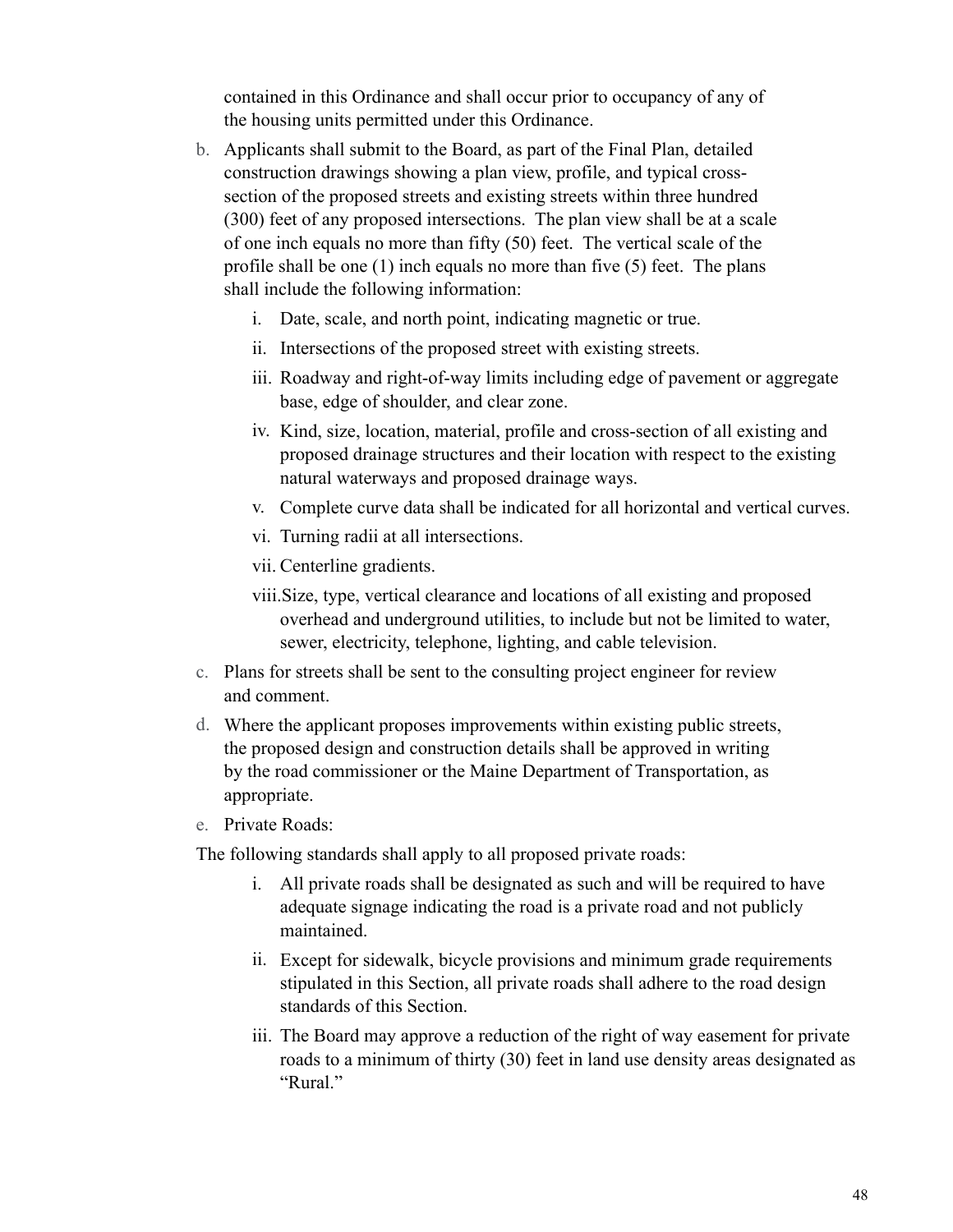contained in this Ordinance and shall occur prior to occupancy of any of the housing units permitted under this Ordinance.

b. Applicants shall submit to the Board, as part of the Final Plan, detailed construction drawings showing a plan view, profile, and typical cross-section of the proposed streets and existing streets within three hundred (300) feet of any proposed intersections. The plan view shall be at a scale of one inch equals no more than fifty (50) feet. The vertical scale of the profile shall be one (1) inch equals no more than five (5) feet. The plans shall include the following information:

    i. Date, scale, and north point, indicating magnetic or true.

    ii. Intersections of the proposed street with existing streets.

    iii. Roadway and right-of-way limits including edge of pavement or aggregate base, edge of shoulder, and clear zone.

    iv. Kind, size, location, material, profile and cross-section of all existing and proposed drainage structures and their location with respect to the existing natural waterways and proposed drainage ways.

    v. Complete curve data shall be indicated for all horizontal and vertical curves.

    vi. Turning radii at all intersections.

    vii. Centerline gradients.

    viii. Size, type, vertical clearance and locations of all existing and proposed overhead and underground utilities, to include but not be limited to water, sewer, electricity, telephone, lighting, and cable television.

c. Plans for streets shall be sent to the consulting project engineer for review and comment.

d. Where the applicant proposes improvements within existing public streets, the proposed design and construction details shall be approved in writing by the road commissioner or the Maine Department of Transportation, as appropriate.

e. Private Roads:

The following standards shall apply to all proposed private roads:

    i. All private roads shall be designated as such and will be required to have adequate signage indicating the road is a private road and not publicly maintained.

    ii. Except for sidewalk, bicycle provisions and minimum grade requirements stipulated in this Section, all private roads shall adhere to the road design standards of this Section.

    iii. The Board may approve a reduction of the right of way easement for private roads to a minimum of thirty (30) feet in land use density areas designated as "Rural."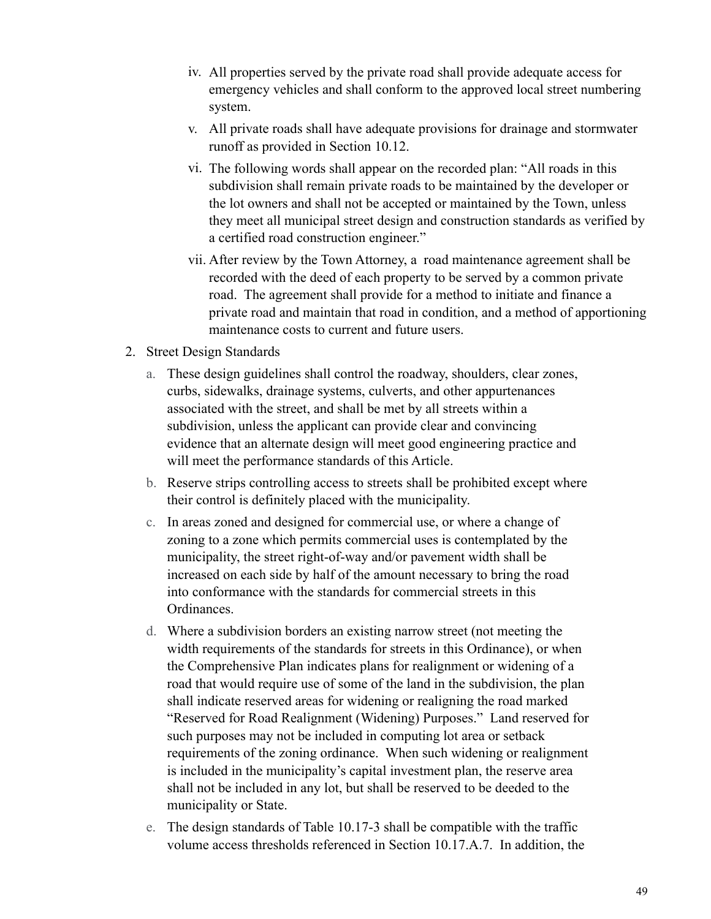iv. All properties served by the private road shall provide adequate access for emergency vehicles and shall conform to the approved local street numbering system.

v. All private roads shall have adequate provisions for drainage and stormwater runoff as provided in Section 10.12.

vi. The following words shall appear on the recorded plan: "All roads in this subdivision shall remain private roads to be maintained by the developer or the lot owners and shall not be accepted or maintained by the Town, unless they meet all municipal street design and construction standards as verified by a certified road construction engineer."

vii. After review by the Town Attorney, a road maintenance agreement shall be recorded with the deed of each property to be served by a common private road. The agreement shall provide for a method to initiate and finance a private road and maintain that road in condition, and a method of apportioning maintenance costs to current and future users.

2. Street Design Standards

   a. These design guidelines shall control the roadway, shoulders, clear zones, curbs, sidewalks, drainage systems, culverts, and other appurtenances associated with the street, and shall be met by all streets within a subdivision, unless the applicant can provide clear and convincing evidence that an alternate design will meet good engineering practice and will meet the performance standards of this Article.

   b. Reserve strips controlling access to streets shall be prohibited except where their control is definitely placed with the municipality.

   c. In areas zoned and designed for commercial use, or where a change of zoning to a zone which permits commercial uses is contemplated by the municipality, the street right-of-way and/or pavement width shall be increased on each side by half of the amount necessary to bring the road into conformance with the standards for commercial streets in this Ordinances.

   d. Where a subdivision borders an existing narrow street (not meeting the width requirements of the standards for streets in this Ordinance), or when the Comprehensive Plan indicates plans for realignment or widening of a road that would require use of some of the land in the subdivision, the plan shall indicate reserved areas for widening or realigning the road marked "Reserved for Road Realignment (Widening) Purposes." Land reserved for such purposes may not be included in computing lot area or setback requirements of the zoning ordinance. When such widening or realignment is included in the municipality's capital investment plan, the reserve area shall not be included in any lot, but shall be reserved to be deeded to the municipality or State.

   e. The design standards of Table 10.17-3 shall be compatible with the traffic volume access thresholds referenced in Section 10.17.A.7. In addition, the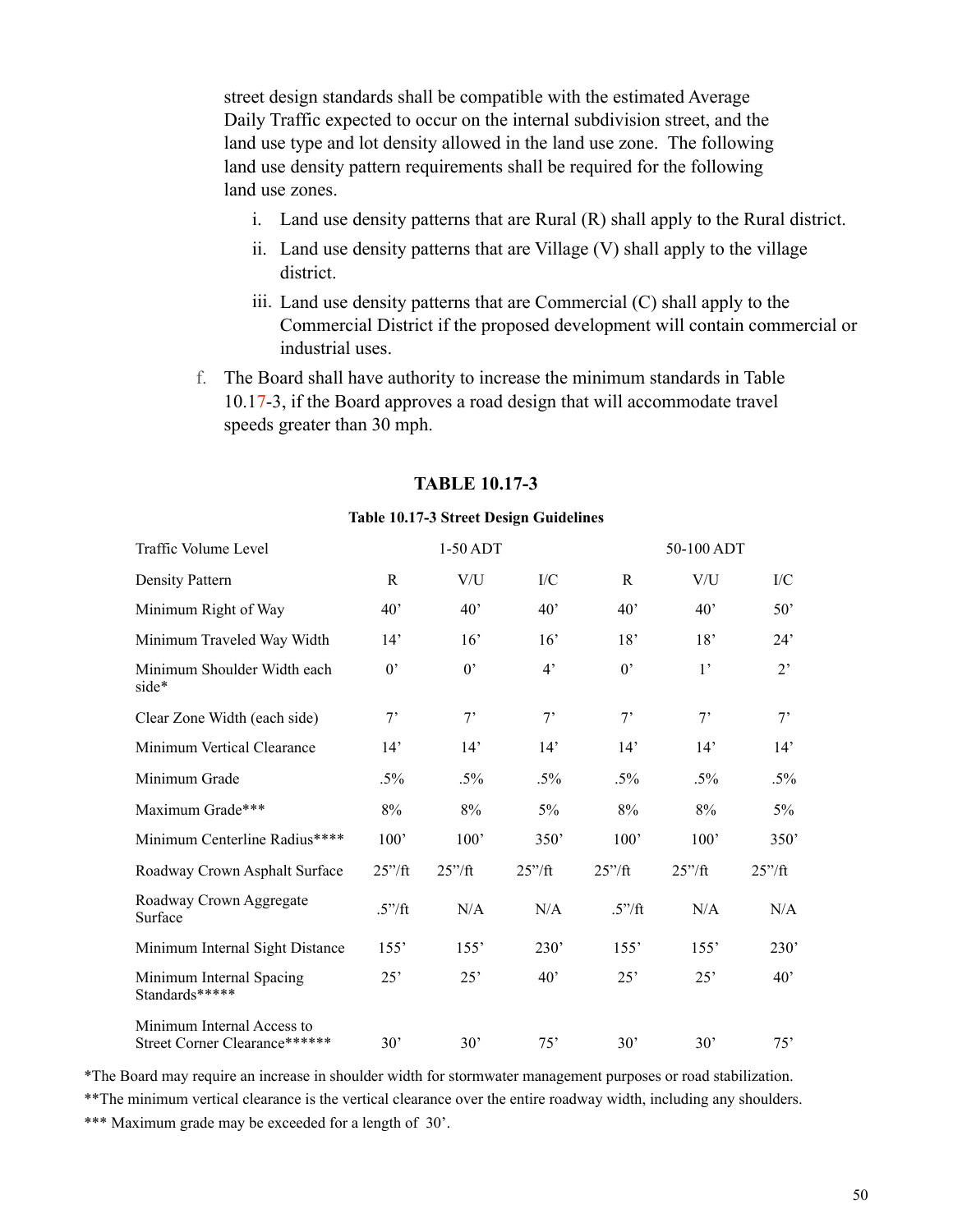street design standards shall be compatible with the estimated Average Daily Traffic expected to occur on the internal subdivision street, and the land use type and lot density allowed in the land use zone. The following land use density pattern requirements shall be required for the following land use zones.

i. Land use density patterns that are Rural (R) shall apply to the Rural district.
ii. Land use density patterns that are Village (V) shall apply to the village district.
iii. Land use density patterns that are Commercial (C) shall apply to the Commercial District if the proposed development will contain commercial or industrial uses.

f. The Board shall have authority to increase the minimum standards in Table 10.17-3, if the Board approves a road design that will accommodate travel speeds greater than 30 mph.

**TABLE 10.17-3**

**Table 10.17-3 Street Design Guidelines**

| Traffic Volume Level | 1-50 ADT | | | 50-100 ADT | | |
|---|---|---|---|---|---|---|
| Density Pattern | R | V/U | I/C | R | V/U | I/C |
| Minimum Right of Way | 40’ | 40’ | 40’ | 40’ | 40’ | 50’ |
| Minimum Traveled Way Width | 14’ | 16’ | 16’ | 18’ | 18’ | 24’ |
| Minimum Shoulder Width each side* | 0’ | 0’ | 4’ | 0’ | 1’ | 2’ |
| Clear Zone Width (each side) | 7’ | 7’ | 7’ | 7’ | 7’ | 7’ |
| Minimum Vertical Clearance | 14’ | 14’ | 14’ | 14’ | 14’ | 14’ |
| Minimum Grade | .5% | .5% | .5% | .5% | .5% | .5% |
| Maximum Grade*** | 8% | 8% | 5% | 8% | 8% | 5% |
| Minimum Centerline Radius**** | 100’ | 100’ | 350’ | 100’ | 100’ | 350’ |
| Roadway Crown Asphalt Surface | 25”/ft | 25”/ft | 25”/ft | 25”/ft | 25”/ft | 25”/ft |
| Roadway Crown Aggregate Surface | .5”/ft | N/A | N/A | .5”/ft | N/A | N/A |
| Minimum Internal Sight Distance | 155’ | 155’ | 230’ | 155’ | 155’ | 230’ |
| Minimum Internal Spacing Standards***** | 25’ | 25’ | 40’ | 25’ | 25’ | 40’ |
| Minimum Internal Access to Street Corner Clearance****** | 30’ | 30’ | 75’ | 30’ | 30’ | 75’ |

*The Board may require an increase in shoulder width for stormwater management purposes or road stabilization.

**The minimum vertical clearance is the vertical clearance over the entire roadway width, including any shoulders.

*** Maximum grade may be exceeded for a length of 30’.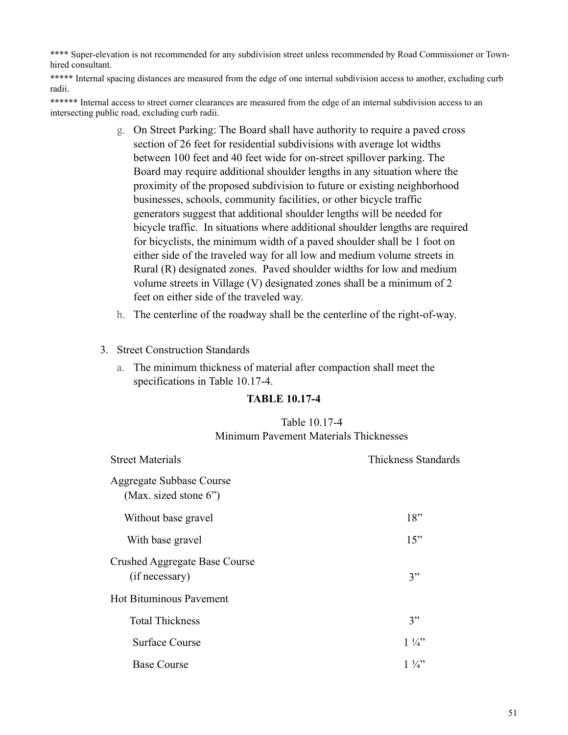**** Super-elevation is not recommended for any subdivision street unless recommended by Road Commissioner or Town-hired consultant.

***** Internal spacing distances are measured from the edge of one internal subdivision access to another, excluding curb radii.

****** Internal access to street corner clearances are measured from the edge of an internal subdivision access to an intersecting public road, excluding curb radii.

g. On Street Parking: The Board shall have authority to require a paved cross section of 26 feet for residential subdivisions with average lot widths between 100 feet and 40 feet wide for on-street spillover parking. The Board may require additional shoulder lengths in any situation where the proximity of the proposed subdivision to future or existing neighborhood businesses, schools, community facilities, or other bicycle traffic generators suggest that additional shoulder lengths will be needed for bicycle traffic. In situations where additional shoulder lengths are required for bicyclists, the minimum width of a paved shoulder shall be 1 foot on either side of the traveled way for all low and medium volume streets in Rural (R) designated zones. Paved shoulder widths for low and medium volume streets in Village (V) designated zones shall be a minimum of 2 feet on either side of the traveled way.

h. The centerline of the roadway shall be the centerline of the right-of-way.

3. Street Construction Standards

   a. The minimum thickness of material after compaction shall meet the specifications in Table 10.17-4.

**TABLE 10.17-4**

Table 10.17-4
Minimum Pavement Materials Thicknesses

| Street Materials | Thickness Standards |
|---|---|
| Aggregate Subbase Course (Max. sized stone 6”) | |
| Without base gravel | 18” |
| With base gravel | 15” |
| Crushed Aggregate Base Course (if necessary) | 3” |
| Hot Bituminous Pavement | |
| Total Thickness | 3” |
| Surface Course | 1 ¼” |
| Base Course | 1 ¾” |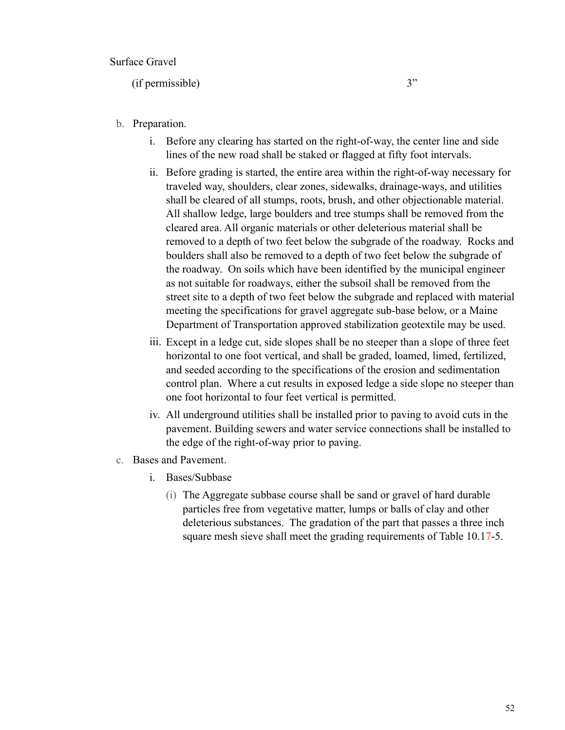Surface Gravel

(if permissible) 3”

b. Preparation.

   i. Before any clearing has started on the right-of-way, the center line and side lines of the new road shall be staked or flagged at fifty foot intervals.

   ii. Before grading is started, the entire area within the right-of-way necessary for traveled way, shoulders, clear zones, sidewalks, drainage-ways, and utilities shall be cleared of all stumps, roots, brush, and other objectionable material. All shallow ledge, large boulders and tree stumps shall be removed from the cleared area. All organic materials or other deleterious material shall be removed to a depth of two feet below the subgrade of the roadway. Rocks and boulders shall also be removed to a depth of two feet below the subgrade of the roadway. On soils which have been identified by the municipal engineer as not suitable for roadways, either the subsoil shall be removed from the street site to a depth of two feet below the subgrade and replaced with material meeting the specifications for gravel aggregate sub-base below, or a Maine Department of Transportation approved stabilization geotextile may be used.

   iii. Except in a ledge cut, side slopes shall be no steeper than a slope of three feet horizontal to one foot vertical, and shall be graded, loamed, limed, fertilized, and seeded according to the specifications of the erosion and sedimentation control plan. Where a cut results in exposed ledge a side slope no steeper than one foot horizontal to four feet vertical is permitted.

   iv. All underground utilities shall be installed prior to paving to avoid cuts in the pavement. Building sewers and water service connections shall be installed to the edge of the right-of-way prior to paving.

c. Bases and Pavement.

   i. Bases/Subbase

      (i) The Aggregate subbase course shall be sand or gravel of hard durable particles free from vegetative matter, lumps or balls of clay and other deleterious substances. The gradation of the part that passes a three inch square mesh sieve shall meet the grading requirements of Table 10.17-5.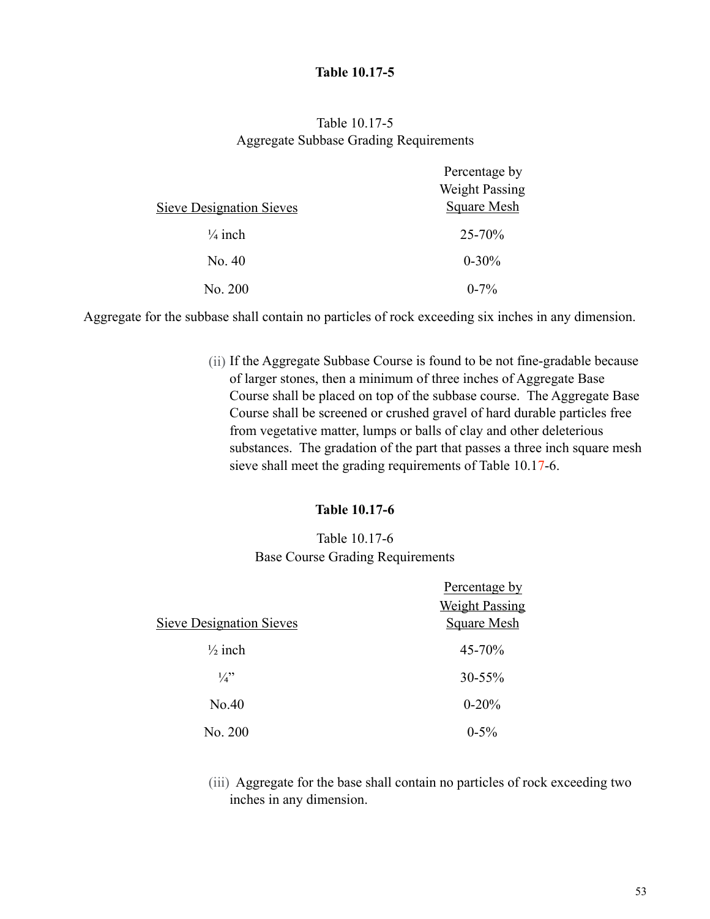**Table 10.17-5**

Table 10.17-5
Aggregate Subbase Grading Requirements

| Sieve Designation Sieves | Percentage by Weight Passing Square Mesh |
|---|---|
| ¼ inch | 25-70% |
| No. 40 | 0-30% |
| No. 200 | 0-7% |

Aggregate for the subbase shall contain no particles of rock exceeding six inches in any dimension.

(ii) If the Aggregate Subbase Course is found to be not fine-gradable because of larger stones, then a minimum of three inches of Aggregate Base Course shall be placed on top of the subbase course. The Aggregate Base Course shall be screened or crushed gravel of hard durable particles free from vegetative matter, lumps or balls of clay and other deleterious substances. The gradation of the part that passes a three inch square mesh sieve shall meet the grading requirements of Table 10.17-6.

**Table 10.17-6**

Table 10.17-6
Base Course Grading Requirements

| Sieve Designation Sieves | Percentage by Weight Passing Square Mesh |
|---|---|
| ½ inch | 45-70% |
| ¼" | 30-55% |
| No.40 | 0-20% |
| No. 200 | 0-5% |

(iii) Aggregate for the base shall contain no particles of rock exceeding two inches in any dimension.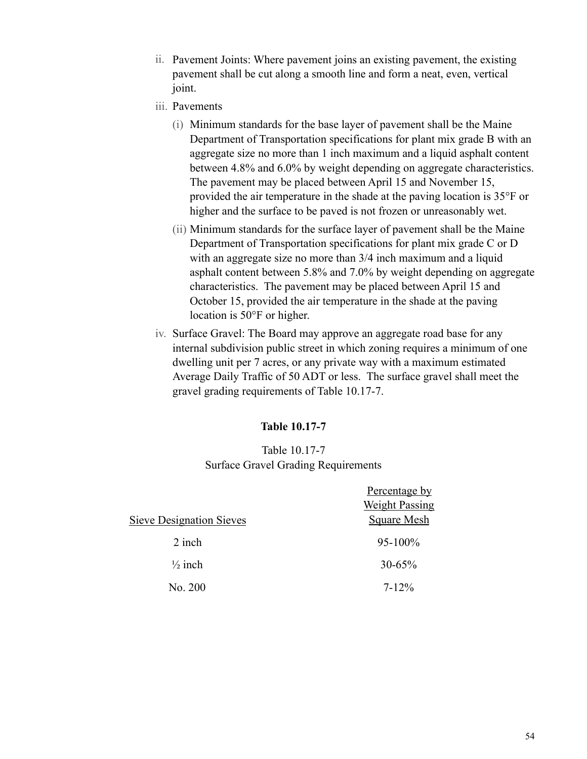ii. Pavement Joints: Where pavement joins an existing pavement, the existing pavement shall be cut along a smooth line and form a neat, even, vertical joint.

iii. Pavements

(i) Minimum standards for the base layer of pavement shall be the Maine Department of Transportation specifications for plant mix grade B with an aggregate size no more than 1 inch maximum and a liquid asphalt content between 4.8% and 6.0% by weight depending on aggregate characteristics. The pavement may be placed between April 15 and November 15, provided the air temperature in the shade at the paving location is 35°F or higher and the surface to be paved is not frozen or unreasonably wet.

(ii) Minimum standards for the surface layer of pavement shall be the Maine Department of Transportation specifications for plant mix grade C or D with an aggregate size no more than 3/4 inch maximum and a liquid asphalt content between 5.8% and 7.0% by weight depending on aggregate characteristics. The pavement may be placed between April 15 and October 15, provided the air temperature in the shade at the paving location is 50°F or higher.

iv. Surface Gravel: The Board may approve an aggregate road base for any internal subdivision public street in which zoning requires a minimum of one dwelling unit per 7 acres, or any private way with a maximum estimated Average Daily Traffic of 50 ADT or less. The surface gravel shall meet the gravel grading requirements of Table 10.17-7.

**Table 10.17-7**

Table 10.17-7
Surface Gravel Grading Requirements

| Sieve Designation Sieves | Percentage by Weight Passing Square Mesh |
|---|---|
| 2 inch | 95-100% |
| ½ inch | 30-65% |
| No. 200 | 7-12% |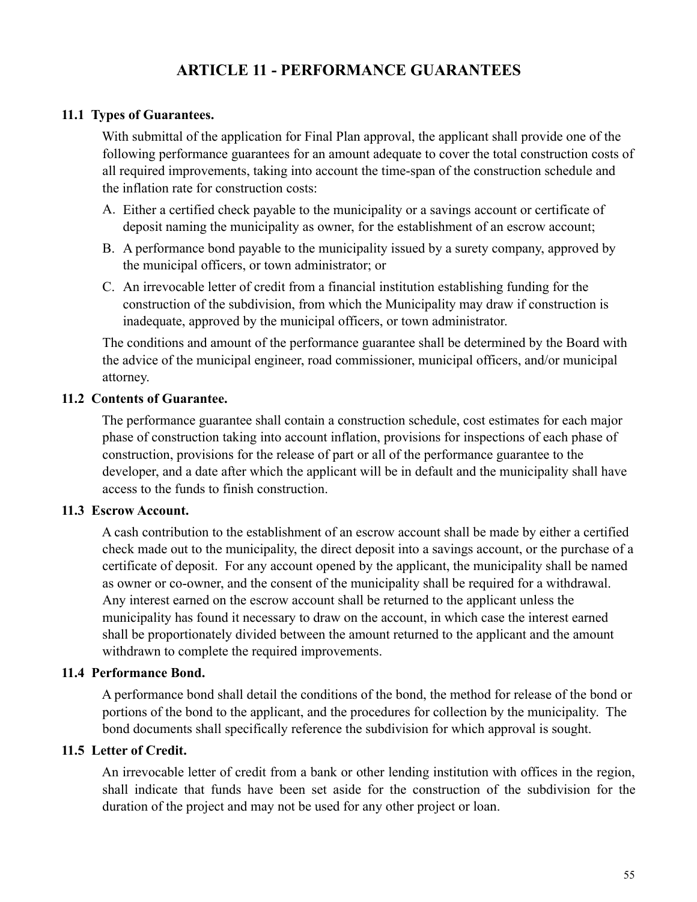# ARTICLE 11 - PERFORMANCE GUARANTEES

### 11.1 Types of Guarantees.

With submittal of the application for Final Plan approval, the applicant shall provide one of the following performance guarantees for an amount adequate to cover the total construction costs of all required improvements, taking into account the time-span of the construction schedule and the inflation rate for construction costs:

A. Either a certified check payable to the municipality or a savings account or certificate of deposit naming the municipality as owner, for the establishment of an escrow account;

B. A performance bond payable to the municipality issued by a surety company, approved by the municipal officers, or town administrator; or

C. An irrevocable letter of credit from a financial institution establishing funding for the construction of the subdivision, from which the Municipality may draw if construction is inadequate, approved by the municipal officers, or town administrator.

The conditions and amount of the performance guarantee shall be determined by the Board with the advice of the municipal engineer, road commissioner, municipal officers, and/or municipal attorney.

### 11.2 Contents of Guarantee.

The performance guarantee shall contain a construction schedule, cost estimates for each major phase of construction taking into account inflation, provisions for inspections of each phase of construction, provisions for the release of part or all of the performance guarantee to the developer, and a date after which the applicant will be in default and the municipality shall have access to the funds to finish construction.

### 11.3 Escrow Account.

A cash contribution to the establishment of an escrow account shall be made by either a certified check made out to the municipality, the direct deposit into a savings account, or the purchase of a certificate of deposit. For any account opened by the applicant, the municipality shall be named as owner or co-owner, and the consent of the municipality shall be required for a withdrawal. Any interest earned on the escrow account shall be returned to the applicant unless the municipality has found it necessary to draw on the account, in which case the interest earned shall be proportionately divided between the amount returned to the applicant and the amount withdrawn to complete the required improvements.

### 11.4 Performance Bond.

A performance bond shall detail the conditions of the bond, the method for release of the bond or portions of the bond to the applicant, and the procedures for collection by the municipality. The bond documents shall specifically reference the subdivision for which approval is sought.

### 11.5 Letter of Credit.

An irrevocable letter of credit from a bank or other lending institution with offices in the region, shall indicate that funds have been set aside for the construction of the subdivision for the duration of the project and may not be used for any other project or loan.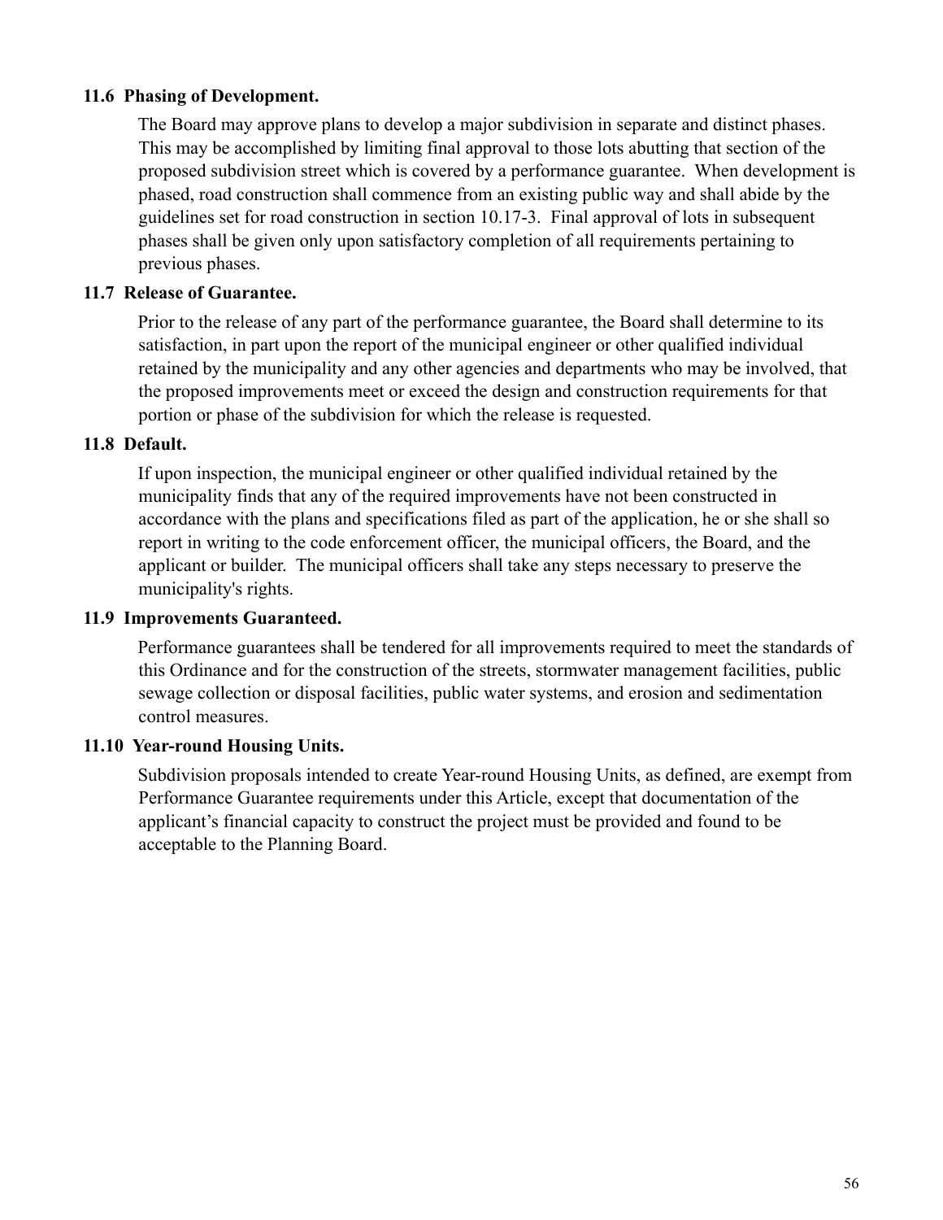**11.6 Phasing of Development.**

The Board may approve plans to develop a major subdivision in separate and distinct phases. This may be accomplished by limiting final approval to those lots abutting that section of the proposed subdivision street which is covered by a performance guarantee. When development is phased, road construction shall commence from an existing public way and shall abide by the guidelines set for road construction in section 10.17-3. Final approval of lots in subsequent phases shall be given only upon satisfactory completion of all requirements pertaining to previous phases.

**11.7 Release of Guarantee.**

Prior to the release of any part of the performance guarantee, the Board shall determine to its satisfaction, in part upon the report of the municipal engineer or other qualified individual retained by the municipality and any other agencies and departments who may be involved, that the proposed improvements meet or exceed the design and construction requirements for that portion or phase of the subdivision for which the release is requested.

**11.8 Default.**

If upon inspection, the municipal engineer or other qualified individual retained by the municipality finds that any of the required improvements have not been constructed in accordance with the plans and specifications filed as part of the application, he or she shall so report in writing to the code enforcement officer, the municipal officers, the Board, and the applicant or builder. The municipal officers shall take any steps necessary to preserve the municipality's rights.

**11.9 Improvements Guaranteed.**

Performance guarantees shall be tendered for all improvements required to meet the standards of this Ordinance and for the construction of the streets, stormwater management facilities, public sewage collection or disposal facilities, public water systems, and erosion and sedimentation control measures.

**11.10 Year-round Housing Units.**

Subdivision proposals intended to create Year-round Housing Units, as defined, are exempt from Performance Guarantee requirements under this Article, except that documentation of the applicant's financial capacity to construct the project must be provided and found to be acceptable to the Planning Board.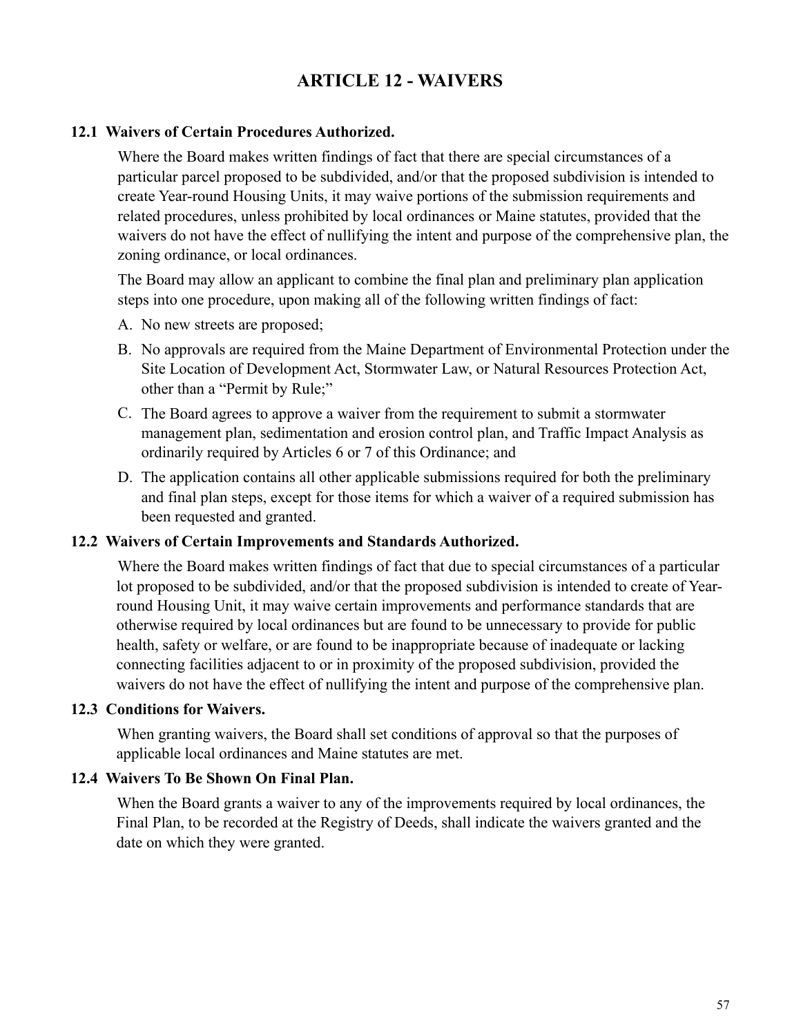# ARTICLE 12 - WAIVERS

### 12.1 Waivers of Certain Procedures Authorized.

Where the Board makes written findings of fact that there are special circumstances of a particular parcel proposed to be subdivided, and/or that the proposed subdivision is intended to create Year-round Housing Units, it may waive portions of the submission requirements and related procedures, unless prohibited by local ordinances or Maine statutes, provided that the waivers do not have the effect of nullifying the intent and purpose of the comprehensive plan, the zoning ordinance, or local ordinances.

The Board may allow an applicant to combine the final plan and preliminary plan application steps into one procedure, upon making all of the following written findings of fact:

A. No new streets are proposed;

B. No approvals are required from the Maine Department of Environmental Protection under the Site Location of Development Act, Stormwater Law, or Natural Resources Protection Act, other than a "Permit by Rule;"

C. The Board agrees to approve a waiver from the requirement to submit a stormwater management plan, sedimentation and erosion control plan, and Traffic Impact Analysis as ordinarily required by Articles 6 or 7 of this Ordinance; and

D. The application contains all other applicable submissions required for both the preliminary and final plan steps, except for those items for which a waiver of a required submission has been requested and granted.

### 12.2 Waivers of Certain Improvements and Standards Authorized.

Where the Board makes written findings of fact that due to special circumstances of a particular lot proposed to be subdivided, and/or that the proposed subdivision is intended to create of Year-round Housing Unit, it may waive certain improvements and performance standards that are otherwise required by local ordinances but are found to be unnecessary to provide for public health, safety or welfare, or are found to be inappropriate because of inadequate or lacking connecting facilities adjacent to or in proximity of the proposed subdivision, provided the waivers do not have the effect of nullifying the intent and purpose of the comprehensive plan.

### 12.3 Conditions for Waivers.

When granting waivers, the Board shall set conditions of approval so that the purposes of applicable local ordinances and Maine statutes are met.

### 12.4 Waivers To Be Shown On Final Plan.

When the Board grants a waiver to any of the improvements required by local ordinances, the Final Plan, to be recorded at the Registry of Deeds, shall indicate the waivers granted and the date on which they were granted.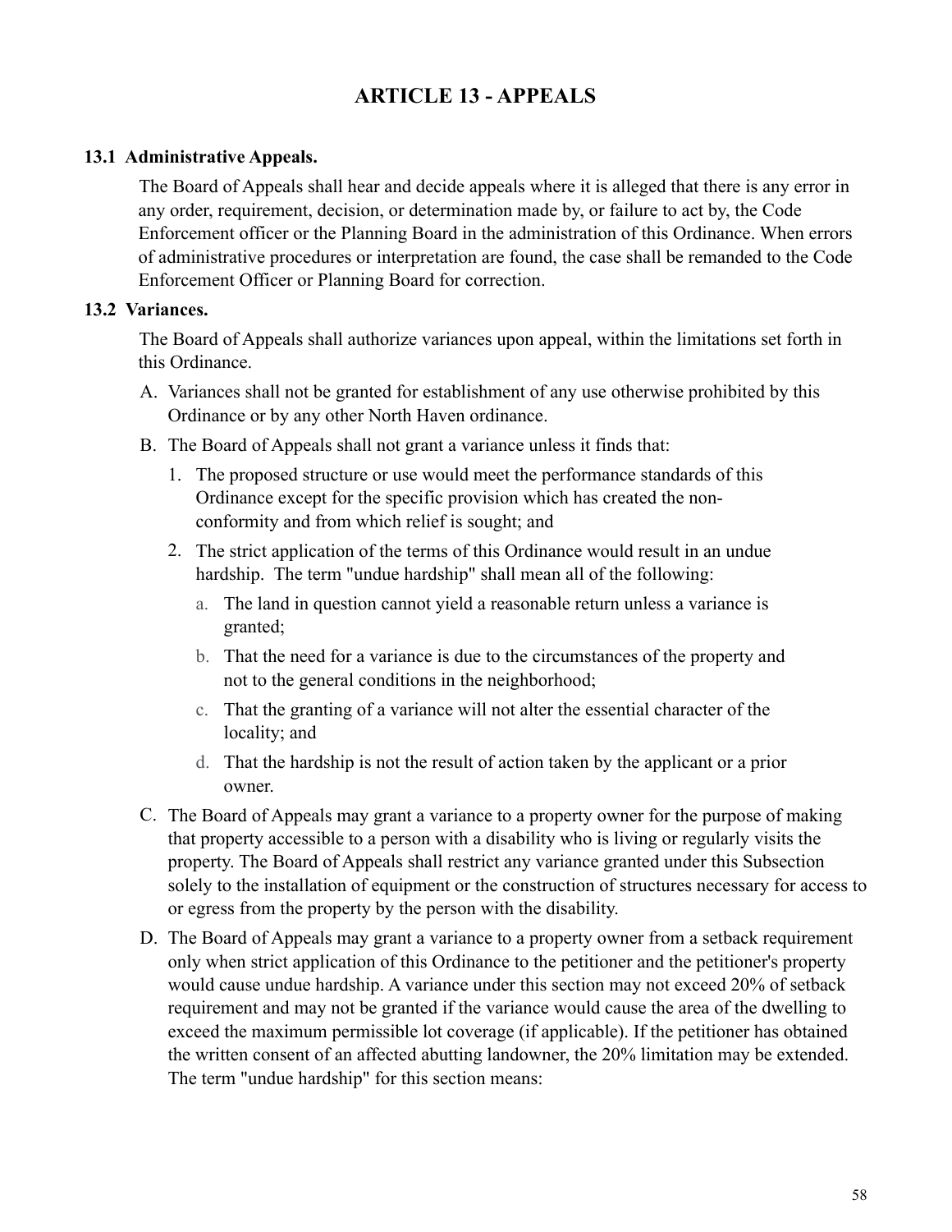# ARTICLE 13 - APPEALS

**13.1 Administrative Appeals.**

The Board of Appeals shall hear and decide appeals where it is alleged that there is any error in any order, requirement, decision, or determination made by, or failure to act by, the Code Enforcement officer or the Planning Board in the administration of this Ordinance. When errors of administrative procedures or interpretation are found, the case shall be remanded to the Code Enforcement Officer or Planning Board for correction.

**13.2 Variances.**

The Board of Appeals shall authorize variances upon appeal, within the limitations set forth in this Ordinance.

A. Variances shall not be granted for establishment of any use otherwise prohibited by this Ordinance or by any other North Haven ordinance.

B. The Board of Appeals shall not grant a variance unless it finds that:

   1. The proposed structure or use would meet the performance standards of this Ordinance except for the specific provision which has created the non-conformity and from which relief is sought; and

   2. The strict application of the terms of this Ordinance would result in an undue hardship. The term "undue hardship" shall mean all of the following:

      a. The land in question cannot yield a reasonable return unless a variance is granted;

      b. That the need for a variance is due to the circumstances of the property and not to the general conditions in the neighborhood;

      c. That the granting of a variance will not alter the essential character of the locality; and

      d. That the hardship is not the result of action taken by the applicant or a prior owner.

C. The Board of Appeals may grant a variance to a property owner for the purpose of making that property accessible to a person with a disability who is living or regularly visits the property. The Board of Appeals shall restrict any variance granted under this Subsection solely to the installation of equipment or the construction of structures necessary for access to or egress from the property by the person with the disability.

D. The Board of Appeals may grant a variance to a property owner from a setback requirement only when strict application of this Ordinance to the petitioner and the petitioner's property would cause undue hardship. A variance under this section may not exceed 20% of setback requirement and may not be granted if the variance would cause the area of the dwelling to exceed the maximum permissible lot coverage (if applicable). If the petitioner has obtained the written consent of an affected abutting landowner, the 20% limitation may be extended. The term "undue hardship" for this section means: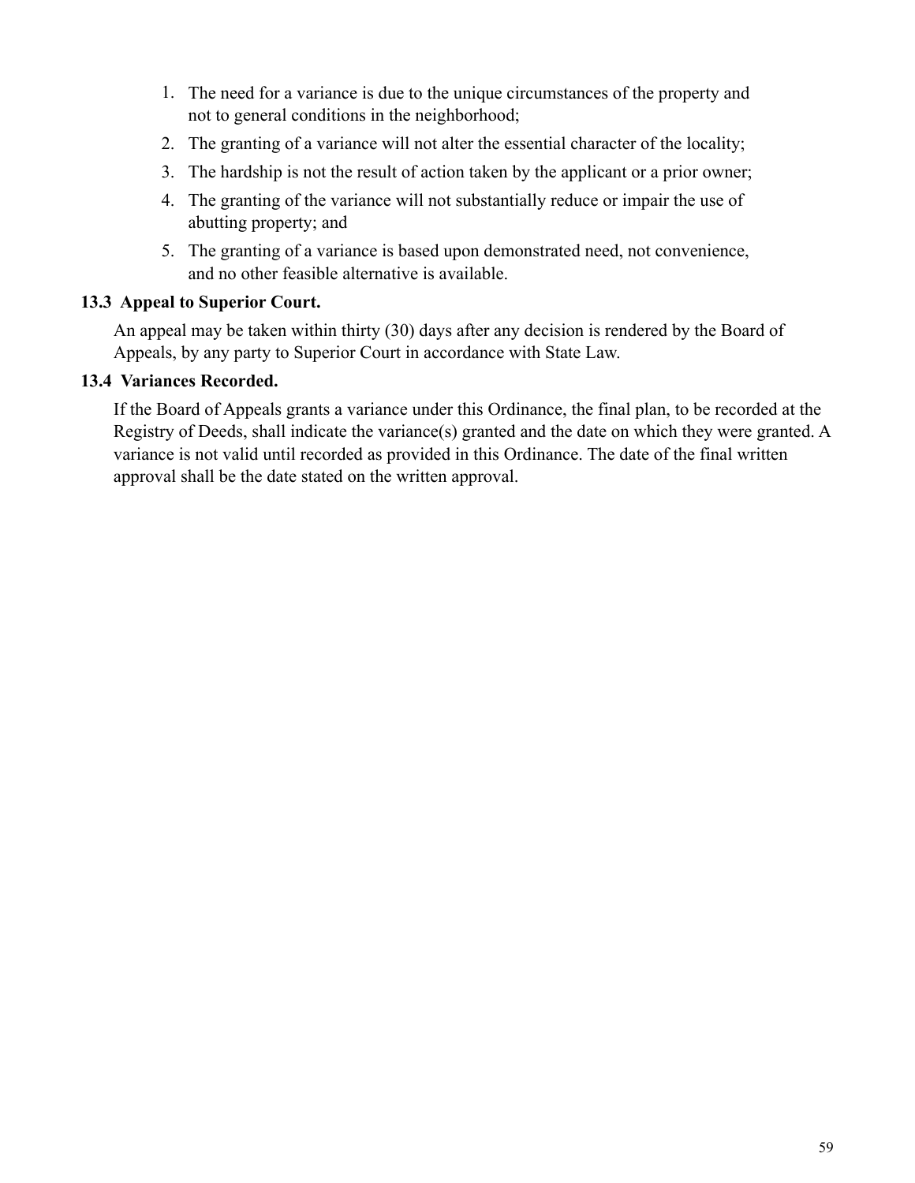1. The need for a variance is due to the unique circumstances of the property and not to general conditions in the neighborhood;
2. The granting of a variance will not alter the essential character of the locality;
3. The hardship is not the result of action taken by the applicant or a prior owner;
4. The granting of the variance will not substantially reduce or impair the use of abutting property; and
5. The granting of a variance is based upon demonstrated need, not convenience, and no other feasible alternative is available.

**13.3 Appeal to Superior Court.**

An appeal may be taken within thirty (30) days after any decision is rendered by the Board of Appeals, by any party to Superior Court in accordance with State Law.

**13.4 Variances Recorded.**

If the Board of Appeals grants a variance under this Ordinance, the final plan, to be recorded at the Registry of Deeds, shall indicate the variance(s) granted and the date on which they were granted. A variance is not valid until recorded as provided in this Ordinance. The date of the final written approval shall be the date stated on the written approval.